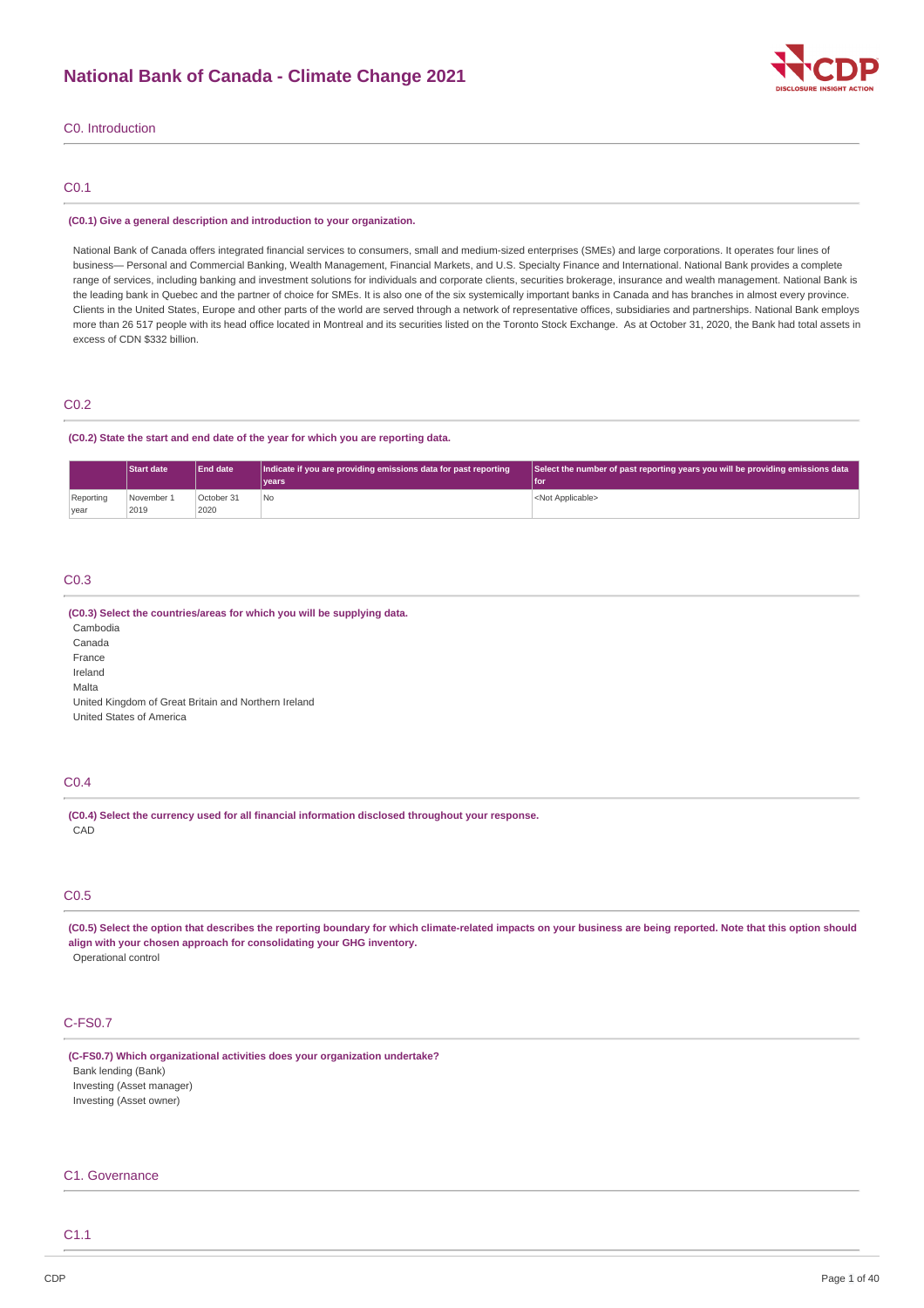# National Bank of Canada - Climate Change 2021

## C0. Introduction

### C0.1

**(C0.1) Give a general description and introduction to your organization.**

National Bank of Canada offers integrated financial services to consumers, small and medium-sized enterprises (SMEs) and large corporations. It operates four lines of business— Personal and Commercial Banking, Wealth Management, Financial Markets, and U.S. Specialty Finance and International. National Bank provides a complete range of services, including banking and investment solutions for individuals and corporate clients, securities brokerage, insurance and wealth management. National Bank is the leading bank in Quebec and the partner of choice for SMEs. It is also one of the six systemically important banks in Canada and has branches in almost every province. Clients in the United States, Europe and other parts of the world are served through a network of representative offices, subsidiaries and partnerships. National Bank employs more than 26 517 people with its head office located in Montreal and its securities listed on the Toronto Stock Exchange. As at October 31, 2020, the Bank had total assets in excess of CDN $332 billion.

### C0.2

**(C0.2) State the start and end date of the year for which you are reporting data.**

| | Start date | End date | Indicate if you are providing emissions data for past reporting years | Select the number of past reporting years you will be providing emissions data for |
|---|---|---|---|---|
| Reporting year | November 1 2019 | October 31 2020 | No | <Not Applicable> |

### C0.3

**(C0.3) Select the countries/areas for which you will be supplying data.**

Cambodia
Canada
France
Ireland
Malta
United Kingdom of Great Britain and Northern Ireland
United States of America

### C0.4

**(C0.4) Select the currency used for all financial information disclosed throughout your response.**

CAD

### C0.5

**(C0.5) Select the option that describes the reporting boundary for which climate-related impacts on your business are being reported. Note that this option should align with your chosen approach for consolidating your GHG inventory.**

Operational control

### C-FS0.7

**(C-FS0.7) Which organizational activities does your organization undertake?**

Bank lending (Bank)
Investing (Asset manager)
Investing (Asset owner)

## C1. Governance

### C1.1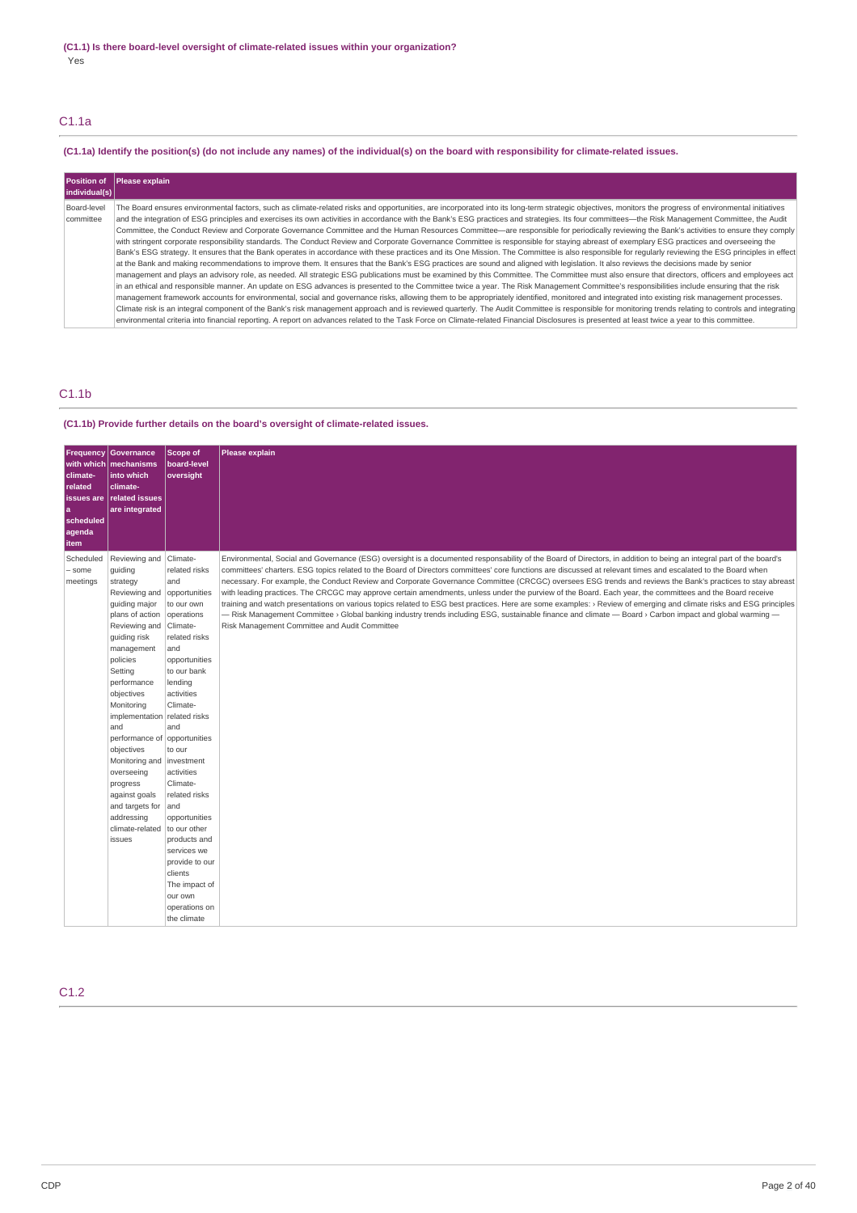**(C1.1) Is there board-level oversight of climate-related issues within your organization?**

Yes

## C1.1a

**(C1.1a) Identify the position(s) (do not include any names) of the individual(s) on the board with responsibility for climate-related issues.**

| Position of individual(s) | Please explain |
|---|---|
| Board-level committee | The Board ensures environmental factors, such as climate-related risks and opportunities, are incorporated into its long-term strategic objectives, monitors the progress of environmental initiatives and the integration of ESG principles and exercises its own activities in accordance with the Bank's ESG practices and strategies. Its four committees—the Risk Management Committee, the Audit Committee, the Conduct Review and Corporate Governance Committee and the Human Resources Committee—are responsible for periodically reviewing the Bank's activities to ensure they comply with stringent corporate responsibility standards. The Conduct Review and Corporate Governance Committee is responsible for staying abreast of exemplary ESG practices and overseeing the Bank's ESG strategy. It ensures that the Bank operates in accordance with these practices and its One Mission. The Committee is also responsible for regularly reviewing the ESG principles in effect at the Bank and making recommendations to improve them. It ensures that the Bank's ESG practices are sound and aligned with legislation. It also reviews the decisions made by senior management and plays an advisory role, as needed. All strategic ESG publications must be examined by this Committee. The Committee must also ensure that directors, officers and employees act in an ethical and responsible manner. An update on ESG advances is presented to the Committee twice a year. The Risk Management Committee's responsibilities include ensuring that the risk management framework accounts for environmental, social and governance risks, allowing them to be appropriately identified, monitored and integrated into existing risk management processes. Climate risk is an integral component of the Bank's risk management approach and is reviewed quarterly. The Audit Committee is responsible for monitoring trends relating to controls and integrating environmental criteria into financial reporting. A report on advances related to the Task Force on Climate-related Financial Disclosures is presented at least twice a year to this committee. |

## C1.1b

**(C1.1b) Provide further details on the board's oversight of climate-related issues.**

| Frequency with which climate-related issues are a scheduled agenda item | Governance mechanisms into which climate-related issues are integrated | Scope of board-level oversight | Please explain |
|---|---|---|---|
| Scheduled – some meetings | Reviewing and guiding strategy<br>Reviewing and guiding major plans of action<br>Reviewing and guiding risk management policies<br>Setting performance objectives<br>Monitoring implementation and performance of objectives<br>Monitoring and overseeing progress against goals and targets for addressing climate-related issues | Climate-related risks and opportunities to our own operations<br>Climate-related risks and opportunities to our bank lending activities<br>Climate-related risks and opportunities to our investment activities<br>Climate-related risks and opportunities to our other products and services we provide to our clients<br>The impact of our own operations on the climate | Environmental, Social and Governance (ESG) oversight is a documented responsability of the Board of Directors, in addition to being an integral part of the board's committees' charters. ESG topics related to the Board of Directors committees' core functions are discussed at relevant times and escalated to the Board when necessary. For example, the Conduct Review and Corporate Governance Committee (CRCGC) oversees ESG trends and reviews the Bank's practices to stay abreast with leading practices. The CRCGC may approve certain amendments, unless under the purview of the Board. Each year, the committees and the Board receive training and watch presentations on various topics related to ESG best practices. Here are some examples: › Review of emerging and climate risks and ESG principles — Risk Management Committee › Global banking industry trends including ESG, sustainable finance and climate — Board › Carbon impact and global warming — Risk Management Committee and Audit Committee |

## C1.2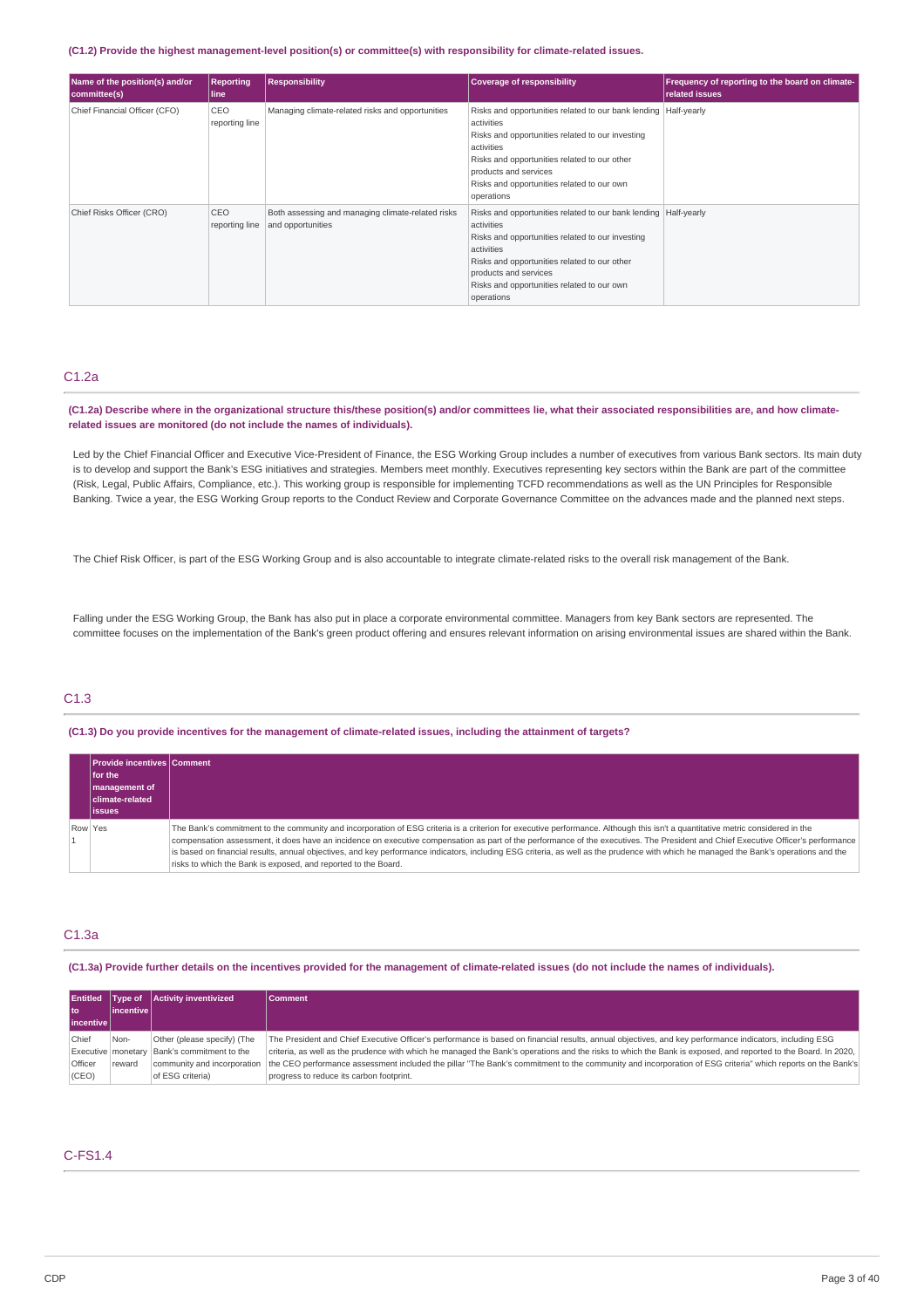**(C1.2) Provide the highest management-level position(s) or committee(s) with responsibility for climate-related issues.**

| Name of the position(s) and/or committee(s) | Reporting line | Responsibility | Coverage of responsibility | Frequency of reporting to the board on climate-related issues |
|---|---|---|---|---|
| Chief Financial Officer (CFO) | CEO reporting line | Managing climate-related risks and opportunities | Risks and opportunities related to our bank lending activities<br>Risks and opportunities related to our investing activities<br>Risks and opportunities related to our other products and services<br>Risks and opportunities related to our own operations | Half-yearly |
| Chief Risks Officer (CRO) | CEO reporting line | Both assessing and managing climate-related risks and opportunities | Risks and opportunities related to our bank lending activities<br>Risks and opportunities related to our investing activities<br>Risks and opportunities related to our other products and services<br>Risks and opportunities related to our own operations | Half-yearly |

## C1.2a

**(C1.2a) Describe where in the organizational structure this/these position(s) and/or committees lie, what their associated responsibilities are, and how climate-related issues are monitored (do not include the names of individuals).**

Led by the Chief Financial Officer and Executive Vice-President of Finance, the ESG Working Group includes a number of executives from various Bank sectors. Its main duty is to develop and support the Bank's ESG initiatives and strategies. Members meet monthly. Executives representing key sectors within the Bank are part of the committee (Risk, Legal, Public Affairs, Compliance, etc.). This working group is responsible for implementing TCFD recommendations as well as the UN Principles for Responsible Banking. Twice a year, the ESG Working Group reports to the Conduct Review and Corporate Governance Committee on the advances made and the planned next steps.

The Chief Risk Officer, is part of the ESG Working Group and is also accountable to integrate climate-related risks to the overall risk management of the Bank.

Falling under the ESG Working Group, the Bank has also put in place a corporate environmental committee. Managers from key Bank sectors are represented. The committee focuses on the implementation of the Bank's green product offering and ensures relevant information on arising environmental issues are shared within the Bank.

## C1.3

**(C1.3) Do you provide incentives for the management of climate-related issues, including the attainment of targets?**

| | Provide incentives for the management of climate-related issues | Comment |
|---|---|---|
| Row 1 | Yes | The Bank's commitment to the community and incorporation of ESG criteria is a criterion for executive performance. Although this isn't a quantitative metric considered in the compensation assessment, it does have an incidence on executive compensation as part of the performance of the executives. The President and Chief Executive Officer's performance is based on financial results, annual objectives, and key performance indicators, including ESG criteria, as well as the prudence with which he managed the Bank's operations and the risks to which the Bank is exposed, and reported to the Board. |

## C1.3a

**(C1.3a) Provide further details on the incentives provided for the management of climate-related issues (do not include the names of individuals).**

| Entitled to incentive | Type of incentive | Activity inventivized | Comment |
|---|---|---|---|
| Chief Executive Officer (CEO) | Non-monetary reward | Other (please specify) (The Bank's commitment to the community and incorporation of ESG criteria) | The President and Chief Executive Officer's performance is based on financial results, annual objectives, and key performance indicators, including ESG criteria, as well as the prudence with which he managed the Bank's operations and the risks to which the Bank is exposed, and reported to the Board. In 2020, the CEO performance assessment included the pillar "The Bank's commitment to the community and incorporation of ESG criteria" which reports on the Bank's progress to reduce its carbon footprint. |

## C-FS1.4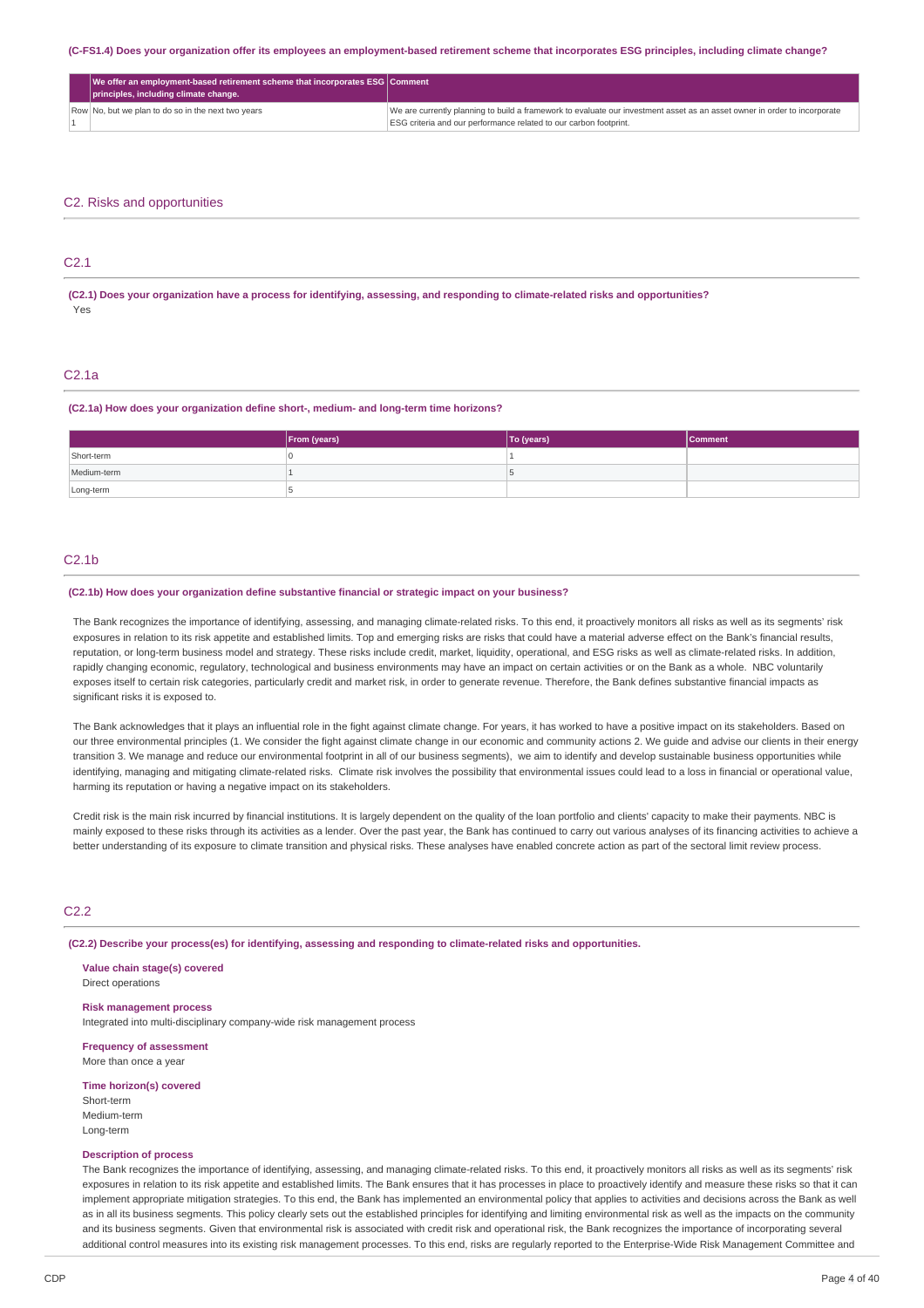**(C-FS1.4) Does your organization offer its employees an employment-based retirement scheme that incorporates ESG principles, including climate change?**

| | We offer an employment-based retirement scheme that incorporates ESG principles, including climate change. | Comment |
|---|---|---|
| Row 1 | No, but we plan to do so in the next two years | We are currently planning to build a framework to evaluate our investment asset as an asset owner in order to incorporate ESG criteria and our performance related to our carbon footprint. |

## C2. Risks and opportunities

### C2.1

**(C2.1) Does your organization have a process for identifying, assessing, and responding to climate-related risks and opportunities?**

Yes

### C2.1a

**(C2.1a) How does your organization define short-, medium- and long-term time horizons?**

| | From (years) | To (years) | Comment |
|---|---|---|---|
| Short-term | 0 | 1 | |
| Medium-term | 1 | 5 | |
| Long-term | 5 | | |

### C2.1b

**(C2.1b) How does your organization define substantive financial or strategic impact on your business?**

The Bank recognizes the importance of identifying, assessing, and managing climate-related risks. To this end, it proactively monitors all risks as well as its segments' risk exposures in relation to its risk appetite and established limits. Top and emerging risks are risks that could have a material adverse effect on the Bank's financial results, reputation, or long-term business model and strategy. These risks include credit, market, liquidity, operational, and ESG risks as well as climate-related risks. In addition, rapidly changing economic, regulatory, technological and business environments may have an impact on certain activities or on the Bank as a whole. NBC voluntarily exposes itself to certain risk categories, particularly credit and market risk, in order to generate revenue. Therefore, the Bank defines substantive financial impacts as significant risks it is exposed to.

The Bank acknowledges that it plays an influential role in the fight against climate change. For years, it has worked to have a positive impact on its stakeholders. Based on our three environmental principles (1. We consider the fight against climate change in our economic and community actions 2. We guide and advise our clients in their energy transition 3. We manage and reduce our environmental footprint in all of our business segments), we aim to identify and develop sustainable business opportunities while identifying, managing and mitigating climate-related risks. Climate risk involves the possibility that environmental issues could lead to a loss in financial or operational value, harming its reputation or having a negative impact on its stakeholders.

Credit risk is the main risk incurred by financial institutions. It is largely dependent on the quality of the loan portfolio and clients' capacity to make their payments. NBC is mainly exposed to these risks through its activities as a lender. Over the past year, the Bank has continued to carry out various analyses of its financing activities to achieve a better understanding of its exposure to climate transition and physical risks. These analyses have enabled concrete action as part of the sectoral limit review process.

### C2.2

**(C2.2) Describe your process(es) for identifying, assessing and responding to climate-related risks and opportunities.**

**Value chain stage(s) covered**
Direct operations

**Risk management process**
Integrated into multi-disciplinary company-wide risk management process

**Frequency of assessment**
More than once a year

**Time horizon(s) covered**
Short-term
Medium-term
Long-term

**Description of process**
The Bank recognizes the importance of identifying, assessing, and managing climate-related risks. To this end, it proactively monitors all risks as well as its segments' risk exposures in relation to its risk appetite and established limits. The Bank ensures that it has processes in place to proactively identify and measure these risks so that it can implement appropriate mitigation strategies. To this end, the Bank has implemented an environmental policy that applies to activities and decisions across the Bank as well as in all its business segments. This policy clearly sets out the established principles for identifying and limiting environmental risk as well as the impacts on the community and its business segments. Given that environmental risk is associated with credit risk and operational risk, the Bank recognizes the importance of incorporating several additional control measures into its existing risk management processes. To this end, risks are regularly reported to the Enterprise-Wide Risk Management Committee and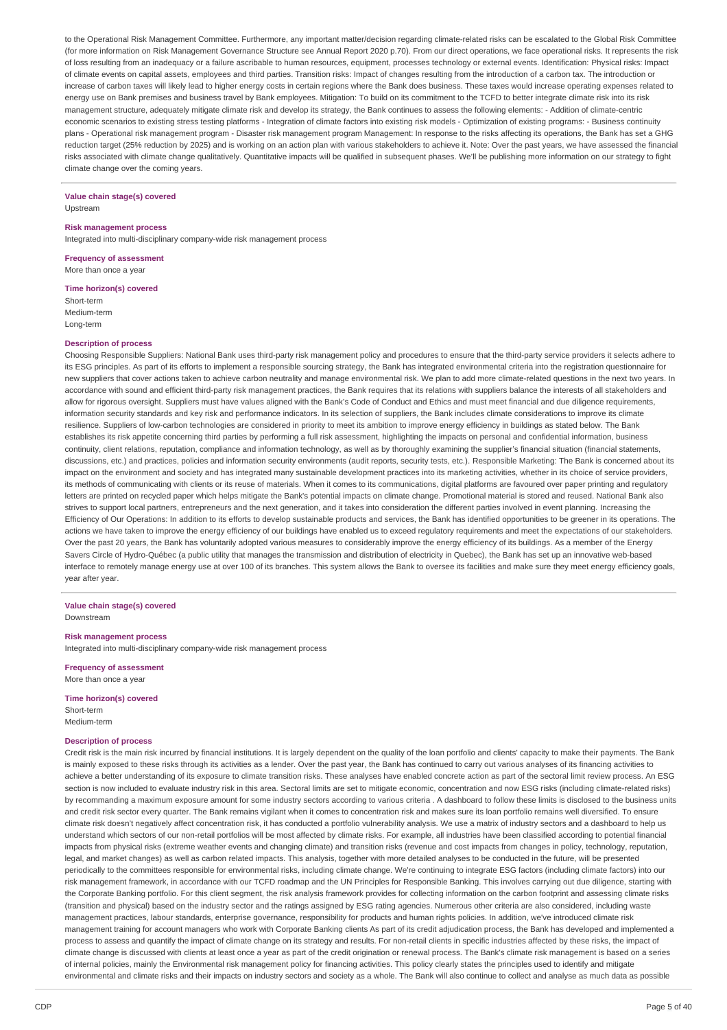to the Operational Risk Management Committee. Furthermore, any important matter/decision regarding climate-related risks can be escalated to the Global Risk Committee (for more information on Risk Management Governance Structure see Annual Report 2020 p.70). From our direct operations, we face operational risks. It represents the risk of loss resulting from an inadequacy or a failure ascribable to human resources, equipment, processes technology or external events. Identification: Physical risks: Impact of climate events on capital assets, employees and third parties. Transition risks: Impact of changes resulting from the introduction of a carbon tax. The introduction or increase of carbon taxes will likely lead to higher energy costs in certain regions where the Bank does business. These taxes would increase operating expenses related to energy use on Bank premises and business travel by Bank employees. Mitigation: To build on its commitment to the TCFD to better integrate climate risk into its risk management structure, adequately mitigate climate risk and develop its strategy, the Bank continues to assess the following elements: - Addition of climate-centric economic scenarios to existing stress testing platforms - Integration of climate factors into existing risk models - Optimization of existing programs: - Business continuity plans - Operational risk management program - Disaster risk management program Management: In response to the risks affecting its operations, the Bank has set a GHG reduction target (25% reduction by 2025) and is working on an action plan with various stakeholders to achieve it. Note: Over the past years, we have assessed the financial risks associated with climate change qualitatively. Quantitative impacts will be qualified in subsequent phases. We'll be publishing more information on our strategy to fight climate change over the coming years.

**Value chain stage(s) covered**
Upstream

**Risk management process**
Integrated into multi-disciplinary company-wide risk management process

**Frequency of assessment**
More than once a year

**Time horizon(s) covered**
Short-term
Medium-term
Long-term

**Description of process**
Choosing Responsible Suppliers: National Bank uses third-party risk management policy and procedures to ensure that the third-party service providers it selects adhere to its ESG principles. As part of its efforts to implement a responsible sourcing strategy, the Bank has integrated environmental criteria into the registration questionnaire for new suppliers that cover actions taken to achieve carbon neutrality and manage environmental risk. We plan to add more climate-related questions in the next two years. In accordance with sound and efficient third-party risk management practices, the Bank requires that its relations with suppliers balance the interests of all stakeholders and allow for rigorous oversight. Suppliers must have values aligned with the Bank's Code of Conduct and Ethics and must meet financial and due diligence requirements, information security standards and key risk and performance indicators. In its selection of suppliers, the Bank includes climate considerations to improve its climate resilience. Suppliers of low-carbon technologies are considered in priority to meet its ambition to improve energy efficiency in buildings as stated below. The Bank establishes its risk appetite concerning third parties by performing a full risk assessment, highlighting the impacts on personal and confidential information, business continuity, client relations, reputation, compliance and information technology, as well as by thoroughly examining the supplier's financial situation (financial statements, discussions, etc.) and practices, policies and information security environments (audit reports, security tests, etc.). Responsible Marketing: The Bank is concerned about its impact on the environment and society and has integrated many sustainable development practices into its marketing activities, whether in its choice of service providers, its methods of communicating with clients or its reuse of materials. When it comes to its communications, digital platforms are favoured over paper printing and regulatory letters are printed on recycled paper which helps mitigate the Bank's potential impacts on climate change. Promotional material is stored and reused. National Bank also strives to support local partners, entrepreneurs and the next generation, and it takes into consideration the different parties involved in event planning. Increasing the Efficiency of Our Operations: In addition to its efforts to develop sustainable products and services, the Bank has identified opportunities to be greener in its operations. The actions we have taken to improve the energy efficiency of our buildings have enabled us to exceed regulatory requirements and meet the expectations of our stakeholders. Over the past 20 years, the Bank has voluntarily adopted various measures to considerably improve the energy efficiency of its buildings. As a member of the Energy Savers Circle of Hydro-Québec (a public utility that manages the transmission and distribution of electricity in Quebec), the Bank has set up an innovative web-based interface to remotely manage energy use at over 100 of its branches. This system allows the Bank to oversee its facilities and make sure they meet energy efficiency goals, year after year.

**Value chain stage(s) covered**
Downstream

**Risk management process**
Integrated into multi-disciplinary company-wide risk management process

**Frequency of assessment**
More than once a year

**Time horizon(s) covered**
Short-term
Medium-term

**Description of process**
Credit risk is the main risk incurred by financial institutions. It is largely dependent on the quality of the loan portfolio and clients' capacity to make their payments. The Bank is mainly exposed to these risks through its activities as a lender. Over the past year, the Bank has continued to carry out various analyses of its financing activities to achieve a better understanding of its exposure to climate transition risks. These analyses have enabled concrete action as part of the sectoral limit review process. An ESG section is now included to evaluate industry risk in this area. Sectoral limits are set to mitigate economic, concentration and now ESG risks (including climate-related risks) by recommanding a maximum exposure amount for some industry sectors according to various criteria . A dashboard to follow these limits is disclosed to the business units and credit risk sector every quarter. The Bank remains vigilant when it comes to concentration risk and makes sure its loan portfolio remains well diversified. To ensure climate risk doesn't negatively affect concentration risk, it has conducted a portfolio vulnerability analysis. We use a matrix of industry sectors and a dashboard to help us understand which sectors of our non-retail portfolios will be most affected by climate risks. For example, all industries have been classified according to potential financial impacts from physical risks (extreme weather events and changing climate) and transition risks (revenue and cost impacts from changes in policy, technology, reputation, legal, and market changes) as well as carbon related impacts. This analysis, together with more detailed analyses to be conducted in the future, will be presented periodically to the committees responsible for environmental risks, including climate change. We're continuing to integrate ESG factors (including climate factors) into our risk management framework, in accordance with our TCFD roadmap and the UN Principles for Responsible Banking. This involves carrying out due diligence, starting with the Corporate Banking portfolio. For this client segment, the risk analysis framework provides for collecting information on the carbon footprint and assessing climate risks (transition and physical) based on the industry sector and the ratings assigned by ESG rating agencies. Numerous other criteria are also considered, including waste management practices, labour standards, enterprise governance, responsibility for products and human rights policies. In addition, we've introduced climate risk management training for account managers who work with Corporate Banking clients As part of its credit adjudication process, the Bank has developed and implemented a process to assess and quantify the impact of climate change on its strategy and results. For non-retail clients in specific industries affected by these risks, the impact of climate change is discussed with clients at least once a year as part of the credit origination or renewal process. The Bank's climate risk management is based on a series of internal policies, mainly the Environmental risk management policy for financing activities. This policy clearly states the principles used to identify and mitigate environmental and climate risks and their impacts on industry sectors and society as a whole. The Bank will also continue to collect and analyse as much data as possible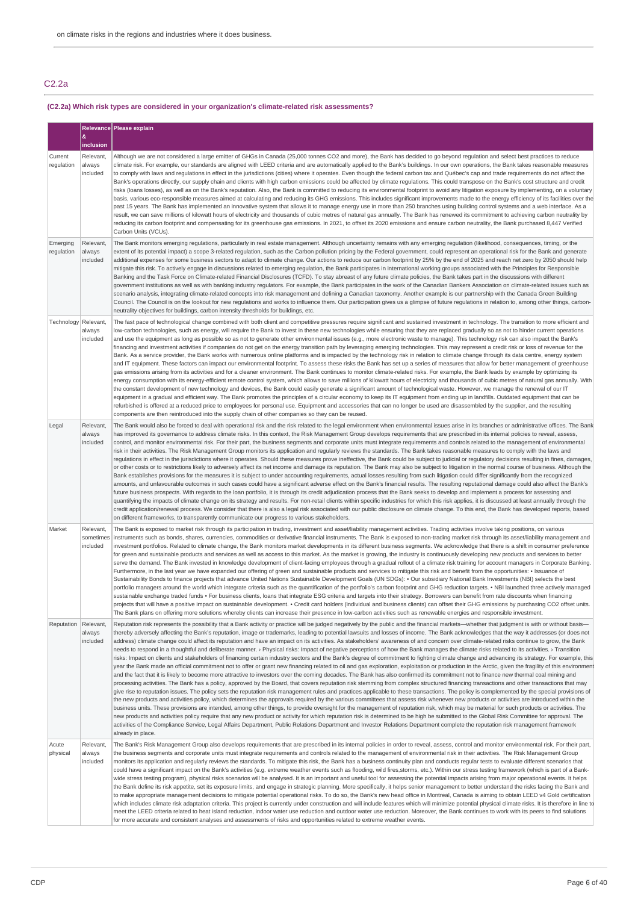on climate risks in the regions and industries where it does business.

## C2.2a

### (C2.2a) Which risk types are considered in your organization's climate-related risk assessments?

| | Relevance & inclusion | Please explain |
|---|---|---|
| Current regulation | Relevant, always included | Although we are not considered a large emitter of GHGs in Canada (25,000 tonnes CO2 and more), the Bank has decided to go beyond regulation and select best practices to reduce climate risk. For example, our standards are aligned with LEED criteria and are automatically applied to the Bank's buildings. In our own operations, the Bank takes reasonable measures to comply with laws and regulations in effect in the jurisdictions (cities) where it operates. Even though the federal carbon tax and Québec's cap and trade requirements do not affect the Bank's operations directly, our supply chain and clients with high carbon emissions could be affected by climate regulations. This could transpose on the Bank's cost structure and credit risks (loans losses), as well as on the Bank's reputation. Also, the Bank is committed to reducing its environmental footprint to avoid any litigation exposure by implementing, on a voluntary basis, various eco-responsible measures aimed at calculating and reducing its GHG emissions. This includes significant improvements made to the energy efficiency of its facilities over the past 15 years. The Bank has implemented an innovative system that allows it to manage energy use in more than 250 branches using building control systems and a web interface. As a result, we can save millions of kilowatt hours of electricity and thousands of cubic metres of natural gas annually. The Bank has renewed its commitment to achieving carbon neutrality by reducing its carbon footprint and compensating for its greenhouse gas emissions. In 2021, to offset its 2020 emissions and ensure carbon neutrality, the Bank purchased 8,447 Verified Carbon Units (VCUs). |
| Emerging regulation | Relevant, always included | The Bank monitors emerging regulations, particularly in real estate management. Although uncertainty remains with any emerging regulation (likelihood, consequences, timing, or the extent of its potential impact) a scope 3-related regulation, such as the Carbon pollution pricing by the Federal government, could represent an operational risk for the Bank and generate additional expenses for some business sectors to adapt to climate change. Our actions to reduce our carbon footprint by 25% by the end of 2025 and reach net zero by 2050 should help mitigate this risk. To actively engage in discussions related to emerging regulation, the Bank participates in international working groups associated with the Principles for Responsible Banking and the Task Force on Climate-related Financial Disclosures (TCFD). To stay abreast of any future climate policies, the Bank takes part in the discussions with different government institutions as well as with banking industry regulators. For example, the Bank participates in the work of the Canadian Bankers Association on climate-related issues such as scenario analysis, integrating climate-related concepts into risk management and defining a Canadian taxonomy. Another example is our partnership with the Canada Green Building Council. The Council is on the lookout for new regulations and works to influence them. Our participation gives us a glimpse of future regulations in relation to, among other things, carbon-neutrality objectives for buildings, carbon intensity thresholds for buildings, etc. |
| Technology | Relevant, always included | The fast pace of technological change combined with both client and competitive pressures require significant and sustained investment in technology. The transition to more efficient and low-carbon technologies, such as energy, will require the Bank to invest in these new technologies while ensuring that they are replaced gradually so as not to hinder current operations and use the equipment as long as possible so as not to generate other environmental issues (e.g., more electronic waste to manage). This technology risk can also impact the Bank's financing and investment activities if companies do not get on the energy transition path by leveraging emerging technologies. This may represent a credit risk or loss of revenue for the Bank. As a service provider, the Bank works with numerous online platforms and is impacted by the technology risk in relation to climate change through its data centre, energy system and IT equipment. These factors can impact our environmental footprint. To assess these risks the Bank has set up a series of measures that allow for better management of greenhouse gas emissions arising from its activities and for a cleaner environment. The Bank continues to monitor climate-related risks. For example, the Bank leads by example by optimizing its energy consumption with its energy-efficient remote control system, which allows to save millions of kilowatt hours of electricity and thousands of cubic metres of natural gas annually. With the constant development of new technology and devices, the Bank could easily generate a significant amount of technological waste. However, we manage the renewal of our IT equipment in a gradual and efficient way. The Bank promotes the principles of a circular economy to keep its IT equipment from ending up in landfills. Outdated equipment that can be refurbished is offered at a reduced price to employees for personal use. Equipment and accessories that can no longer be used are disassembled by the supplier, and the resulting components are then reintroduced into the supply chain of other companies so they can be reused. |
| Legal | Relevant, always included | The Bank would also be forced to deal with operational risk and the risk related to the legal environment when environmental issues arise in its branches or administrative offices. The Bank has improved its governance to address climate risks. In this context, the Risk Management Group develops requirements that are prescribed in its internal policies to reveal, assess, control, and monitor environmental risk. For their part, the business segments and corporate units must integrate requirements and controls related to the management of environmental risk in their activities. The Risk Management Group monitors its application and regularly reviews the standards. The Bank takes reasonable measures to comply with the laws and regulations in effect in the jurisdictions where it operates. Should these measures prove ineffective, the Bank could be subject to judicial or regulatory decisions resulting in fines, damages, or other costs or to restrictions likely to adversely affect its net income and damage its reputation. The Bank may also be subject to litigation in the normal course of business. Although the Bank establishes provisions for the measures it is subject to under accounting requirements, actual losses resulting from such litigation could differ significantly from the recognized amounts, and unfavourable outcomes in such cases could have a significant adverse effect on the Bank's financial results. The resulting reputational damage could also affect the Bank's future business prospects. With regards to the loan portfolio, it is through its credit adjudication process that the Bank seeks to develop and implement a process for assessing and quantifying the impacts of climate change on its strategy and results. For non-retail clients within specific industries for which this risk applies, it is discussed at least annually through the credit application/renewal process. We consider that there is also a legal risk associated with our public disclosure on climate change. To this end, the Bank has developed reports, based on different frameworks, to transparently communicate our progress to various stakeholders. |
| Market | Relevant, sometimes included | The Bank is exposed to market risk through its participation in trading, investment and asset/liability management activities. Trading activities involve taking positions, on various instruments such as bonds, shares, currencies, commodities or derivative financial instruments. The Bank is exposed to non-trading market risk through its asset/liability management and investment portfolios. Related to climate change, the Bank monitors market developments in its different business segments. We acknowledge that there is a shift in consumer preference for green and sustainable products and services as well as access to this market. As the market is growing, the industry is continuously developing new products and services to better serve the demand. The Bank invested in knowledge development of client-facing employees through a gradual rollout of a climate risk training for account managers in Corporate Banking. Furthermore, in the last year we have expanded our offering of green and sustainable products and services to mitigate this risk and benefit from the opportunities: • Issuance of Sustainability Bonds to finance projects that advance United Nations Sustainable Development Goals (UN SDGs): • Our subsidiary National Bank Investments (NBI) selects the best portfolio managers around the world which integrate criteria such as the quantification of the portfolio's carbon footprint and GHG reduction targets. • NBI launched three actively managed sustainable exchange traded funds • For business clients, loans that integrate ESG criteria and targets into their strategy. Borrowers can benefit from rate discounts when financing projects that will have a positive impact on sustainable development. • Credit card holders (individual and business clients) can offset their GHG emissions by purchasing CO2 offset units. The Bank plans on offering more solutions whereby clients can increase their presence in low-carbon activities such as renewable energies and responsible investment. |
| Reputation | Relevant, always included | Reputation risk represents the possibility that a Bank activity or practice will be judged negatively by the public and the financial markets—whether that judgment is with or without basis—thereby adversely affecting the Bank's reputation, image or trademarks, leading to potential lawsuits and losses of income. The Bank acknowledges that the way it addresses (or does not address) climate change could affect its reputation and have an impact on its activities. As stakeholders' awareness of and concern over climate-related risks continue to grow, the Bank needs to respond in a thoughtful and deliberate manner. › Physical risks: Impact of negative perceptions of how the Bank manages the climate risks related to its activities. › Transition risks: Impact on clients and stakeholders of financing certain industry sectors and the Bank's degree of commitment to fighting climate change and advancing its strategy. For example, this year the Bank made an official commitment not to offer or grant new financing related to oil and gas exploration, exploitation or production in the Arctic, given the fragility of this environment and the fact that it is likely to become more attractive to investors over the coming decades. The Bank has also confirmed its commitment not to finance new thermal coal mining and processing activities. The Bank has a policy, approved by the Board, that covers reputation risk stemming from complex structured financing transactions and other transactions that may give rise to reputation issues. The policy sets the reputation risk management rules and practices applicable to these transactions. The policy is complemented by the special provisions of the new products and activities policy, which determines the approvals required by the various committees that assess risk whenever new products or activities are introduced within the business units. These provisions are intended, among other things, to provide oversight for the management of reputation risk, which may be material for such products or activities. The new products and activities policy require that any new product or activity for which reputation risk is determined to be high be submitted to the Global Risk Committee for approval. The activities of the Compliance Service, Legal Affairs Department, Public Relations Department and Investor Relations Department complete the reputation risk management framework already in place. |
| Acute physical | Relevant, always included | The Bank's Risk Management Group also develops requirements that are prescribed in its internal policies in order to reveal, assess, control and monitor environmental risk. For their part, the business segments and corporate units must integrate requirements and controls related to the management of environmental risk in their activities. The Risk Management Group monitors its application and regularly reviews the standards. To mitigate this risk, the Bank has a business continuity plan and conducts regular tests to evaluate different scenarios that could have a significant impact on the Bank's activities (e.g. extreme weather events such as flooding, wild fires,storms, etc.). Within our stress testing framework (which is part of a Bank-wide stress testing program), physical risks scenarios will be analysed. It is an important and useful tool for assessing the potential impacts arising from major operational events. It helps the Bank define its risk appetite, set its exposure limits, and engage in strategic planning. More specifically, it helps senior management to better understand the risks facing the Bank and to make appropriate management decisions to mitigate potential operational risks. To do so, the Bank's new head office in Montreal, Canada is aiming to obtain LEED v4 Gold certification which includes climate risk adaptation criteria. This project is currently under construction and will include features which will minimize potential physical climate risks. It is therefore in line to meet the LEED criteria related to heat island reduction, indoor water use reduction and outdoor water use reduction. Moreover, the Bank continues to work with its peers to find solutions for more accurate and consistent analyses and assessments of risks and opportunities related to extreme weather events. |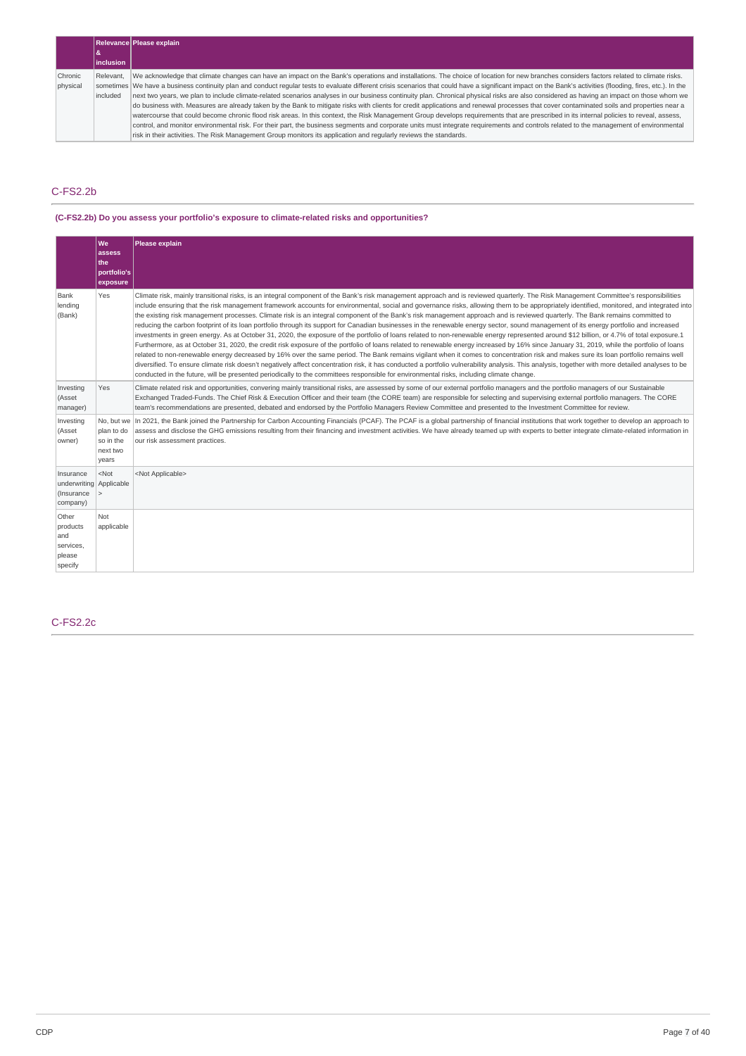|  | Relevance & inclusion | Please explain |
|---|---|---|
| Chronic physical | Relevant, sometimes included | We acknowledge that climate changes can have an impact on the Bank's operations and installations. The choice of location for new branches considers factors related to climate risks. We have a business continuity plan and conduct regular tests to evaluate different crisis scenarios that could have a significant impact on the Bank's activities (flooding, fires, etc.). In the next two years, we plan to include climate-related scenarios analyses in our business continuity plan. Chronical physical risks are also considered as having an impact on those whom we do business with. Measures are already taken by the Bank to mitigate risks with clients for credit applications and renewal processes that cover contaminated soils and properties near a watercourse that could become chronic flood risk areas. In this context, the Risk Management Group develops requirements that are prescribed in its internal policies to reveal, assess, control, and monitor environmental risk. For their part, the business segments and corporate units must integrate requirements and controls related to the management of environmental risk in their activities. The Risk Management Group monitors its application and regularly reviews the standards. |

## C-FS2.2b

**(C-FS2.2b) Do you assess your portfolio's exposure to climate-related risks and opportunities?**

|  | We assess the portfolio's exposure | Please explain |
|---|---|---|
| Bank lending (Bank) | Yes | Climate risk, mainly transitional risks, is an integral component of the Bank's risk management approach and is reviewed quarterly. The Risk Management Committee's responsibilities include ensuring that the risk management framework accounts for environmental, social and governance risks, allowing them to be appropriately identified, monitored, and integrated into the existing risk management processes. Climate risk is an integral component of the Bank's risk management approach and is reviewed quarterly. The Bank remains committed to reducing the carbon footprint of its loan portfolio through its support for Canadian businesses in the renewable energy sector, sound management of its energy portfolio and increased investments in green energy. As at October 31, 2020, the exposure of the portfolio of loans related to non-renewable energy represented around $12 billion, or 4.7% of total exposure.1 Furthermore, as at October 31, 2020, the credit risk exposure of the portfolio of loans related to renewable energy increased by 16% since January 31, 2019, while the portfolio of loans related to non-renewable energy decreased by 16% over the same period. The Bank remains vigilant when it comes to concentration risk and makes sure its loan portfolio remains well diversified. To ensure climate risk doesn't negatively affect concentration risk, it has conducted a portfolio vulnerability analysis. This analysis, together with more detailed analyses to be conducted in the future, will be presented periodically to the committees responsible for environmental risks, including climate change. |
| Investing (Asset manager) | Yes | Climate related risk and opportunities, convering mainly transitional risks, are assessed by some of our external portfolio managers and the portfolio managers of our Sustainable Exchanged Traded-Funds. The Chief Risk & Execution Officer and their team (the CORE team) are responsible for selecting and supervising external portfolio managers. The CORE team's recommendations are presented, debated and endorsed by the Portfolio Managers Review Committee and presented to the Investment Committee for review. |
| Investing (Asset owner) | No, but we plan to do so in the next two years | In 2021, the Bank joined the Partnership for Carbon Accounting Financials (PCAF). The PCAF is a global partnership of financial institutions that work together to develop an approach to assess and disclose the GHG emissions resulting from their financing and investment activities. We have already teamed up with experts to better integrate climate-related information in our risk assessment practices. |
| Insurance underwriting (Insurance company) | <Not Applicable> | <Not Applicable> |
| Other products and services, please specify | Not applicable |  |

## C-FS2.2c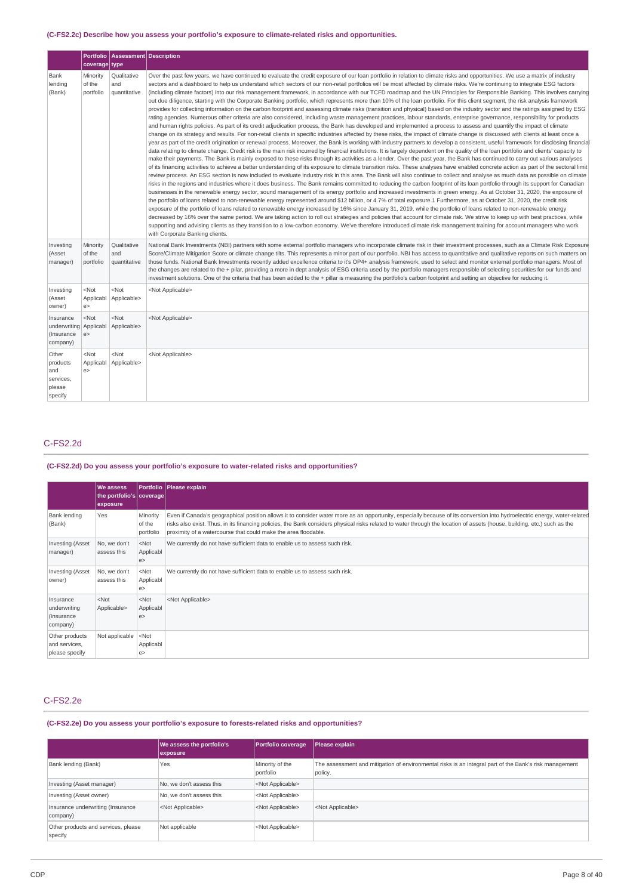**(C-FS2.2c) Describe how you assess your portfolio's exposure to climate-related risks and opportunities.**

| | Portfolio coverage | Assessment type | Description |
|---|---|---|---|
| Bank lending (Bank) | Minority of the portfolio | Qualitative and quantitative | Over the past few years, we have continued to evaluate the credit exposure of our loan portfolio in relation to climate risks and opportunities. We use a matrix of industry sectors and a dashboard to help us understand which sectors of our non-retail portfolios will be most affected by climate risks. We're continuing to integrate ESG factors (including climate factors) into our risk management framework, in accordance with our TCFD roadmap and the UN Principles for Responsible Banking. This involves carrying out due diligence, starting with the Corporate Banking portfolio, which represents more than 10% of the loan portfolio. For this client segment, the risk analysis framework provides for collecting information on the carbon footprint and assessing climate risks (transition and physical) based on the industry sector and the ratings assigned by ESG rating agencies. Numerous other criteria are also considered, including waste management practices, labour standards, enterprise governance, responsibility for products and human rights policies. As part of its credit adjudication process, the Bank has developed and implemented a process to assess and quantify the impact of climate change on its strategy and results. For non-retail clients in specific industries affected by these risks, the impact of climate change is discussed with clients at least once a year as part of the credit origination or renewal process. Moreover, the Bank is working with industry partners to develop a consistent, useful framework for disclosing financial data relating to climate change. Credit risk is the main risk incurred by financial institutions. It is largely dependent on the quality of the loan portfolio and clients' capacity to make their payments. The Bank is mainly exposed to these risks through its activities as a lender. Over the past year, the Bank has continued to carry out various analyses of its financing activities to achieve a better understanding of its exposure to climate transition risks. These analyses have enabled concrete action as part of the sectoral limit review process. An ESG section is now included to evaluate industry risk in this area. The Bank will also continue to collect and analyse as much data as possible on climate risks in the regions and industries where it does business. The Bank remains committed to reducing the carbon footprint of its loan portfolio through its support for Canadian businesses in the renewable energy sector, sound management of its energy portfolio and increased investments in green energy. As at October 31, 2020, the exposure of the portfolio of loans related to non-renewable energy represented around $12 billion, or 4.7% of total exposure.1 Furthermore, as at October 31, 2020, the credit risk exposure of the portfolio of loans related to renewable energy increased by 16% since January 31, 2019, while the portfolio of loans related to non-renewable energy decreased by 16% over the same period. We are taking action to roll out strategies and policies that account for climate risk. We strive to keep up with best practices, while supporting and advising clients as they transition to a low-carbon economy. We've therefore introduced climate risk management training for account managers who work with Corporate Banking clients. |
| Investing (Asset manager) | Minority of the portfolio | Qualitative and quantitative | National Bank Investments (NBI) partners with some external portfolio managers who incorporate climate risk in their investment processes, such as a Climate Risk Exposure Score/Climate Mitigation Score or climate change tilts. This represents a minor part of our portfolio. NBI has access to quantitative and qualitative reports on such matters on those funds. National Bank Investments recently added excellence criteria to it's OP4+ analysis framework, used to select and monitor external portfolio managers. Most of the changes are related to the + pilar, providing a more in dept analysis of ESG criteria used by the portfolio managers responsible of selecting securities for our funds and investment solutions. One of the criteria that has been added to the + pillar is measuring the portfolio's carbon footprint and setting an objective for reducing it. |
| Investing (Asset owner) | <Not Applicable> | <Not Applicable> | <Not Applicable> |
| Insurance underwriting (Insurance company) | <Not Applicable> | <Not Applicable> | <Not Applicable> |
| Other products and services, please specify | <Not Applicable> | <Not Applicable> | <Not Applicable> |

## C-FS2.2d

**(C-FS2.2d) Do you assess your portfolio's exposure to water-related risks and opportunities?**

| | We assess the portfolio's exposure | Portfolio coverage | Please explain |
|---|---|---|---|
| Bank lending (Bank) | Yes | Minority of the portfolio | Even if Canada's geographical position allows it to consider water more as an opportunity, especially because of its conversion into hydroelectric energy, water-related risks also exist. Thus, in its financing policies, the Bank considers physical risks related to water through the location of assets (house, building, etc.) such as the proximity of a watercourse that could make the area floodable. |
| Investing (Asset manager) | No, we don't assess this | <Not Applicable> | We currently do not have sufficient data to enable us to assess such risk. |
| Investing (Asset owner) | No, we don't assess this | <Not Applicable> | We currently do not have sufficient data to enable us to assess such risk. |
| Insurance underwriting (Insurance company) | <Not Applicable> | <Not Applicable> | <Not Applicable> |
| Other products and services, please specify | Not applicable | <Not Applicable> | |

## C-FS2.2e

**(C-FS2.2e) Do you assess your portfolio's exposure to forests-related risks and opportunities?**

| | We assess the portfolio's exposure | Portfolio coverage | Please explain |
|---|---|---|---|
| Bank lending (Bank) | Yes | Minority of the portfolio | The assessment and mitigation of environmental risks is an integral part of the Bank's risk management policy. |
| Investing (Asset manager) | No, we don't assess this | <Not Applicable> | |
| Investing (Asset owner) | No, we don't assess this | <Not Applicable> | |
| Insurance underwriting (Insurance company) | <Not Applicable> | <Not Applicable> | <Not Applicable> |
| Other products and services, please specify | Not applicable | <Not Applicable> | |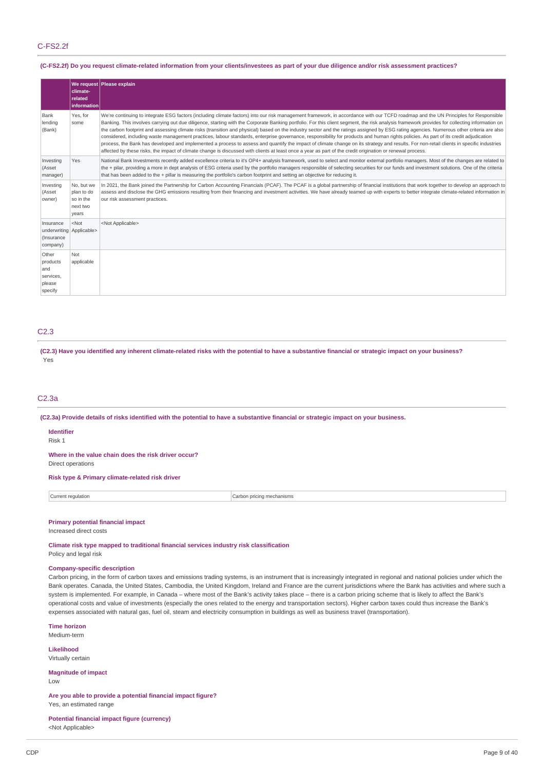## C-FS2.2f

**(C-FS2.2f) Do you request climate-related information from your clients/investees as part of your due diligence and/or risk assessment practices?**

| | We request climate-related information | Please explain |
|---|---|---|
| Bank lending (Bank) | Yes, for some | We're continuing to integrate ESG factors (including climate factors) into our risk management framework, in accordance with our TCFD roadmap and the UN Principles for Responsible Banking. This involves carrying out due diligence, starting with the Corporate Banking portfolio. For this client segment, the risk analysis framework provides for collecting information on the carbon footprint and assessing climate risks (transition and physical) based on the industry sector and the ratings assigned by ESG rating agencies. Numerous other criteria are also considered, including waste management practices, labour standards, enterprise governance, responsibility for products and human rights policies. As part of its credit adjudication process, the Bank has developed and implemented a process to assess and quantify the impact of climate change on its strategy and results. For non-retail clients in specific industries affected by these risks, the impact of climate change is discussed with clients at least once a year as part of the credit origination or renewal process. |
| Investing (Asset manager) | Yes | National Bank Investments recently added excellence criteria to it's OP4+ analysis framework, used to select and monitor external portfolio managers. Most of the changes are related to the + pilar, providing a more in dept analysis of ESG criteria used by the portfolio managers responsible of selecting securities for our funds and investment solutions. One of the criteria that has been added to the + pillar is measuring the portfolio's carbon footprint and setting an objective for reducing it. |
| Investing (Asset owner) | No, but we plan to do so in the next two years | In 2021, the Bank joined the Partnership for Carbon Accounting Financials (PCAF). The PCAF is a global partnership of financial institutions that work together to develop an approach to assess and disclose the GHG emissions resulting from their financing and investment activities. We have already teamed up with experts to better integrate climate-related information in our risk assessment practices. |
| Insurance underwriting (Insurance company) | <Not Applicable> | <Not Applicable> |
| Other products and services, please specify | Not applicable | |

## C2.3

**(C2.3) Have you identified any inherent climate-related risks with the potential to have a substantive financial or strategic impact on your business?**

Yes

## C2.3a

**(C2.3a) Provide details of risks identified with the potential to have a substantive financial or strategic impact on your business.**

**Identifier**
Risk 1

**Where in the value chain does the risk driver occur?**
Direct operations

**Risk type & Primary climate-related risk driver**

| Current regulation | Carbon pricing mechanisms |
|---|---|

**Primary potential financial impact**
Increased direct costs

**Climate risk type mapped to traditional financial services industry risk classification**
Policy and legal risk

**Company-specific description**
Carbon pricing, in the form of carbon taxes and emissions trading systems, is an instrument that is increasingly integrated in regional and national policies under which the Bank operates. Canada, the United States, Cambodia, the United Kingdom, Ireland and France are the current jurisdictions where the Bank has activities and where such a system is implemented. For example, in Canada – where most of the Bank's activity takes place – there is a carbon pricing scheme that is likely to affect the Bank's operational costs and value of investments (especially the ones related to the energy and transportation sectors). Higher carbon taxes could thus increase the Bank's expenses associated with natural gas, fuel oil, steam and electricity consumption in buildings as well as business travel (transportation).

**Time horizon**
Medium-term

**Likelihood**
Virtually certain

**Magnitude of impact**
Low

**Are you able to provide a potential financial impact figure?**
Yes, an estimated range

**Potential financial impact figure (currency)**
<Not Applicable>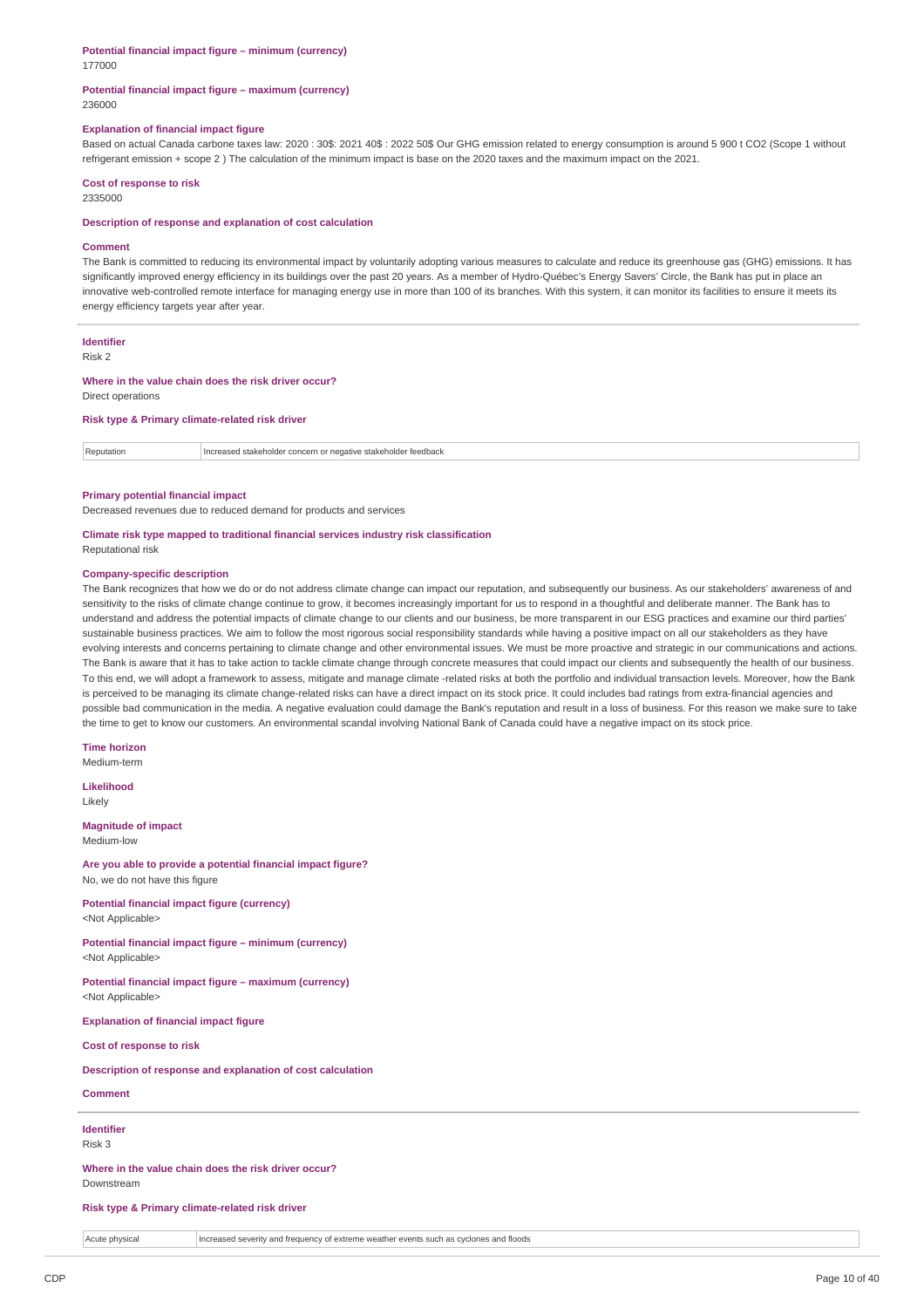**Potential financial impact figure – minimum (currency)**
177000

**Potential financial impact figure – maximum (currency)**
236000

**Explanation of financial impact figure**
Based on actual Canada carbone taxes law: 2020 : 30$: 2021 40$ : 2022 50$ Our GHG emission related to energy consumption is around 5 900 t CO2 (Scope 1 without refrigerant emission + scope 2 ) The calculation of the minimum impact is base on the 2020 taxes and the maximum impact on the 2021.

**Cost of response to risk**
2335000

**Description of response and explanation of cost calculation**

**Comment**
The Bank is committed to reducing its environmental impact by voluntarily adopting various measures to calculate and reduce its greenhouse gas (GHG) emissions. It has significantly improved energy efficiency in its buildings over the past 20 years. As a member of Hydro-Québec's Energy Savers' Circle, the Bank has put in place an innovative web-controlled remote interface for managing energy use in more than 100 of its branches. With this system, it can monitor its facilities to ensure it meets its energy efficiency targets year after year.

---

**Identifier**
Risk 2

**Where in the value chain does the risk driver occur?**
Direct operations

**Risk type & Primary climate-related risk driver**

| Reputation | Increased stakeholder concern or negative stakeholder feedback |
|---|---|

**Primary potential financial impact**
Decreased revenues due to reduced demand for products and services

**Climate risk type mapped to traditional financial services industry risk classification**
Reputational risk

**Company-specific description**
The Bank recognizes that how we do or do not address climate change can impact our reputation, and subsequently our business. As our stakeholders' awareness of and sensitivity to the risks of climate change continue to grow, it becomes increasingly important for us to respond in a thoughtful and deliberate manner. The Bank has to understand and address the potential impacts of climate change to our clients and our business, be more transparent in our ESG practices and examine our third parties' sustainable business practices. We aim to follow the most rigorous social responsibility standards while having a positive impact on all our stakeholders as they have evolving interests and concerns pertaining to climate change and other environmental issues. We must be more proactive and strategic in our communications and actions. The Bank is aware that it has to take action to tackle climate change through concrete measures that could impact our clients and subsequently the health of our business. To this end, we will adopt a framework to assess, mitigate and manage climate -related risks at both the portfolio and individual transaction levels. Moreover, how the Bank is perceived to be managing its climate change-related risks can have a direct impact on its stock price. It could includes bad ratings from extra-financial agencies and possible bad communication in the media. A negative evaluation could damage the Bank's reputation and result in a loss of business. For this reason we make sure to take the time to get to know our customers. An environmental scandal involving National Bank of Canada could have a negative impact on its stock price.

**Time horizon**
Medium-term

**Likelihood**
Likely

**Magnitude of impact**
Medium-low

**Are you able to provide a potential financial impact figure?**
No, we do not have this figure

**Potential financial impact figure (currency)**
<Not Applicable>

**Potential financial impact figure – minimum (currency)**
<Not Applicable>

**Potential financial impact figure – maximum (currency)**
<Not Applicable>

**Explanation of financial impact figure**

**Cost of response to risk**

**Description of response and explanation of cost calculation**

**Comment**

---

**Identifier**
Risk 3

**Where in the value chain does the risk driver occur?**
Downstream

**Risk type & Primary climate-related risk driver**

| Acute physical | Increased severity and frequency of extreme weather events such as cyclones and floods |
|---|---|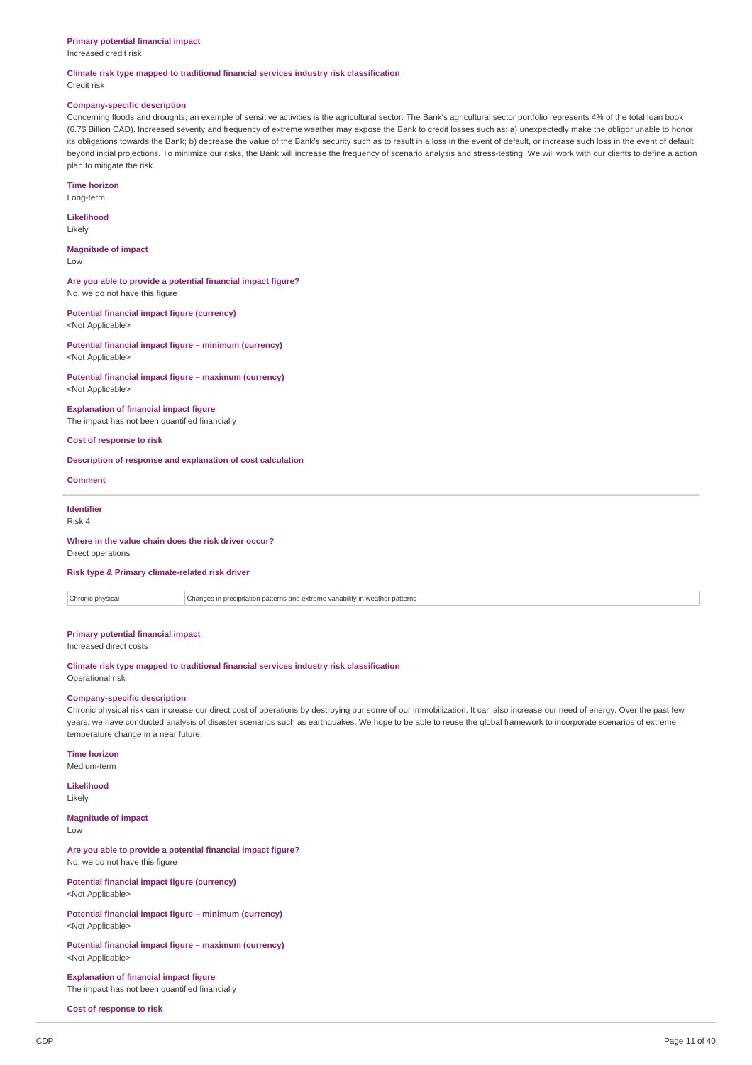**Primary potential financial impact**
Increased credit risk

**Climate risk type mapped to traditional financial services industry risk classification**
Credit risk

**Company-specific description**
Concerning floods and droughts, an example of sensitive activities is the agricultural sector. The Bank's agricultural sector portfolio represents 4% of the total loan book (6.7$ Billion CAD). Increased severity and frequency of extreme weather may expose the Bank to credit losses such as: a) unexpectedly make the obligor unable to honor its obligations towards the Bank; b) decrease the value of the Bank's security such as to result in a loss in the event of default, or increase such loss in the event of default beyond initial projections. To minimize our risks, the Bank will increase the frequency of scenario analysis and stress-testing. We will work with our clients to define a action plan to mitigate the risk.

**Time horizon**
Long-term

**Likelihood**
Likely

**Magnitude of impact**
Low

**Are you able to provide a potential financial impact figure?**
No, we do not have this figure

**Potential financial impact figure (currency)**
<Not Applicable>

**Potential financial impact figure – minimum (currency)**
<Not Applicable>

**Potential financial impact figure – maximum (currency)**
<Not Applicable>

**Explanation of financial impact figure**
The impact has not been quantified financially

**Cost of response to risk**

**Description of response and explanation of cost calculation**

**Comment**

---

**Identifier**
Risk 4

**Where in the value chain does the risk driver occur?**
Direct operations

**Risk type & Primary climate-related risk driver**

| Chronic physical | Changes in precipitation patterns and extreme variability in weather patterns |
|---|---|

**Primary potential financial impact**
Increased direct costs

**Climate risk type mapped to traditional financial services industry risk classification**
Operational risk

**Company-specific description**
Chronic physical risk can increase our direct cost of operations by destroying our some of our immobilization. It can also increase our need of energy. Over the past few years, we have conducted analysis of disaster scenarios such as earthquakes. We hope to be able to reuse the global framework to incorporate scenarios of extreme temperature change in a near future.

**Time horizon**
Medium-term

**Likelihood**
Likely

**Magnitude of impact**
Low

**Are you able to provide a potential financial impact figure?**
No, we do not have this figure

**Potential financial impact figure (currency)**
<Not Applicable>

**Potential financial impact figure – minimum (currency)**
<Not Applicable>

**Potential financial impact figure – maximum (currency)**
<Not Applicable>

**Explanation of financial impact figure**
The impact has not been quantified financially

**Cost of response to risk**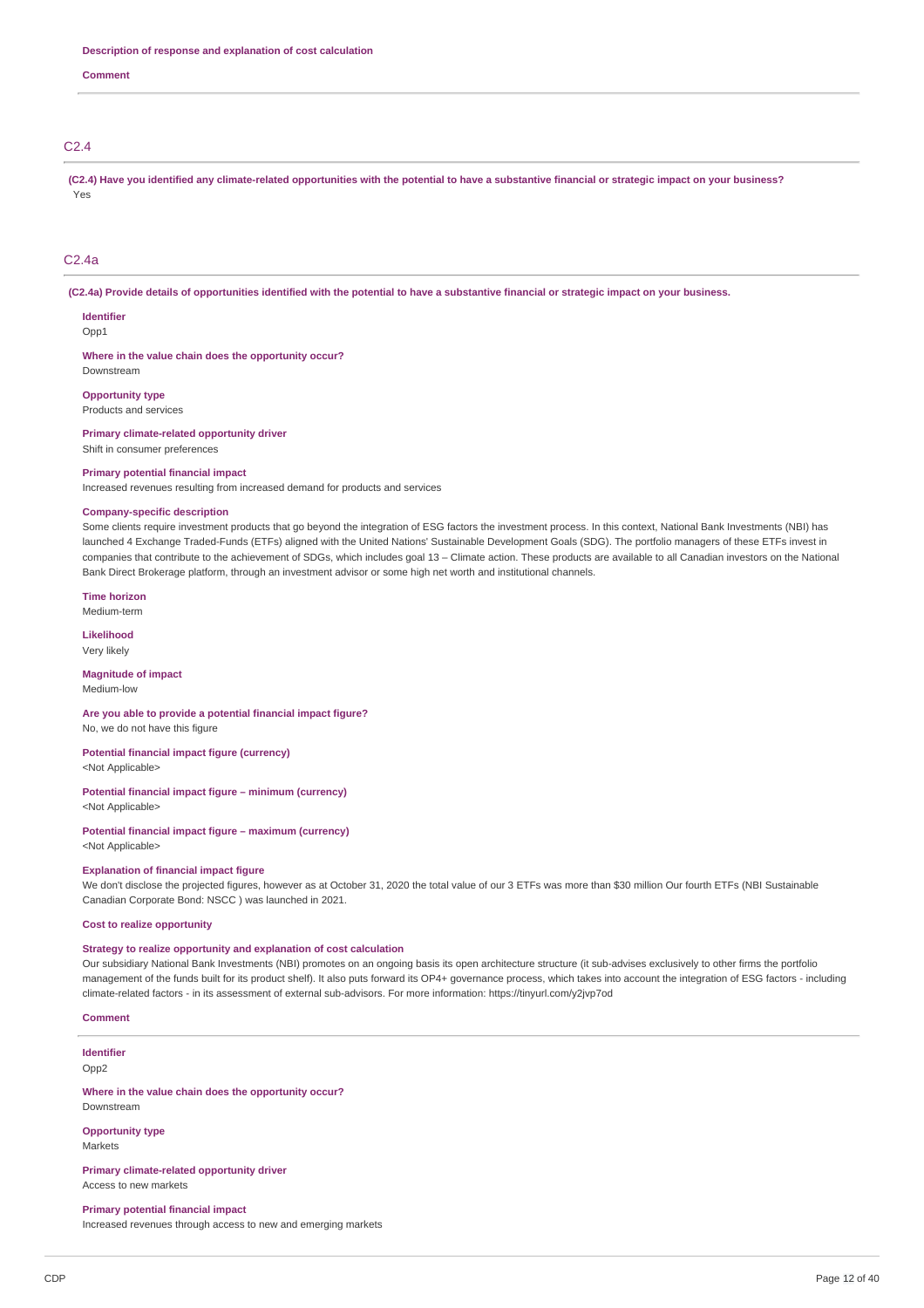**Description of response and explanation of cost calculation**

**Comment**

## C2.4

**(C2.4) Have you identified any climate-related opportunities with the potential to have a substantive financial or strategic impact on your business?**

Yes

## C2.4a

**(C2.4a) Provide details of opportunities identified with the potential to have a substantive financial or strategic impact on your business.**

**Identifier**

Opp1

**Where in the value chain does the opportunity occur?**

Downstream

**Opportunity type**

Products and services

**Primary climate-related opportunity driver**

Shift in consumer preferences

**Primary potential financial impact**

Increased revenues resulting from increased demand for products and services

**Company-specific description**

Some clients require investment products that go beyond the integration of ESG factors the investment process. In this context, National Bank Investments (NBI) has launched 4 Exchange Traded-Funds (ETFs) aligned with the United Nations' Sustainable Development Goals (SDG). The portfolio managers of these ETFs invest in companies that contribute to the achievement of SDGs, which includes goal 13 – Climate action. These products are available to all Canadian investors on the National Bank Direct Brokerage platform, through an investment advisor or some high net worth and institutional channels.

**Time horizon**

Medium-term

**Likelihood**

Very likely

**Magnitude of impact**

Medium-low

**Are you able to provide a potential financial impact figure?**

No, we do not have this figure

**Potential financial impact figure (currency)**

<Not Applicable>

**Potential financial impact figure – minimum (currency)**

<Not Applicable>

**Potential financial impact figure – maximum (currency)**

<Not Applicable>

**Explanation of financial impact figure**

We don't disclose the projected figures, however as at October 31, 2020 the total value of our 3 ETFs was more than $30 million Our fourth ETFs (NBI Sustainable Canadian Corporate Bond: NSCC ) was launched in 2021.

**Cost to realize opportunity**

**Strategy to realize opportunity and explanation of cost calculation**

Our subsidiary National Bank Investments (NBI) promotes on an ongoing basis its open architecture structure (it sub-advises exclusively to other firms the portfolio management of the funds built for its product shelf). It also puts forward its OP4+ governance process, which takes into account the integration of ESG factors - including climate-related factors - in its assessment of external sub-advisors. For more information: https://tinyurl.com/y2jvp7od

**Comment**

**Identifier**

Opp2

**Where in the value chain does the opportunity occur?**

Downstream

**Opportunity type**

Markets

**Primary climate-related opportunity driver**

Access to new markets

**Primary potential financial impact**

Increased revenues through access to new and emerging markets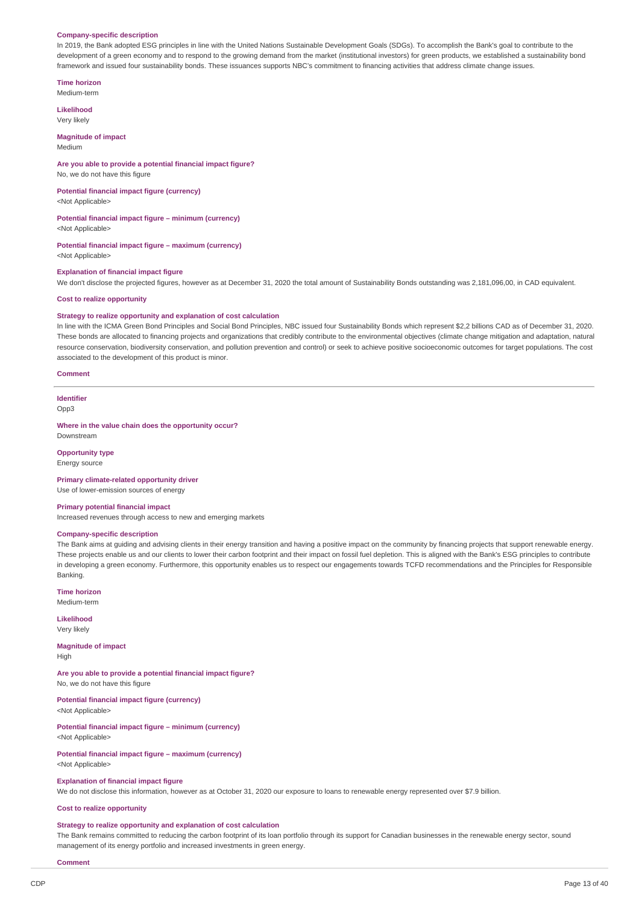**Company-specific description**

In 2019, the Bank adopted ESG principles in line with the United Nations Sustainable Development Goals (SDGs). To accomplish the Bank's goal to contribute to the development of a green economy and to respond to the growing demand from the market (institutional investors) for green products, we established a sustainability bond framework and issued four sustainability bonds. These issuances supports NBC's commitment to financing activities that address climate change issues.

**Time horizon**

Medium-term

**Likelihood**

Very likely

**Magnitude of impact**

Medium

**Are you able to provide a potential financial impact figure?**

No, we do not have this figure

**Potential financial impact figure (currency)**

<Not Applicable>

**Potential financial impact figure – minimum (currency)**

<Not Applicable>

**Potential financial impact figure – maximum (currency)**

<Not Applicable>

**Explanation of financial impact figure**

We don't disclose the projected figures, however as at December 31, 2020 the total amount of Sustainability Bonds outstanding was 2,181,096,00, in CAD equivalent.

**Cost to realize opportunity**

**Strategy to realize opportunity and explanation of cost calculation**

In line with the ICMA Green Bond Principles and Social Bond Principles, NBC issued four Sustainability Bonds which represent $2,2 billions CAD as of December 31, 2020. These bonds are allocated to financing projects and organizations that credibly contribute to the environmental objectives (climate change mitigation and adaptation, natural resource conservation, biodiversity conservation, and pollution prevention and control) or seek to achieve positive socioeconomic outcomes for target populations. The cost associated to the development of this product is minor.

**Comment**

---

**Identifier**

Opp3

**Where in the value chain does the opportunity occur?**

Downstream

**Opportunity type**

Energy source

**Primary climate-related opportunity driver**

Use of lower-emission sources of energy

**Primary potential financial impact**

Increased revenues through access to new and emerging markets

**Company-specific description**

The Bank aims at guiding and advising clients in their energy transition and having a positive impact on the community by financing projects that support renewable energy. These projects enable us and our clients to lower their carbon footprint and their impact on fossil fuel depletion. This is aligned with the Bank's ESG principles to contribute in developing a green economy. Furthermore, this opportunity enables us to respect our engagements towards TCFD recommendations and the Principles for Responsible Banking.

**Time horizon**

Medium-term

**Likelihood**

Very likely

**Magnitude of impact**

High

**Are you able to provide a potential financial impact figure?**

No, we do not have this figure

**Potential financial impact figure (currency)**

<Not Applicable>

**Potential financial impact figure – minimum (currency)**

<Not Applicable>

**Potential financial impact figure – maximum (currency)**

<Not Applicable>

**Explanation of financial impact figure**

We do not disclose this information, however as at October 31, 2020 our exposure to loans to renewable energy represented over $7.9 billion.

**Cost to realize opportunity**

**Strategy to realize opportunity and explanation of cost calculation**

The Bank remains committed to reducing the carbon footprint of its loan portfolio through its support for Canadian businesses in the renewable energy sector, sound management of its energy portfolio and increased investments in green energy.

**Comment**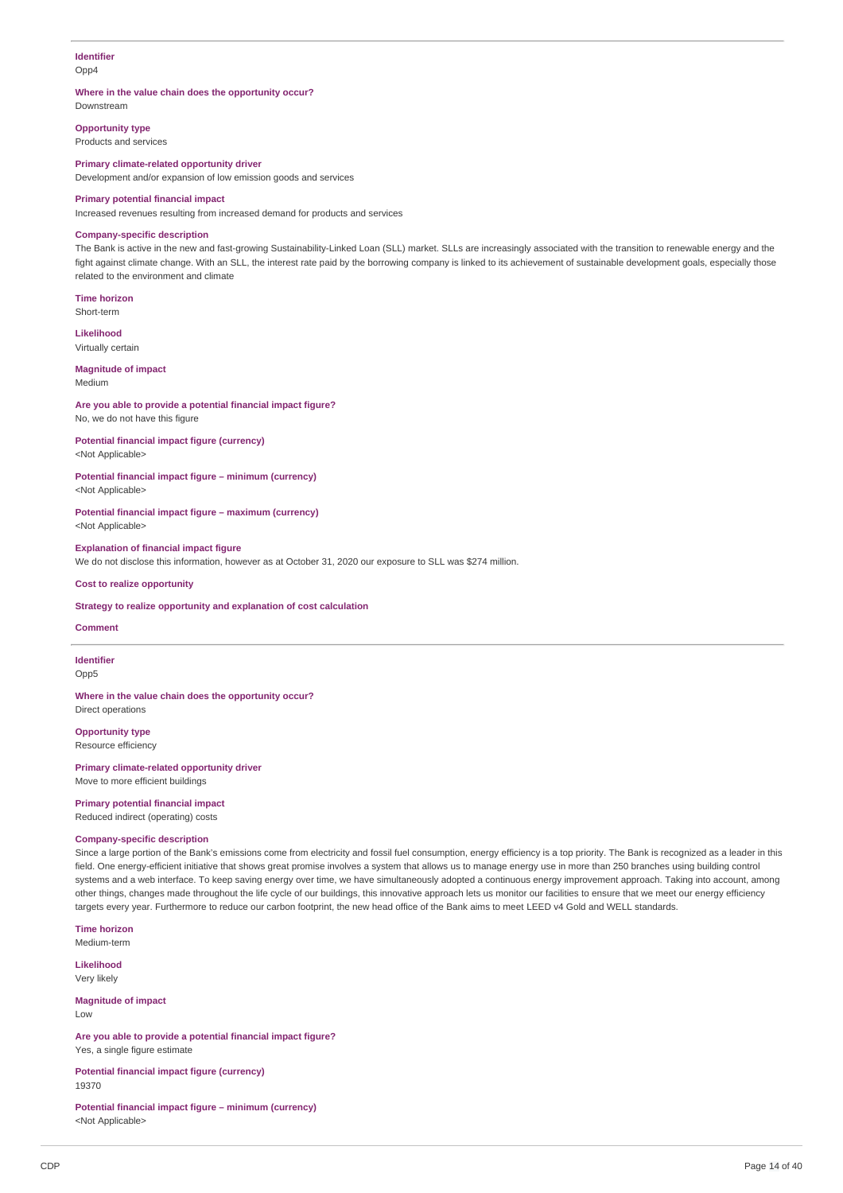**Identifier**
Opp4

**Where in the value chain does the opportunity occur?**
Downstream

**Opportunity type**
Products and services

**Primary climate-related opportunity driver**
Development and/or expansion of low emission goods and services

**Primary potential financial impact**
Increased revenues resulting from increased demand for products and services

**Company-specific description**
The Bank is active in the new and fast-growing Sustainability-Linked Loan (SLL) market. SLLs are increasingly associated with the transition to renewable energy and the fight against climate change. With an SLL, the interest rate paid by the borrowing company is linked to its achievement of sustainable development goals, especially those related to the environment and climate

**Time horizon**
Short-term

**Likelihood**
Virtually certain

**Magnitude of impact**
Medium

**Are you able to provide a potential financial impact figure?**
No, we do not have this figure

**Potential financial impact figure (currency)**
<Not Applicable>

**Potential financial impact figure – minimum (currency)**
<Not Applicable>

**Potential financial impact figure – maximum (currency)**
<Not Applicable>

**Explanation of financial impact figure**
We do not disclose this information, however as at October 31, 2020 our exposure to SLL was $274 million.

**Cost to realize opportunity**

**Strategy to realize opportunity and explanation of cost calculation**

**Comment**

---

**Identifier**
Opp5

**Where in the value chain does the opportunity occur?**
Direct operations

**Opportunity type**
Resource efficiency

**Primary climate-related opportunity driver**
Move to more efficient buildings

**Primary potential financial impact**
Reduced indirect (operating) costs

**Company-specific description**
Since a large portion of the Bank's emissions come from electricity and fossil fuel consumption, energy efficiency is a top priority. The Bank is recognized as a leader in this field. One energy-efficient initiative that shows great promise involves a system that allows us to manage energy use in more than 250 branches using building control systems and a web interface. To keep saving energy over time, we have simultaneously adopted a continuous energy improvement approach. Taking into account, among other things, changes made throughout the life cycle of our buildings, this innovative approach lets us monitor our facilities to ensure that we meet our energy efficiency targets every year. Furthermore to reduce our carbon footprint, the new head office of the Bank aims to meet LEED v4 Gold and WELL standards.

**Time horizon**
Medium-term

**Likelihood**
Very likely

**Magnitude of impact**
Low

**Are you able to provide a potential financial impact figure?**
Yes, a single figure estimate

**Potential financial impact figure (currency)**
19370

**Potential financial impact figure – minimum (currency)**
<Not Applicable>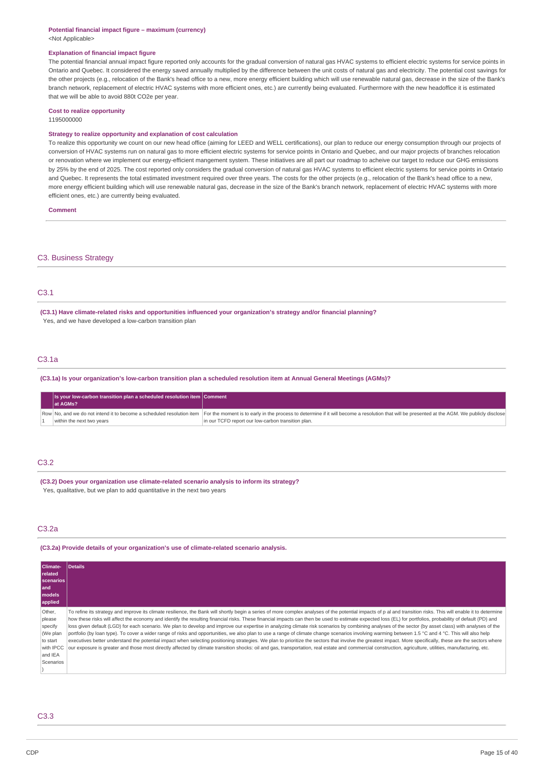**Potential financial impact figure – maximum (currency)**
<Not Applicable>

**Explanation of financial impact figure**
The potential financial annual impact figure reported only accounts for the gradual conversion of natural gas HVAC systems to efficient electric systems for service points in Ontario and Quebec. It considered the energy saved annually multiplied by the difference between the unit costs of natural gas and electricity. The potential cost savings for the other projects (e.g., relocation of the Bank's head office to a new, more energy efficient building which will use renewable natural gas, decrease in the size of the Bank's branch network, replacement of electric HVAC systems with more efficient ones, etc.) are currently being evaluated. Furthermore with the new headoffice it is estimated that we will be able to avoid 880t CO2e per year.

**Cost to realize opportunity**
1195000000

**Strategy to realize opportunity and explanation of cost calculation**
To realize this opportunity we count on our new head office (aiming for LEED and WELL certifications), our plan to reduce our energy consumption through our projects of conversion of HVAC systems run on natural gas to more efficient electric systems for service points in Ontario and Quebec, and our major projects of branches relocation or renovation where we implement our energy-efficient mangement system. These initiatives are all part our roadmap to acheive our target to reduce our GHG emissions by 25% by the end of 2025. The cost reported only considers the gradual conversion of natural gas HVAC systems to efficient electric systems for service points in Ontario and Quebec. It represents the total estimated investment required over three years. The costs for the other projects (e.g., relocation of the Bank's head office to a new, more energy efficient building which will use renewable natural gas, decrease in the size of the Bank's branch network, replacement of electric HVAC systems with more efficient ones, etc.) are currently being evaluated.

**Comment**

## C3. Business Strategy

### C3.1

**(C3.1) Have climate-related risks and opportunities influenced your organization's strategy and/or financial planning?**
Yes, and we have developed a low-carbon transition plan

### C3.1a

**(C3.1a) Is your organization's low-carbon transition plan a scheduled resolution item at Annual General Meetings (AGMs)?**

| | Is your low-carbon transition plan a scheduled resolution item at AGMs? | Comment |
|---|---|---|
| Row 1 | No, and we do not intend it to become a scheduled resolution item within the next two years | For the moment is to early in the process to determine if it will become a resolution that will be presented at the AGM. We publicly disclose in our TCFD report our low-carbon transition plan. |

### C3.2

**(C3.2) Does your organization use climate-related scenario analysis to inform its strategy?**
Yes, qualitative, but we plan to add quantitative in the next two years

### C3.2a

**(C3.2a) Provide details of your organization's use of climate-related scenario analysis.**

| Climate-related scenarios and models applied | Details |
|---|---|
| Other, please specify (We plan to start with IPCC and IEA Scenarios ) | To refine its strategy and improve its climate resilience, the Bank will shortly begin a series of more complex analyses of the potential impacts of p al and transition risks. This will enable it to determine how these risks will affect the economy and identify the resulting financial risks. These financial impacts can then be used to estimate expected loss (EL) for portfolios, probability of default (PD) and loss given default (LGD) for each scenario. We plan to develop and improve our expertise in analyzing climate risk scenarios by combining analyses of the sector (by asset class) with analyses of the portfolio (by loan type). To cover a wider range of risks and opportunities, we also plan to use a range of climate change scenarios involving warming between 1.5 °C and 4 °C. This will also help executives better understand the potential impact when selecting positioning strategies. We plan to prioritize the sectors that involve the greatest impact. More specifically, these are the sectors where our exposure is greater and those most directly affected by climate transition shocks: oil and gas, transportation, real estate and commercial construction, agriculture, utilities, manufacturing, etc. |

### C3.3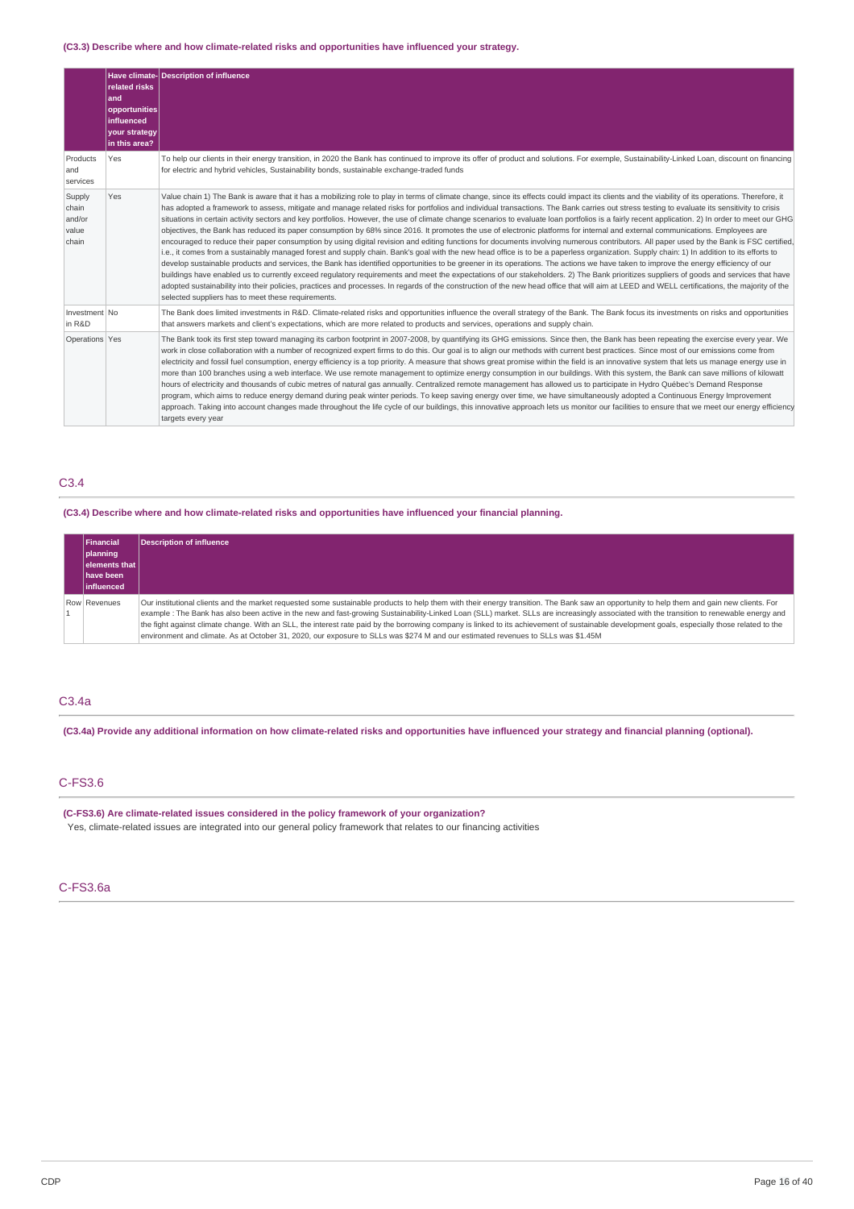**(C3.3) Describe where and how climate-related risks and opportunities have influenced your strategy.**

| | Have climate-related risks and opportunities influenced your strategy in this area? | Description of influence |
|---|---|---|
| Products and services | Yes | To help our clients in their energy transition, in 2020 the Bank has continued to improve its offer of product and solutions. For exemple, Sustainability-Linked Loan, discount on financing for electric and hybrid vehicles, Sustainability bonds, sustainable exchange-traded funds |
| Supply chain and/or value chain | Yes | Value chain 1) The Bank is aware that it has a mobilizing role to play in terms of climate change, since its effects could impact its clients and the viability of its operations. Therefore, it has adopted a framework to assess, mitigate and manage related risks for portfolios and individual transactions. The Bank carries out stress testing to evaluate its sensitivity to crisis situations in certain activity sectors and key portfolios. However, the use of climate change scenarios to evaluate loan portfolios is a fairly recent application. 2) In order to meet our GHG objectives, the Bank has reduced its paper consumption by 68% since 2016. It promotes the use of electronic platforms for internal and external communications. Employees are encouraged to reduce their paper consumption by using digital revision and editing functions for documents involving numerous contributors. All paper used by the Bank is FSC certified, i.e., it comes from a sustainably managed forest and supply chain. Bank's goal with the new head office is to be a paperless organization. Supply chain: 1) In addition to its efforts to develop sustainable products and services, the Bank has identified opportunities to be greener in its operations. The actions we have taken to improve the energy efficiency of our buildings have enabled us to currently exceed regulatory requirements and meet the expectations of our stakeholders. 2) The Bank prioritizes suppliers of goods and services that have adopted sustainability into their policies, practices and processes. In regards of the construction of the new head office that will aim at LEED and WELL certifications, the majority of the selected suppliers has to meet these requirements. |
| Investment in R&D | No | The Bank does limited investments in R&D. Climate-related risks and opportunities influence the overall strategy of the Bank. The Bank focus its investments on risks and opportunities that answers markets and client's expectations, which are more related to products and services, operations and supply chain. |
| Operations | Yes | The Bank took its first step toward managing its carbon footprint in 2007-2008, by quantifying its GHG emissions. Since then, the Bank has been repeating the exercise every year. We work in close collaboration with a number of recognized expert firms to do this. Our goal is to align our methods with current best practices. Since most of our emissions come from electricity and fossil fuel consumption, energy efficiency is a top priority. A measure that shows great promise within the field is an innovative system that lets us manage energy use in more than 100 branches using a web interface. We use remote management to optimize energy consumption in our buildings. With this system, the Bank can save millions of kilowatt hours of electricity and thousands of cubic metres of natural gas annually. Centralized remote management has allowed us to participate in Hydro Québec's Demand Response program, which aims to reduce energy demand during peak winter periods. To keep saving energy over time, we have simultaneously adopted a Continuous Energy Improvement approach. Taking into account changes made throughout the life cycle of our buildings, this innovative approach lets us monitor our facilities to ensure that we meet our energy efficiency targets every year |

## C3.4

**(C3.4) Describe where and how climate-related risks and opportunities have influenced your financial planning.**

| | Financial planning elements that have been influenced | Description of influence |
|---|---|---|
| Row 1 | Revenues | Our institutional clients and the market requested some sustainable products to help them with their energy transition. The Bank saw an opportunity to help them and gain new clients. For example : The Bank has also been active in the new and fast-growing Sustainability-Linked Loan (SLL) market. SLLs are increasingly associated with the transition to renewable energy and the fight against climate change. With an SLL, the interest rate paid by the borrowing company is linked to its achievement of sustainable development goals, especially those related to the environment and climate. As at October 31, 2020, our exposure to SLLs was $274 M and our estimated revenues to SLLs was $1.45M |

## C3.4a

**(C3.4a) Provide any additional information on how climate-related risks and opportunities have influenced your strategy and financial planning (optional).**

## C-FS3.6

**(C-FS3.6) Are climate-related issues considered in the policy framework of your organization?**

Yes, climate-related issues are integrated into our general policy framework that relates to our financing activities

## C-FS3.6a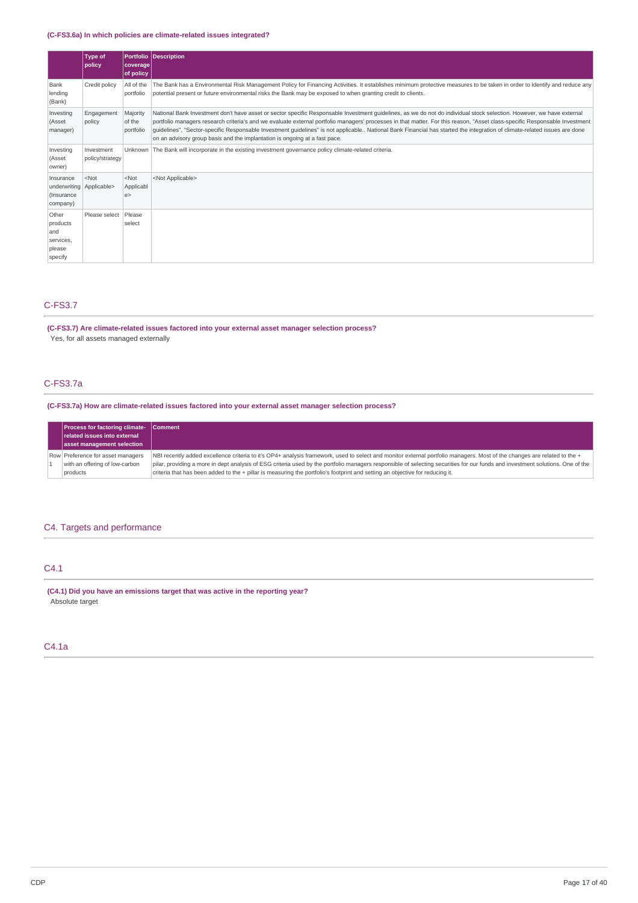**(C-FS3.6a) In which policies are climate-related issues integrated?**

| | Type of policy | Portfolio coverage of policy | Description |
|---|---|---|---|
| Bank lending (Bank) | Credit policy | All of the portfolio | The Bank has a Environmental Risk Management Policy for Financing Activities. It establishes minimum protective measures to be taken in order to identify and reduce any potential present or future environmental risks the Bank may be exposed to when granting credit to clients. |
| Investing (Asset manager) | Engagement policy | Majority of the portfolio | National Bank Investment don't have asset or sector specific Responsable Investment guidelines, as we do not do individual stock selection. However, we have external portfolio managers research criteria's and we evaluate external portfolio managers' processes in that matter. For this reason, "Asset class-specific Responsable Investment guidelines", "Sector-specific Responsable Investment guidelines" is not applicable.. National Bank Financial has started the integration of climate-related issues are done on an advisory group basis and the implantation is ongoing at a fast pace. |
| Investing (Asset owner) | Investment policy/strategy | Unknown | The Bank will incorporate in the existing investment governance policy climate-related criteria. |
| Insurance underwriting (Insurance company) | <Not Applicable> | <Not Applicable> | <Not Applicable> |
| Other products and services, please specify | Please select | Please select | |

## C-FS3.7

**(C-FS3.7) Are climate-related issues factored into your external asset manager selection process?**

Yes, for all assets managed externally

## C-FS3.7a

**(C-FS3.7a) How are climate-related issues factored into your external asset manager selection process?**

| | Process for factoring climate-related issues into external asset management selection | Comment |
|---|---|---|
| Row 1 | Preference for asset managers with an offering of low-carbon products | NBI recently added excellence criteria to it's OP4+ analysis framework, used to select and monitor external portfolio managers. Most of the changes are related to the + pilar, providing a more in dept analysis of ESG criteria used by the portfolio managers responsible of selecting securities for our funds and investment solutions. One of the criteria that has been added to the + pillar is measuring the portfolio's footprint and setting an objective for reducing it. |

## C4. Targets and performance

## C4.1

**(C4.1) Did you have an emissions target that was active in the reporting year?**

Absolute target

## C4.1a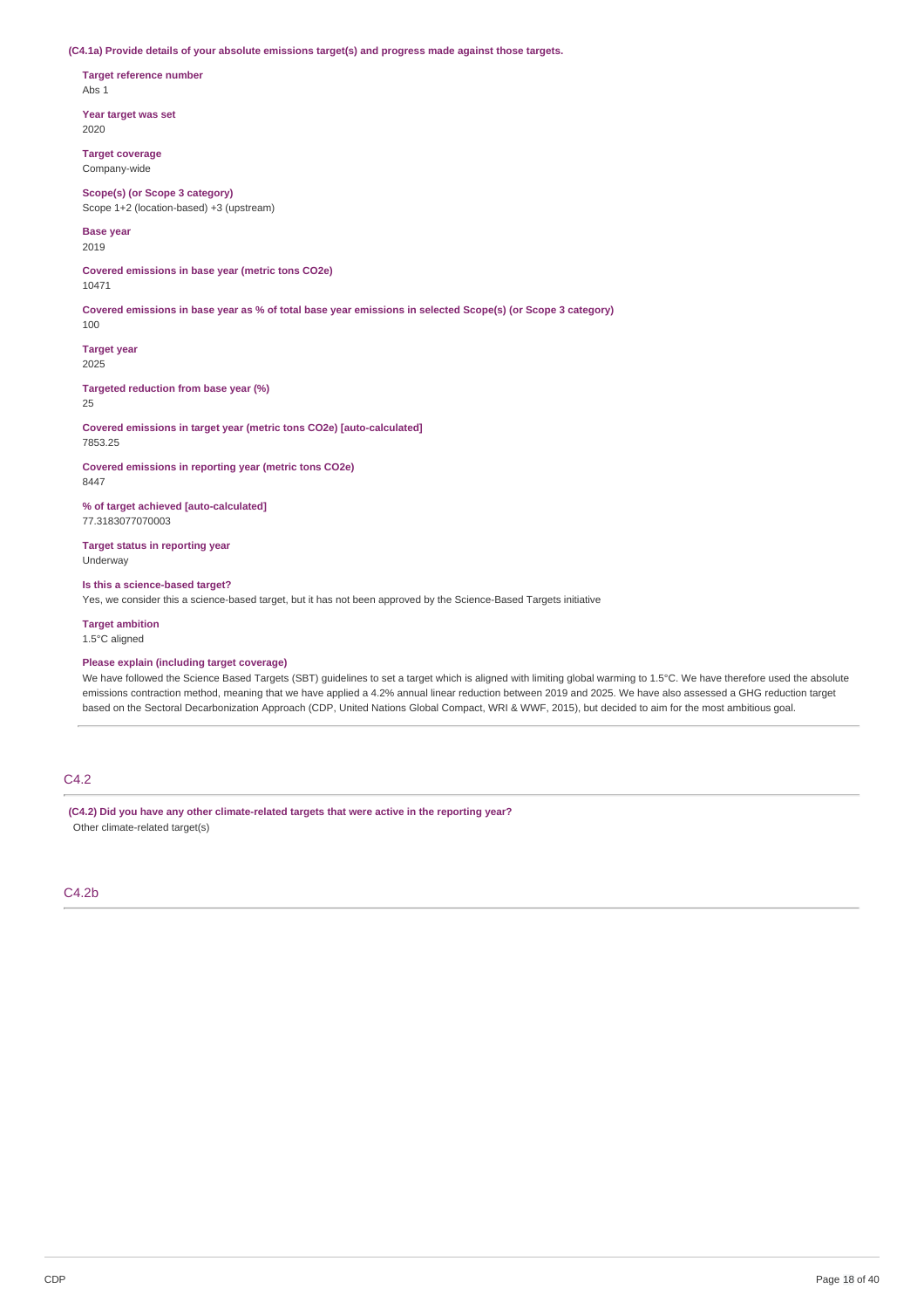**(C4.1a) Provide details of your absolute emissions target(s) and progress made against those targets.**

**Target reference number**
Abs 1

**Year target was set**
2020

**Target coverage**
Company-wide

**Scope(s) (or Scope 3 category)**
Scope 1+2 (location-based) +3 (upstream)

**Base year**
2019

**Covered emissions in base year (metric tons CO2e)**
10471

**Covered emissions in base year as % of total base year emissions in selected Scope(s) (or Scope 3 category)**
100

**Target year**
2025

**Targeted reduction from base year (%)**
25

**Covered emissions in target year (metric tons CO2e) [auto-calculated]**
7853.25

**Covered emissions in reporting year (metric tons CO2e)**
8447

**% of target achieved [auto-calculated]**
77.3183077070003

**Target status in reporting year**
Underway

**Is this a science-based target?**
Yes, we consider this a science-based target, but it has not been approved by the Science-Based Targets initiative

**Target ambition**
1.5°C aligned

**Please explain (including target coverage)**
We have followed the Science Based Targets (SBT) guidelines to set a target which is aligned with limiting global warming to 1.5°C. We have therefore used the absolute emissions contraction method, meaning that we have applied a 4.2% annual linear reduction between 2019 and 2025. We have also assessed a GHG reduction target based on the Sectoral Decarbonization Approach (CDP, United Nations Global Compact, WRI & WWF, 2015), but decided to aim for the most ambitious goal.

## C4.2

**(C4.2) Did you have any other climate-related targets that were active in the reporting year?**
Other climate-related target(s)

## C4.2b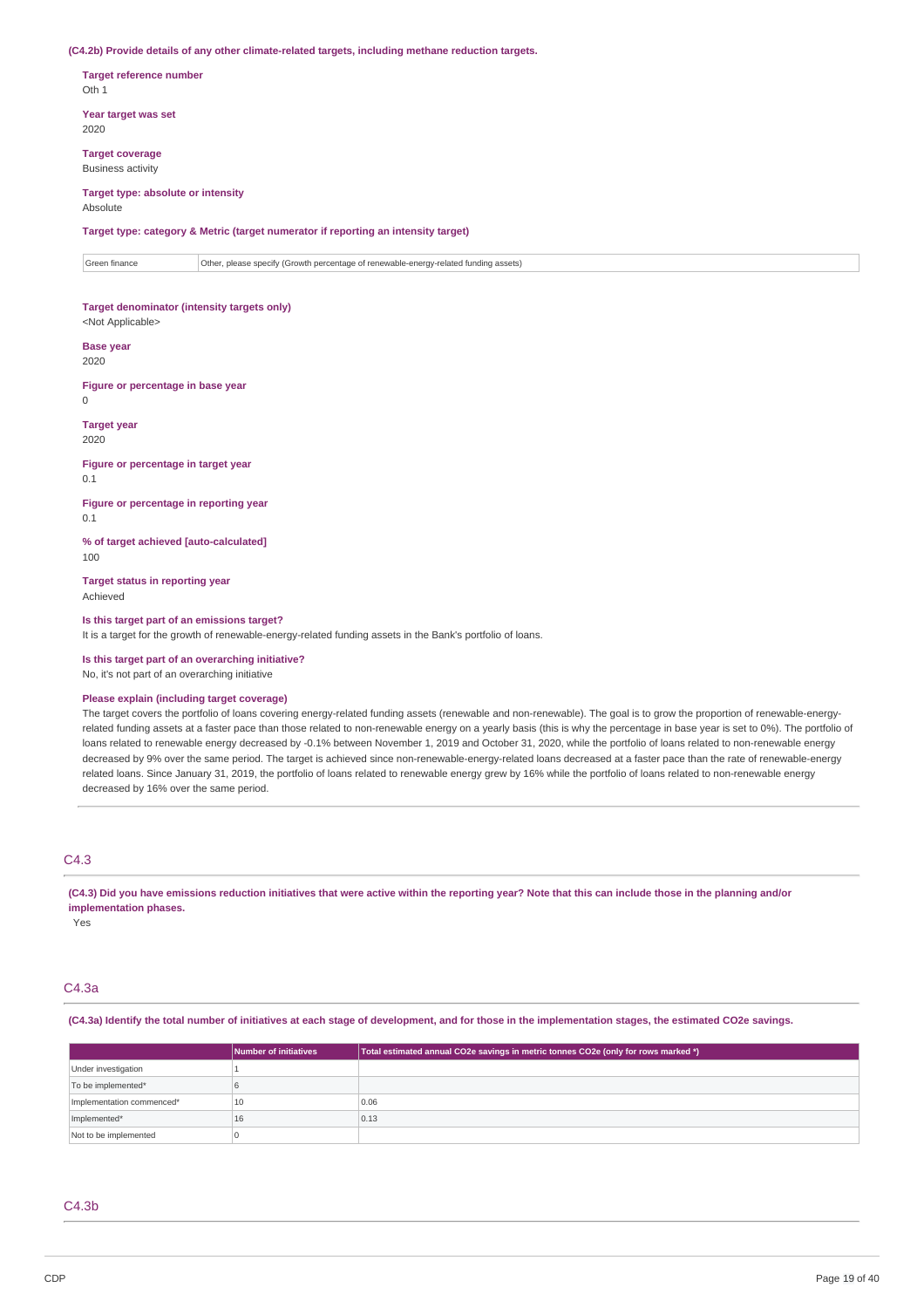**(C4.2b) Provide details of any other climate-related targets, including methane reduction targets.**

**Target reference number**
Oth 1

**Year target was set**
2020

**Target coverage**
Business activity

**Target type: absolute or intensity**
Absolute

**Target type: category & Metric (target numerator if reporting an intensity target)**

| Green finance | Other, please specify (Growth percentage of renewable-energy-related funding assets) |
|---|---|

**Target denominator (intensity targets only)**
<Not Applicable>

**Base year**
2020

**Figure or percentage in base year**
0

**Target year**
2020

**Figure or percentage in target year**
0.1

**Figure or percentage in reporting year**
0.1

**% of target achieved [auto-calculated]**
100

**Target status in reporting year**
Achieved

**Is this target part of an emissions target?**
It is a target for the growth of renewable-energy-related funding assets in the Bank's portfolio of loans.

**Is this target part of an overarching initiative?**
No, it's not part of an overarching initiative

**Please explain (including target coverage)**
The target covers the portfolio of loans covering energy-related funding assets (renewable and non-renewable). The goal is to grow the proportion of renewable-energy-related funding assets at a faster pace than those related to non-renewable energy on a yearly basis (this is why the percentage in base year is set to 0%). The portfolio of loans related to renewable energy decreased by -0.1% between November 1, 2019 and October 31, 2020, while the portfolio of loans related to non-renewable energy decreased by 9% over the same period. The target is achieved since non-renewable-energy-related loans decreased at a faster pace than the rate of renewable-energy related loans. Since January 31, 2019, the portfolio of loans related to renewable energy grew by 16% while the portfolio of loans related to non-renewable energy decreased by 16% over the same period.

## C4.3

**(C4.3) Did you have emissions reduction initiatives that were active within the reporting year? Note that this can include those in the planning and/or implementation phases.**
Yes

## C4.3a

**(C4.3a) Identify the total number of initiatives at each stage of development, and for those in the implementation stages, the estimated CO2e savings.**

| | Number of initiatives | Total estimated annual CO2e savings in metric tonnes CO2e (only for rows marked *) |
|---|---|---|
| Under investigation | 1 | |
| To be implemented* | 6 | |
| Implementation commenced* | 10 | 0.06 |
| Implemented* | 16 | 0.13 |
| Not to be implemented | 0 | |

## C4.3b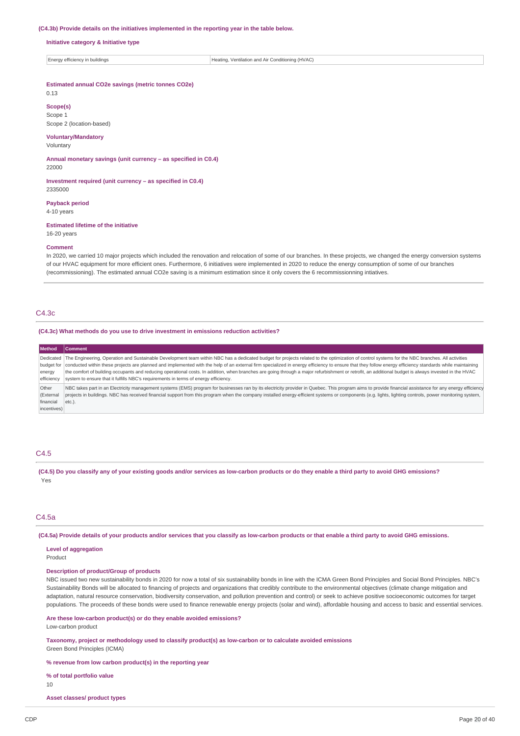**(C4.3b) Provide details on the initiatives implemented in the reporting year in the table below.**

**Initiative category & Initiative type**

| Energy efficiency in buildings | Heating, Ventilation and Air Conditioning (HVAC) |
|---|---|

**Estimated annual CO2e savings (metric tonnes CO2e)**

0.13

**Scope(s)**

Scope 1

Scope 2 (location-based)

**Voluntary/Mandatory**

Voluntary

**Annual monetary savings (unit currency – as specified in C0.4)**

22000

**Investment required (unit currency – as specified in C0.4)**

2335000

**Payback period**

4-10 years

**Estimated lifetime of the initiative**

16-20 years

**Comment**

In 2020, we carried 10 major projects which included the renovation and relocation of some of our branches. In these projects, we changed the energy conversion systems of our HVAC equipment for more efficient ones. Furthermore, 6 initiatives were implemented in 2020 to reduce the energy consumption of some of our branches (recommissioning). The estimated annual CO2e saving is a minimum estimation since it only covers the 6 recommissionning intiatives.

## C4.3c

**(C4.3c) What methods do you use to drive investment in emissions reduction activities?**

| Method | Comment |
|---|---|
| Dedicated budget for energy efficiency | The Engineering, Operation and Sustainable Development team within NBC has a dedicated budget for projects related to the optimization of control systems for the NBC branches. All activities conducted within these projects are planned and implemented with the help of an external firm specialized in energy efficiency to ensure that they follow energy efficiency standards while maintaining the comfort of building occupants and reducing operational costs. In addition, when branches are going through a major refurbishment or retrofit, an additional budget is always invested in the HVAC system to ensure that it fulfills NBC's requirements in terms of energy efficiency. |
| Other (External financial incentives) | NBC takes part in an Electricity management systems (EMS) program for businesses ran by its electricity provider in Quebec. This program aims to provide financial assistance for any energy efficiency projects in buildings. NBC has received financial support from this program when the company installed energy-efficient systems or components (e.g. lights, lighting controls, power monitoring system, etc.). |

## C4.5

**(C4.5) Do you classify any of your existing goods and/or services as low-carbon products or do they enable a third party to avoid GHG emissions?**

Yes

## C4.5a

**(C4.5a) Provide details of your products and/or services that you classify as low-carbon products or that enable a third party to avoid GHG emissions.**

**Level of aggregation**

Product

**Description of product/Group of products**

NBC issued two new sustainability bonds in 2020 for now a total of six sustainability bonds in line with the ICMA Green Bond Principles and Social Bond Principles. NBC's Sustainability Bonds will be allocated to financing of projects and organizations that credibly contribute to the environmental objectives (climate change mitigation and adaptation, natural resource conservation, biodiversity conservation, and pollution prevention and control) or seek to achieve positive socioeconomic outcomes for target populations. The proceeds of these bonds were used to finance renewable energy projects (solar and wind), affordable housing and access to basic and essential services.

**Are these low-carbon product(s) or do they enable avoided emissions?**

Low-carbon product

**Taxonomy, project or methodology used to classify product(s) as low-carbon or to calculate avoided emissions**

Green Bond Principles (ICMA)

**% revenue from low carbon product(s) in the reporting year**

**% of total portfolio value**

10

**Asset classes/ product types**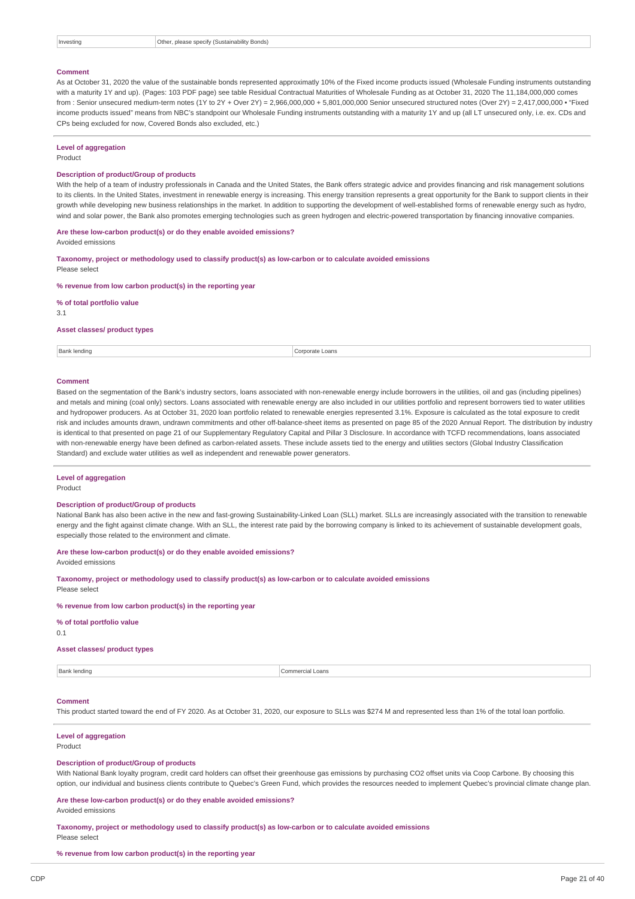| Investing | Other, please specify (Sustainability Bonds) |
|---|---|

#### Comment

As at October 31, 2020 the value of the sustainable bonds represented approximatly 10% of the Fixed income products issued (Wholesale Funding instruments outstanding with a maturity 1Y and up). (Pages: 103 PDF page) see table Residual Contractual Maturities of Wholesale Funding as at October 31, 2020 The 11,184,000,000 comes from : Senior unsecured medium-term notes (1Y to 2Y + Over 2Y) = 2,966,000,000 + 5,801,000,000 Senior unsecured structured notes (Over 2Y) = 2,417,000,000 • "Fixed income products issued" means from NBC's standpoint our Wholesale Funding instruments outstanding with a maturity 1Y and up (all LT unsecured only, i.e. ex. CDs and CPs being excluded for now, Covered Bonds also excluded, etc.)

#### Level of aggregation

Product

#### Description of product/Group of products

With the help of a team of industry professionals in Canada and the United States, the Bank offers strategic advice and provides financing and risk management solutions to its clients. In the United States, investment in renewable energy is increasing. This energy transition represents a great opportunity for the Bank to support clients in their growth while developing new business relationships in the market. In addition to supporting the development of well-established forms of renewable energy such as hydro, wind and solar power, the Bank also promotes emerging technologies such as green hydrogen and electric-powered transportation by financing innovative companies.

#### Are these low-carbon product(s) or do they enable avoided emissions?

Avoided emissions

#### Taxonomy, project or methodology used to classify product(s) as low-carbon or to calculate avoided emissions

Please select

#### % revenue from low carbon product(s) in the reporting year

#### % of total portfolio value

3.1

#### Asset classes/ product types

| Bank lending | Corporate Loans |
|---|---|

#### Comment

Based on the segmentation of the Bank's industry sectors, loans associated with non-renewable energy include borrowers in the utilities, oil and gas (including pipelines) and metals and mining (coal only) sectors. Loans associated with renewable energy are also included in our utilities portfolio and represent borrowers tied to water utilities and hydropower producers. As at October 31, 2020 loan portfolio related to renewable energies represented 3.1%. Exposure is calculated as the total exposure to credit risk and includes amounts drawn, undrawn commitments and other off-balance-sheet items as presented on page 85 of the 2020 Annual Report. The distribution by industry is identical to that presented on page 21 of our Supplementary Regulatory Capital and Pillar 3 Disclosure. In accordance with TCFD recommendations, loans associated with non-renewable energy have been defined as carbon-related assets. These include assets tied to the energy and utilities sectors (Global Industry Classification Standard) and exclude water utilities as well as independent and renewable power generators.

#### Level of aggregation

Product

#### Description of product/Group of products

National Bank has also been active in the new and fast-growing Sustainability-Linked Loan (SLL) market. SLLs are increasingly associated with the transition to renewable energy and the fight against climate change. With an SLL, the interest rate paid by the borrowing company is linked to its achievement of sustainable development goals, especially those related to the environment and climate.

#### Are these low-carbon product(s) or do they enable avoided emissions?

Avoided emissions

#### Taxonomy, project or methodology used to classify product(s) as low-carbon or to calculate avoided emissions

Please select

#### % revenue from low carbon product(s) in the reporting year

#### % of total portfolio value

0.1

#### Asset classes/ product types

| Bank lending | Commercial Loans |
|---|---|

#### Comment

This product started toward the end of FY 2020. As at October 31, 2020, our exposure to SLLs was $274 M and represented less than 1% of the total loan portfolio.

#### Level of aggregation

Product

#### Description of product/Group of products

With National Bank loyalty program, credit card holders can offset their greenhouse gas emissions by purchasing CO2 offset units via Coop Carbone. By choosing this option, our individual and business clients contribute to Quebec's Green Fund, which provides the resources needed to implement Quebec's provincial climate change plan.

#### Are these low-carbon product(s) or do they enable avoided emissions?

Avoided emissions

#### Taxonomy, project or methodology used to classify product(s) as low-carbon or to calculate avoided emissions

Please select

#### % revenue from low carbon product(s) in the reporting year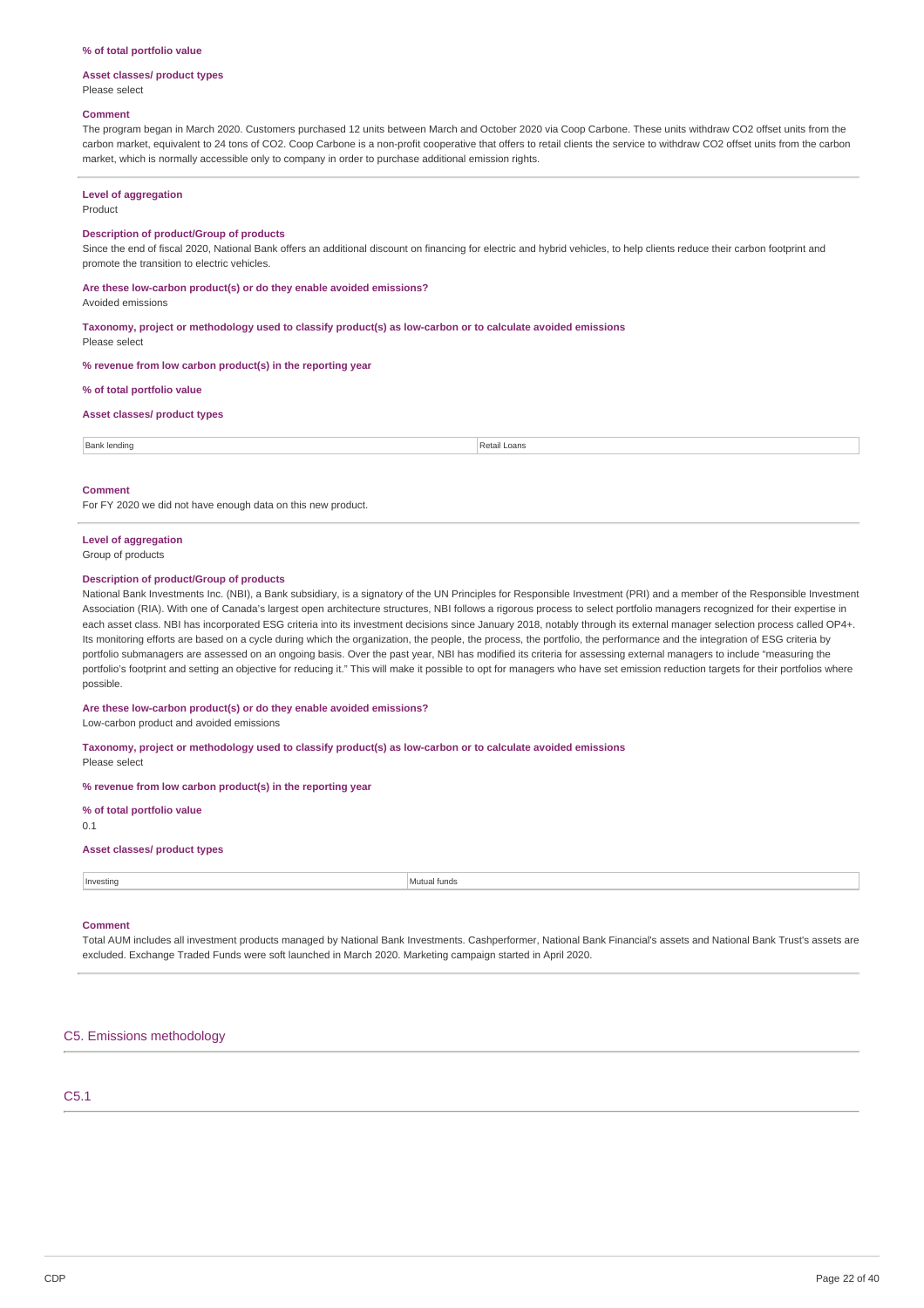**% of total portfolio value**

**Asset classes/ product types**

Please select

**Comment**

The program began in March 2020. Customers purchased 12 units between March and October 2020 via Coop Carbone. These units withdraw CO2 offset units from the carbon market, equivalent to 24 tons of CO2. Coop Carbone is a non-profit cooperative that offers to retail clients the service to withdraw CO2 offset units from the carbon market, which is normally accessible only to company in order to purchase additional emission rights.

**Level of aggregation**

Product

**Description of product/Group of products**

Since the end of fiscal 2020, National Bank offers an additional discount on financing for electric and hybrid vehicles, to help clients reduce their carbon footprint and promote the transition to electric vehicles.

**Are these low-carbon product(s) or do they enable avoided emissions?**

Avoided emissions

**Taxonomy, project or methodology used to classify product(s) as low-carbon or to calculate avoided emissions**

Please select

**% revenue from low carbon product(s) in the reporting year**

**% of total portfolio value**

**Asset classes/ product types**

| Bank lending | Retail Loans |
|---|---|

**Comment**

For FY 2020 we did not have enough data on this new product.

**Level of aggregation**

Group of products

**Description of product/Group of products**

National Bank Investments Inc. (NBI), a Bank subsidiary, is a signatory of the UN Principles for Responsible Investment (PRI) and a member of the Responsible Investment Association (RIA). With one of Canada's largest open architecture structures, NBI follows a rigorous process to select portfolio managers recognized for their expertise in each asset class. NBI has incorporated ESG criteria into its investment decisions since January 2018, notably through its external manager selection process called OP4+. Its monitoring efforts are based on a cycle during which the organization, the people, the process, the portfolio, the performance and the integration of ESG criteria by portfolio submanagers are assessed on an ongoing basis. Over the past year, NBI has modified its criteria for assessing external managers to include "measuring the portfolio's footprint and setting an objective for reducing it." This will make it possible to opt for managers who have set emission reduction targets for their portfolios where possible.

**Are these low-carbon product(s) or do they enable avoided emissions?**

Low-carbon product and avoided emissions

**Taxonomy, project or methodology used to classify product(s) as low-carbon or to calculate avoided emissions**

Please select

**% revenue from low carbon product(s) in the reporting year**

**% of total portfolio value**

0.1

**Asset classes/ product types**

| Investing | Mutual funds |
|---|---|

**Comment**

Total AUM includes all investment products managed by National Bank Investments. Cashperformer, National Bank Financial's assets and National Bank Trust's assets are excluded. Exchange Traded Funds were soft launched in March 2020. Marketing campaign started in April 2020.

## C5. Emissions methodology

### C5.1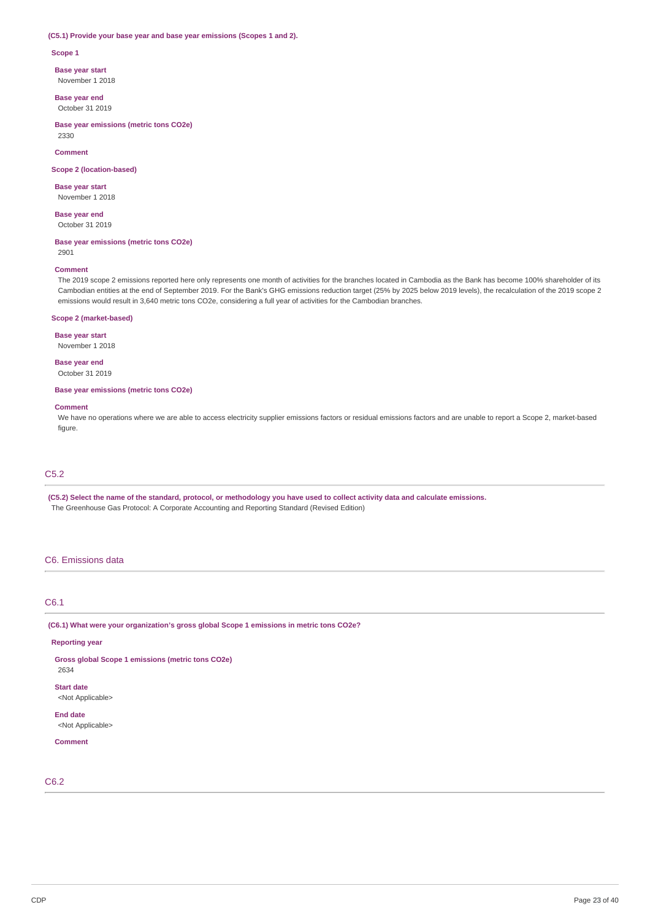**(C5.1) Provide your base year and base year emissions (Scopes 1 and 2).**

**Scope 1**

**Base year start**
November 1 2018

**Base year end**
October 31 2019

**Base year emissions (metric tons CO2e)**
2330

**Comment**

**Scope 2 (location-based)**

**Base year start**
November 1 2018

**Base year end**
October 31 2019

**Base year emissions (metric tons CO2e)**
2901

**Comment**
The 2019 scope 2 emissions reported here only represents one month of activities for the branches located in Cambodia as the Bank has become 100% shareholder of its Cambodian entities at the end of September 2019. For the Bank's GHG emissions reduction target (25% by 2025 below 2019 levels), the recalculation of the 2019 scope 2 emissions would result in 3,640 metric tons CO2e, considering a full year of activities for the Cambodian branches.

**Scope 2 (market-based)**

**Base year start**
November 1 2018

**Base year end**
October 31 2019

**Base year emissions (metric tons CO2e)**

**Comment**
We have no operations where we are able to access electricity supplier emissions factors or residual emissions factors and are unable to report a Scope 2, market-based figure.

## C5.2

**(C5.2) Select the name of the standard, protocol, or methodology you have used to collect activity data and calculate emissions.**
The Greenhouse Gas Protocol: A Corporate Accounting and Reporting Standard (Revised Edition)

# C6. Emissions data

## C6.1

**(C6.1) What were your organization's gross global Scope 1 emissions in metric tons CO2e?**

**Reporting year**

**Gross global Scope 1 emissions (metric tons CO2e)**
2634

**Start date**
<Not Applicable>

**End date**
<Not Applicable>

**Comment**

## C6.2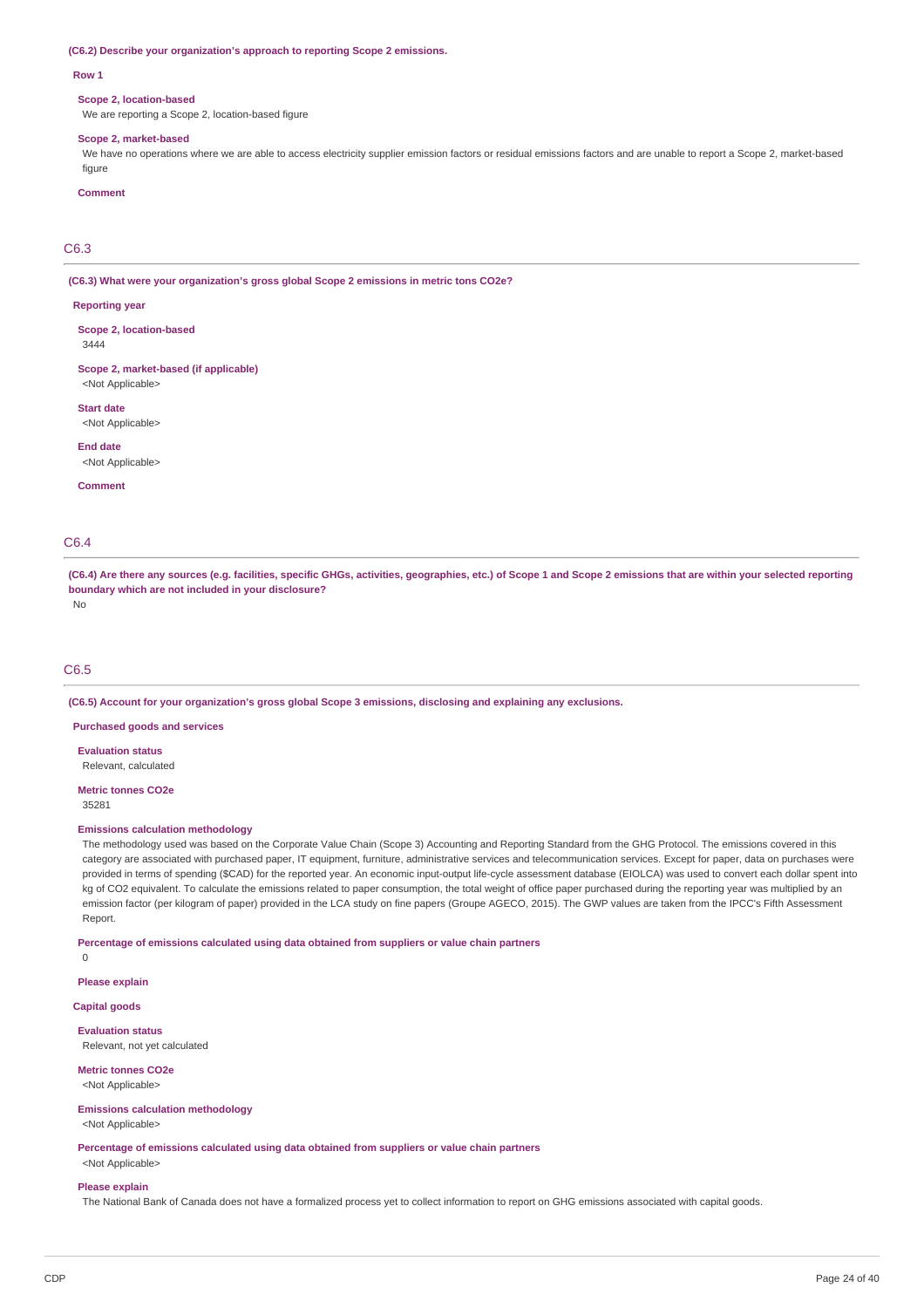**(C6.2) Describe your organization's approach to reporting Scope 2 emissions.**

**Row 1**

**Scope 2, location-based**
We are reporting a Scope 2, location-based figure

**Scope 2, market-based**
We have no operations where we are able to access electricity supplier emission factors or residual emissions factors and are unable to report a Scope 2, market-based figure

**Comment**

## C6.3

**(C6.3) What were your organization's gross global Scope 2 emissions in metric tons CO2e?**

**Reporting year**

**Scope 2, location-based**
3444

**Scope 2, market-based (if applicable)**
<Not Applicable>

**Start date**
<Not Applicable>

**End date**
<Not Applicable>

**Comment**

## C6.4

**(C6.4) Are there any sources (e.g. facilities, specific GHGs, activities, geographies, etc.) of Scope 1 and Scope 2 emissions that are within your selected reporting boundary which are not included in your disclosure?**
No

## C6.5

**(C6.5) Account for your organization's gross global Scope 3 emissions, disclosing and explaining any exclusions.**

**Purchased goods and services**

**Evaluation status**
Relevant, calculated

**Metric tonnes CO2e**
35281

**Emissions calculation methodology**
The methodology used was based on the Corporate Value Chain (Scope 3) Accounting and Reporting Standard from the GHG Protocol. The emissions covered in this category are associated with purchased paper, IT equipment, furniture, administrative services and telecommunication services. Except for paper, data on purchases were provided in terms of spending ($CAD) for the reported year. An economic input-output life-cycle assessment database (EIOLCA) was used to convert each dollar spent into kg of CO2 equivalent. To calculate the emissions related to paper consumption, the total weight of office paper purchased during the reporting year was multiplied by an emission factor (per kilogram of paper) provided in the LCA study on fine papers (Groupe AGECO, 2015). The GWP values are taken from the IPCC's Fifth Assessment Report.

**Percentage of emissions calculated using data obtained from suppliers or value chain partners**
0

**Please explain**

**Capital goods**

**Evaluation status**
Relevant, not yet calculated

**Metric tonnes CO2e**
<Not Applicable>

**Emissions calculation methodology**
<Not Applicable>

**Percentage of emissions calculated using data obtained from suppliers or value chain partners**
<Not Applicable>

**Please explain**
The National Bank of Canada does not have a formalized process yet to collect information to report on GHG emissions associated with capital goods.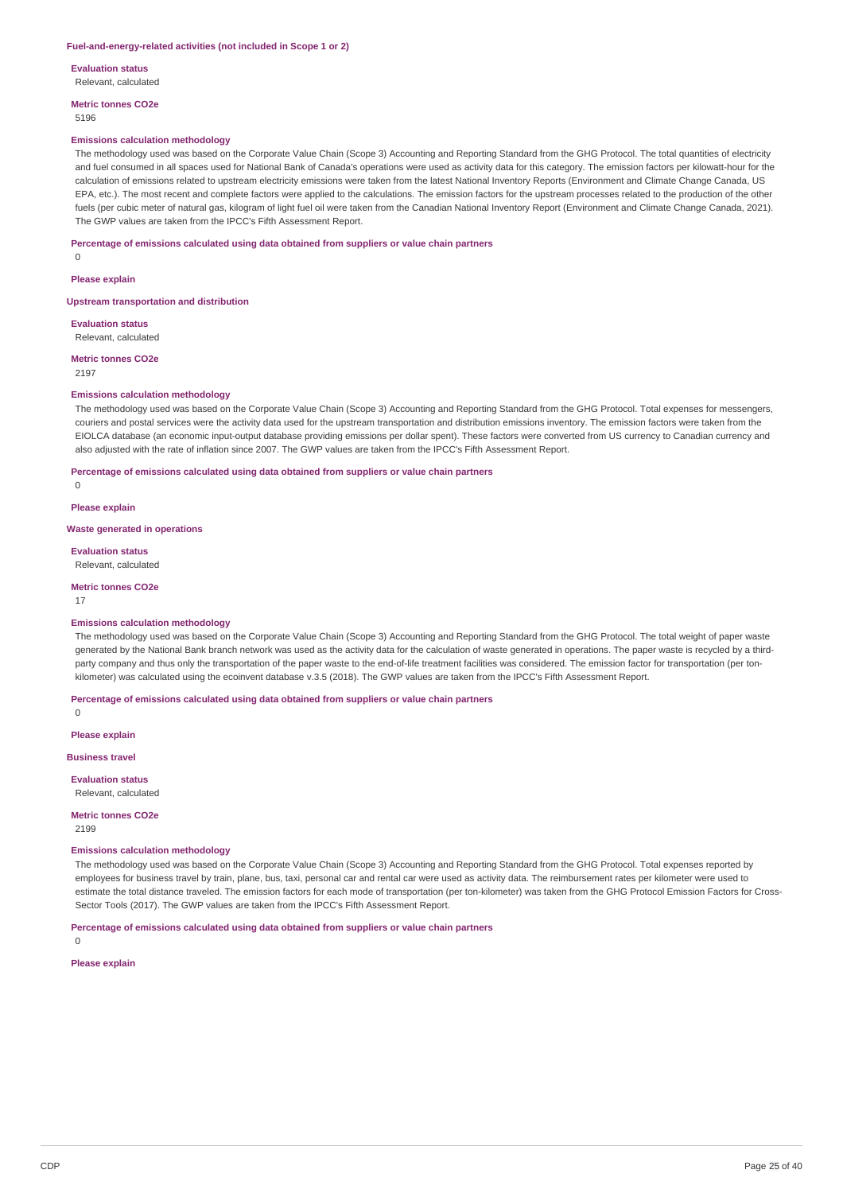### Fuel-and-energy-related activities (not included in Scope 1 or 2)

**Evaluation status**

Relevant, calculated

**Metric tonnes CO2e**

5196

**Emissions calculation methodology**

The methodology used was based on the Corporate Value Chain (Scope 3) Accounting and Reporting Standard from the GHG Protocol. The total quantities of electricity and fuel consumed in all spaces used for National Bank of Canada's operations were used as activity data for this category. The emission factors per kilowatt-hour for the calculation of emissions related to upstream electricity emissions were taken from the latest National Inventory Reports (Environment and Climate Change Canada, US EPA, etc.). The most recent and complete factors were applied to the calculations. The emission factors for the upstream processes related to the production of the other fuels (per cubic meter of natural gas, kilogram of light fuel oil were taken from the Canadian National Inventory Report (Environment and Climate Change Canada, 2021). The GWP values are taken from the IPCC's Fifth Assessment Report.

**Percentage of emissions calculated using data obtained from suppliers or value chain partners**

0

**Please explain**

### Upstream transportation and distribution

**Evaluation status**

Relevant, calculated

**Metric tonnes CO2e**

2197

**Emissions calculation methodology**

The methodology used was based on the Corporate Value Chain (Scope 3) Accounting and Reporting Standard from the GHG Protocol. Total expenses for messengers, couriers and postal services were the activity data used for the upstream transportation and distribution emissions inventory. The emission factors were taken from the EIOLCA database (an economic input-output database providing emissions per dollar spent). These factors were converted from US currency to Canadian currency and also adjusted with the rate of inflation since 2007. The GWP values are taken from the IPCC's Fifth Assessment Report.

**Percentage of emissions calculated using data obtained from suppliers or value chain partners**

0

**Please explain**

### Waste generated in operations

**Evaluation status**

Relevant, calculated

**Metric tonnes CO2e**

17

**Emissions calculation methodology**

The methodology used was based on the Corporate Value Chain (Scope 3) Accounting and Reporting Standard from the GHG Protocol. The total weight of paper waste generated by the National Bank branch network was used as the activity data for the calculation of waste generated in operations. The paper waste is recycled by a third-party company and thus only the transportation of the paper waste to the end-of-life treatment facilities was considered. The emission factor for transportation (per ton-kilometer) was calculated using the ecoinvent database v.3.5 (2018). The GWP values are taken from the IPCC's Fifth Assessment Report.

**Percentage of emissions calculated using data obtained from suppliers or value chain partners**

0

**Please explain**

### Business travel

**Evaluation status**

Relevant, calculated

**Metric tonnes CO2e**

2199

**Emissions calculation methodology**

The methodology used was based on the Corporate Value Chain (Scope 3) Accounting and Reporting Standard from the GHG Protocol. Total expenses reported by employees for business travel by train, plane, bus, taxi, personal car and rental car were used as activity data. The reimbursement rates per kilometer were used to estimate the total distance traveled. The emission factors for each mode of transportation (per ton-kilometer) was taken from the GHG Protocol Emission Factors for Cross-Sector Tools (2017). The GWP values are taken from the IPCC's Fifth Assessment Report.

**Percentage of emissions calculated using data obtained from suppliers or value chain partners**

0

**Please explain**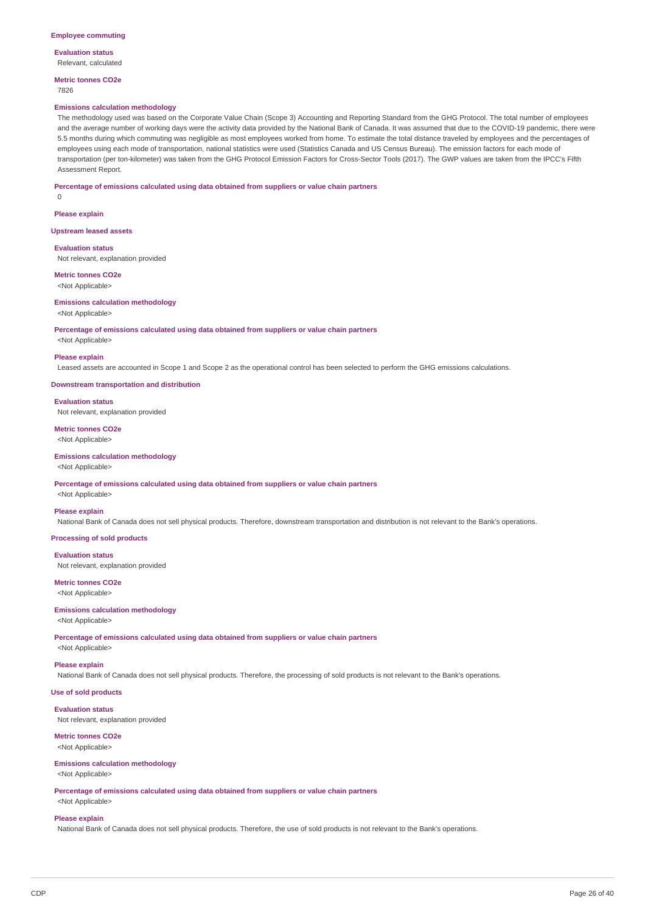**Employee commuting**

**Evaluation status**
Relevant, calculated

**Metric tonnes CO2e**
7826

**Emissions calculation methodology**
The methodology used was based on the Corporate Value Chain (Scope 3) Accounting and Reporting Standard from the GHG Protocol. The total number of employees and the average number of working days were the activity data provided by the National Bank of Canada. It was assumed that due to the COVID-19 pandemic, there were 5.5 months during which commuting was negligible as most employees worked from home. To estimate the total distance traveled by employees and the percentages of employees using each mode of transportation, national statistics were used (Statistics Canada and US Census Bureau). The emission factors for each mode of transportation (per ton-kilometer) was taken from the GHG Protocol Emission Factors for Cross-Sector Tools (2017). The GWP values are taken from the IPCC's Fifth Assessment Report.

**Percentage of emissions calculated using data obtained from suppliers or value chain partners**
0

**Please explain**

**Upstream leased assets**

**Evaluation status**
Not relevant, explanation provided

**Metric tonnes CO2e**
<Not Applicable>

**Emissions calculation methodology**
<Not Applicable>

**Percentage of emissions calculated using data obtained from suppliers or value chain partners**
<Not Applicable>

**Please explain**
Leased assets are accounted in Scope 1 and Scope 2 as the operational control has been selected to perform the GHG emissions calculations.

**Downstream transportation and distribution**

**Evaluation status**
Not relevant, explanation provided

**Metric tonnes CO2e**
<Not Applicable>

**Emissions calculation methodology**
<Not Applicable>

**Percentage of emissions calculated using data obtained from suppliers or value chain partners**
<Not Applicable>

**Please explain**
National Bank of Canada does not sell physical products. Therefore, downstream transportation and distribution is not relevant to the Bank's operations.

**Processing of sold products**

**Evaluation status**
Not relevant, explanation provided

**Metric tonnes CO2e**
<Not Applicable>

**Emissions calculation methodology**
<Not Applicable>

**Percentage of emissions calculated using data obtained from suppliers or value chain partners**
<Not Applicable>

**Please explain**
National Bank of Canada does not sell physical products. Therefore, the processing of sold products is not relevant to the Bank's operations.

**Use of sold products**

**Evaluation status**
Not relevant, explanation provided

**Metric tonnes CO2e**
<Not Applicable>

**Emissions calculation methodology**
<Not Applicable>

**Percentage of emissions calculated using data obtained from suppliers or value chain partners**
<Not Applicable>

**Please explain**
National Bank of Canada does not sell physical products. Therefore, the use of sold products is not relevant to the Bank's operations.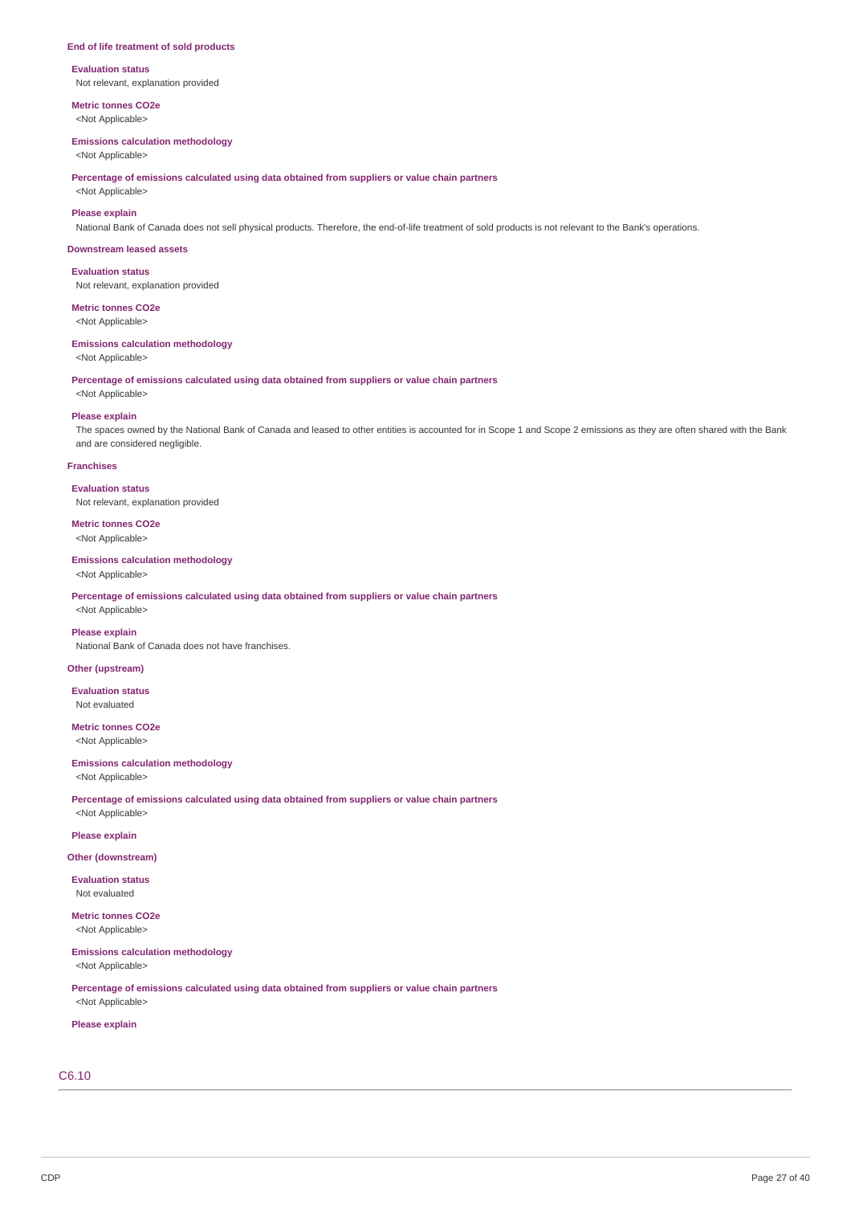**End of life treatment of sold products**

**Evaluation status**
Not relevant, explanation provided

**Metric tonnes CO2e**
<Not Applicable>

**Emissions calculation methodology**
<Not Applicable>

**Percentage of emissions calculated using data obtained from suppliers or value chain partners**
<Not Applicable>

**Please explain**
National Bank of Canada does not sell physical products. Therefore, the end-of-life treatment of sold products is not relevant to the Bank's operations.

**Downstream leased assets**

**Evaluation status**
Not relevant, explanation provided

**Metric tonnes CO2e**
<Not Applicable>

**Emissions calculation methodology**
<Not Applicable>

**Percentage of emissions calculated using data obtained from suppliers or value chain partners**
<Not Applicable>

**Please explain**
The spaces owned by the National Bank of Canada and leased to other entities is accounted for in Scope 1 and Scope 2 emissions as they are often shared with the Bank and are considered negligible.

**Franchises**

**Evaluation status**
Not relevant, explanation provided

**Metric tonnes CO2e**
<Not Applicable>

**Emissions calculation methodology**
<Not Applicable>

**Percentage of emissions calculated using data obtained from suppliers or value chain partners**
<Not Applicable>

**Please explain**
National Bank of Canada does not have franchises.

**Other (upstream)**

**Evaluation status**
Not evaluated

**Metric tonnes CO2e**
<Not Applicable>

**Emissions calculation methodology**
<Not Applicable>

**Percentage of emissions calculated using data obtained from suppliers or value chain partners**
<Not Applicable>

**Please explain**

**Other (downstream)**

**Evaluation status**
Not evaluated

**Metric tonnes CO2e**
<Not Applicable>

**Emissions calculation methodology**
<Not Applicable>

**Percentage of emissions calculated using data obtained from suppliers or value chain partners**
<Not Applicable>

**Please explain**

## C6.10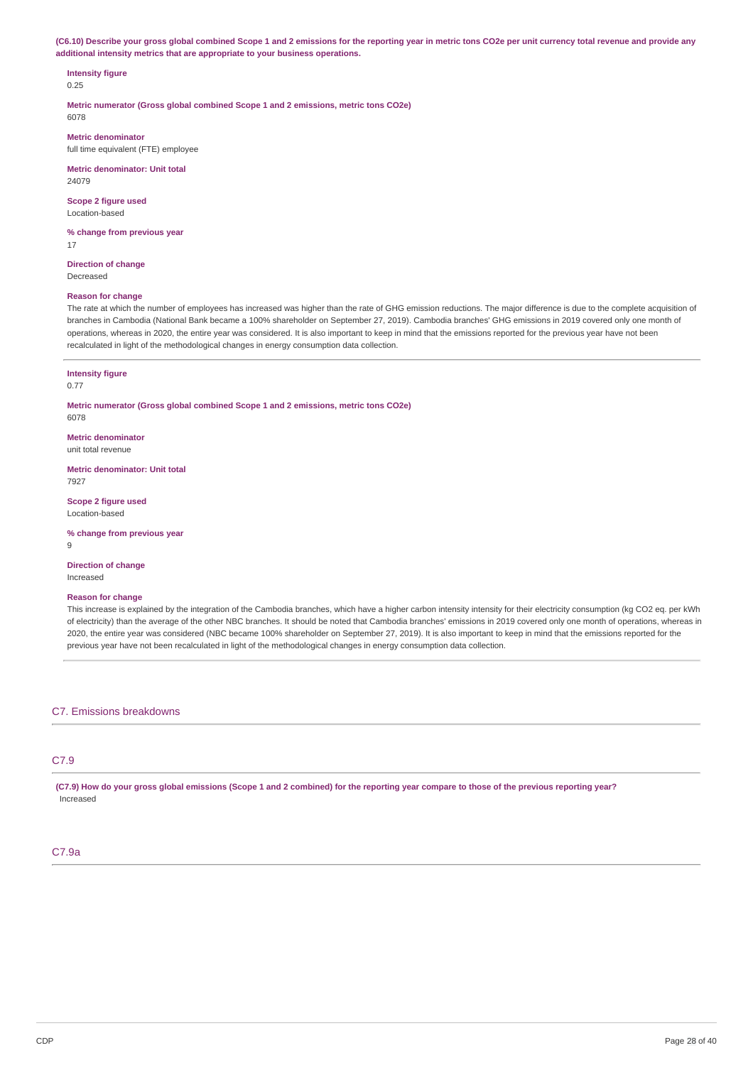**(C6.10) Describe your gross global combined Scope 1 and 2 emissions for the reporting year in metric tons CO2e per unit currency total revenue and provide any additional intensity metrics that are appropriate to your business operations.**

**Intensity figure**
0.25

**Metric numerator (Gross global combined Scope 1 and 2 emissions, metric tons CO2e)**
6078

**Metric denominator**
full time equivalent (FTE) employee

**Metric denominator: Unit total**
24079

**Scope 2 figure used**
Location-based

**% change from previous year**
17

**Direction of change**
Decreased

**Reason for change**
The rate at which the number of employees has increased was higher than the rate of GHG emission reductions. The major difference is due to the complete acquisition of branches in Cambodia (National Bank became a 100% shareholder on September 27, 2019). Cambodia branches' GHG emissions in 2019 covered only one month of operations, whereas in 2020, the entire year was considered. It is also important to keep in mind that the emissions reported for the previous year have not been recalculated in light of the methodological changes in energy consumption data collection.

---

**Intensity figure**
0.77

**Metric numerator (Gross global combined Scope 1 and 2 emissions, metric tons CO2e)**
6078

**Metric denominator**
unit total revenue

**Metric denominator: Unit total**
7927

**Scope 2 figure used**
Location-based

**% change from previous year**
9

**Direction of change**
Increased

**Reason for change**
This increase is explained by the integration of the Cambodia branches, which have a higher carbon intensity intensity for their electricity consumption (kg CO2 eq. per kWh of electricity) than the average of the other NBC branches. It should be noted that Cambodia branches' emissions in 2019 covered only one month of operations, whereas in 2020, the entire year was considered (NBC became 100% shareholder on September 27, 2019). It is also important to keep in mind that the emissions reported for the previous year have not been recalculated in light of the methodological changes in energy consumption data collection.

## C7. Emissions breakdowns

### C7.9

**(C7.9) How do your gross global emissions (Scope 1 and 2 combined) for the reporting year compare to those of the previous reporting year?**
Increased

### C7.9a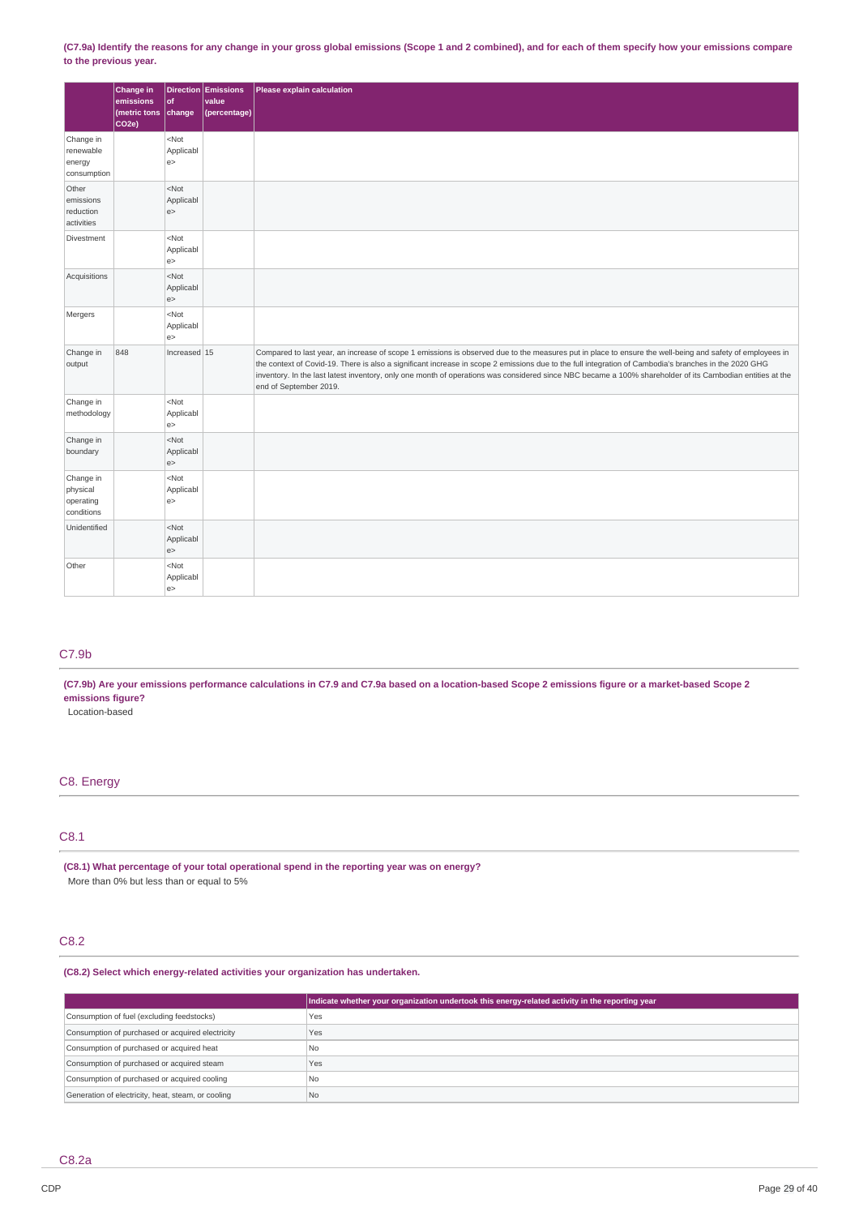**(C7.9a) Identify the reasons for any change in your gross global emissions (Scope 1 and 2 combined), and for each of them specify how your emissions compare to the previous year.**

| | Change in emissions (metric tons CO2e) | Direction of change | Emissions value (percentage) | Please explain calculation |
|---|---|---|---|---|
| Change in renewable energy consumption | | <Not Applicable> | | |
| Other emissions reduction activities | | <Not Applicable> | | |
| Divestment | | <Not Applicable> | | |
| Acquisitions | | <Not Applicable> | | |
| Mergers | | <Not Applicable> | | |
| Change in output | 848 | Increased | 15 | Compared to last year, an increase of scope 1 emissions is observed due to the measures put in place to ensure the well-being and safety of employees in the context of Covid-19. There is also a significant increase in scope 2 emissions due to the full integration of Cambodia's branches in the 2020 GHG inventory. In the last latest inventory, only one month of operations was considered since NBC became a 100% shareholder of its Cambodian entities at the end of September 2019. |
| Change in methodology | | <Not Applicable> | | |
| Change in boundary | | <Not Applicable> | | |
| Change in physical operating conditions | | <Not Applicable> | | |
| Unidentified | | <Not Applicable> | | |
| Other | | <Not Applicable> | | |

## C7.9b

**(C7.9b) Are your emissions performance calculations in C7.9 and C7.9a based on a location-based Scope 2 emissions figure or a market-based Scope 2 emissions figure?**

Location-based

# C8. Energy

## C8.1

**(C8.1) What percentage of your total operational spend in the reporting year was on energy?**

More than 0% but less than or equal to 5%

## C8.2

**(C8.2) Select which energy-related activities your organization has undertaken.**

| | Indicate whether your organization undertook this energy-related activity in the reporting year |
|---|---|
| Consumption of fuel (excluding feedstocks) | Yes |
| Consumption of purchased or acquired electricity | Yes |
| Consumption of purchased or acquired heat | No |
| Consumption of purchased or acquired steam | Yes |
| Consumption of purchased or acquired cooling | No |
| Generation of electricity, heat, steam, or cooling | No |

## C8.2a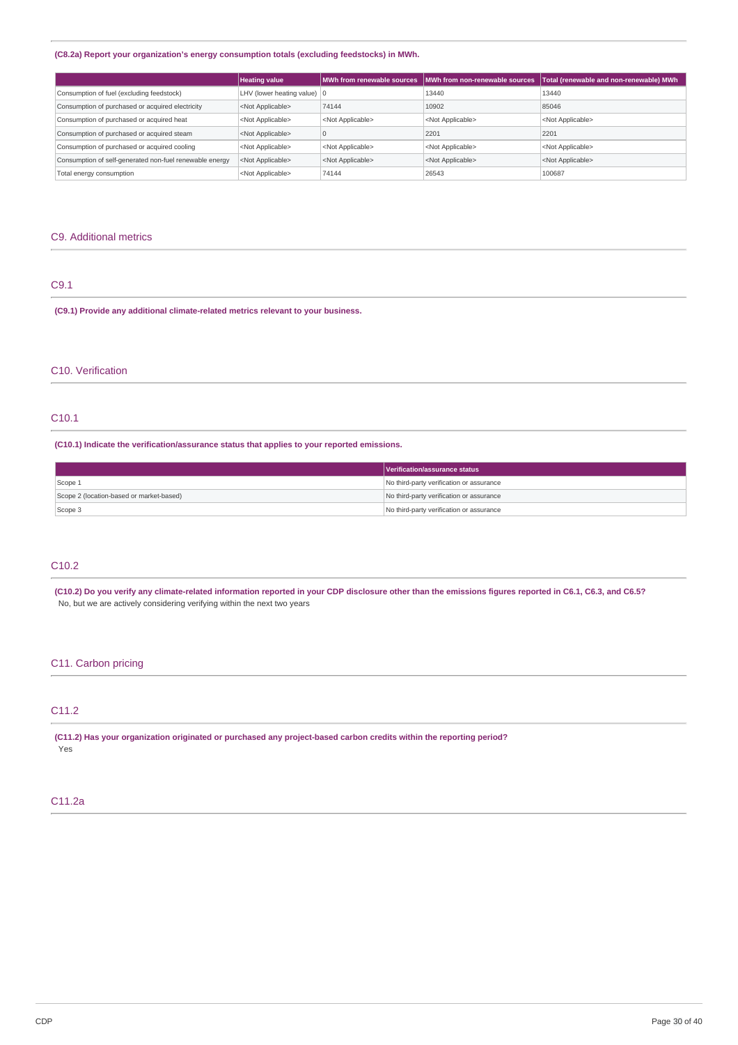**(C8.2a) Report your organization's energy consumption totals (excluding feedstocks) in MWh.**

| | Heating value | MWh from renewable sources | MWh from non-renewable sources | Total (renewable and non-renewable) MWh |
|---|---|---|---|---|
| Consumption of fuel (excluding feedstock) | LHV (lower heating value) | 0 | 13440 | 13440 |
| Consumption of purchased or acquired electricity | <Not Applicable> | 74144 | 10902 | 85046 |
| Consumption of purchased or acquired heat | <Not Applicable> | <Not Applicable> | <Not Applicable> | <Not Applicable> |
| Consumption of purchased or acquired steam | <Not Applicable> | 0 | 2201 | 2201 |
| Consumption of purchased or acquired cooling | <Not Applicable> | <Not Applicable> | <Not Applicable> | <Not Applicable> |
| Consumption of self-generated non-fuel renewable energy | <Not Applicable> | <Not Applicable> | <Not Applicable> | <Not Applicable> |
| Total energy consumption | <Not Applicable> | 74144 | 26543 | 100687 |

## C9. Additional metrics

### C9.1

**(C9.1) Provide any additional climate-related metrics relevant to your business.**

## C10. Verification

### C10.1

**(C10.1) Indicate the verification/assurance status that applies to your reported emissions.**

| | Verification/assurance status |
|---|---|
| Scope 1 | No third-party verification or assurance |
| Scope 2 (location-based or market-based) | No third-party verification or assurance |
| Scope 3 | No third-party verification or assurance |

### C10.2

**(C10.2) Do you verify any climate-related information reported in your CDP disclosure other than the emissions figures reported in C6.1, C6.3, and C6.5?**

No, but we are actively considering verifying within the next two years

## C11. Carbon pricing

### C11.2

**(C11.2) Has your organization originated or purchased any project-based carbon credits within the reporting period?**

Yes

### C11.2a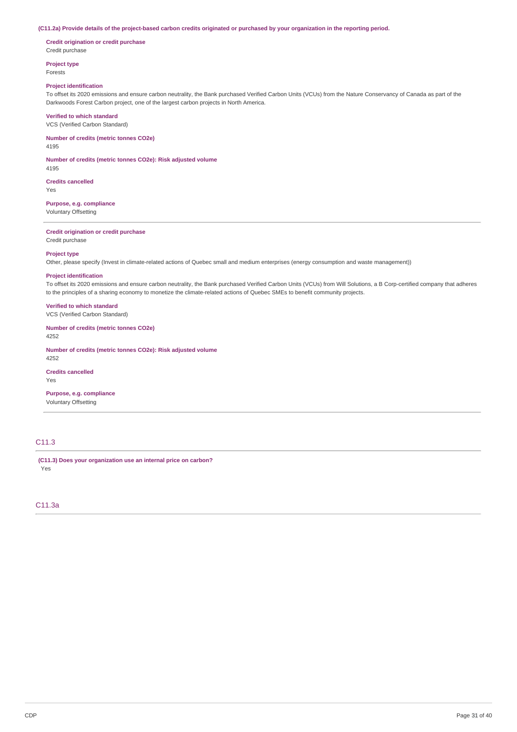**(C11.2a) Provide details of the project-based carbon credits originated or purchased by your organization in the reporting period.**

**Credit origination or credit purchase**
Credit purchase

**Project type**
Forests

**Project identification**
To offset its 2020 emissions and ensure carbon neutrality, the Bank purchased Verified Carbon Units (VCUs) from the Nature Conservancy of Canada as part of the Darkwoods Forest Carbon project, one of the largest carbon projects in North America.

**Verified to which standard**
VCS (Verified Carbon Standard)

**Number of credits (metric tonnes CO2e)**
4195

**Number of credits (metric tonnes CO2e): Risk adjusted volume**
4195

**Credits cancelled**
Yes

**Purpose, e.g. compliance**
Voluntary Offsetting

---

**Credit origination or credit purchase**
Credit purchase

**Project type**
Other, please specify (Invest in climate-related actions of Quebec small and medium enterprises (energy consumption and waste management))

**Project identification**
To offset its 2020 emissions and ensure carbon neutrality, the Bank purchased Verified Carbon Units (VCUs) from Will Solutions, a B Corp-certified company that adheres to the principles of a sharing economy to monetize the climate-related actions of Quebec SMEs to benefit community projects.

**Verified to which standard**
VCS (Verified Carbon Standard)

**Number of credits (metric tonnes CO2e)**
4252

**Number of credits (metric tonnes CO2e): Risk adjusted volume**
4252

**Credits cancelled**
Yes

**Purpose, e.g. compliance**
Voluntary Offsetting

---

## C11.3

**(C11.3) Does your organization use an internal price on carbon?**
Yes

## C11.3a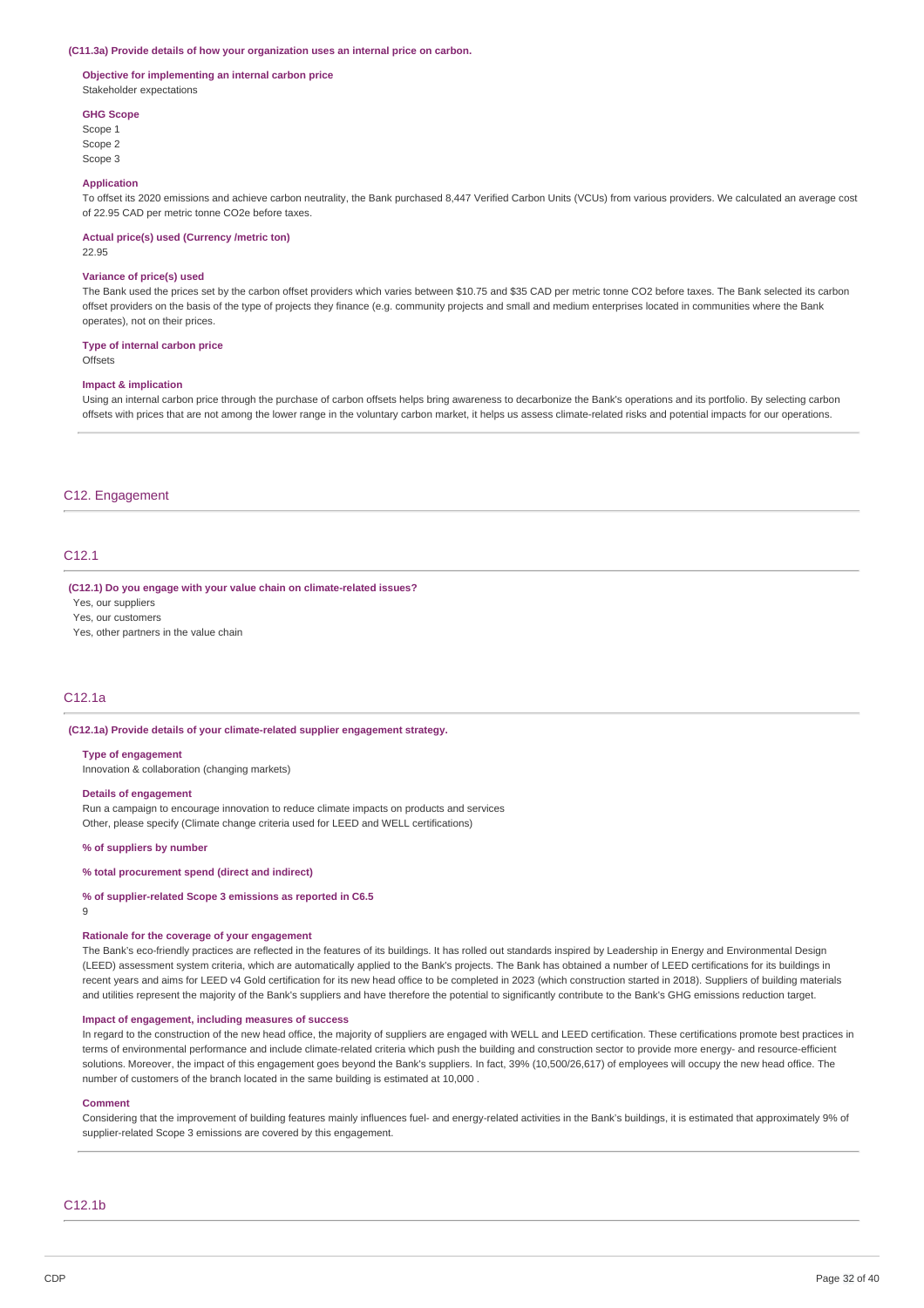**(C11.3a) Provide details of how your organization uses an internal price on carbon.**

**Objective for implementing an internal carbon price**
Stakeholder expectations

**GHG Scope**
Scope 1
Scope 2
Scope 3

**Application**
To offset its 2020 emissions and achieve carbon neutrality, the Bank purchased 8,447 Verified Carbon Units (VCUs) from various providers. We calculated an average cost of 22.95 CAD per metric tonne CO2e before taxes.

**Actual price(s) used (Currency /metric ton)**
22.95

**Variance of price(s) used**
The Bank used the prices set by the carbon offset providers which varies between $10.75 and $35 CAD per metric tonne CO2 before taxes. The Bank selected its carbon offset providers on the basis of the type of projects they finance (e.g. community projects and small and medium enterprises located in communities where the Bank operates), not on their prices.

**Type of internal carbon price**
Offsets

**Impact & implication**
Using an internal carbon price through the purchase of carbon offsets helps bring awareness to decarbonize the Bank's operations and its portfolio. By selecting carbon offsets with prices that are not among the lower range in the voluntary carbon market, it helps us assess climate-related risks and potential impacts for our operations.

## C12. Engagement

### C12.1

**(C12.1) Do you engage with your value chain on climate-related issues?**

Yes, our suppliers
Yes, our customers
Yes, other partners in the value chain

### C12.1a

**(C12.1a) Provide details of your climate-related supplier engagement strategy.**

**Type of engagement**
Innovation & collaboration (changing markets)

**Details of engagement**
Run a campaign to encourage innovation to reduce climate impacts on products and services
Other, please specify (Climate change criteria used for LEED and WELL certifications)

**% of suppliers by number**

**% total procurement spend (direct and indirect)**

**% of supplier-related Scope 3 emissions as reported in C6.5**
9

**Rationale for the coverage of your engagement**
The Bank's eco-friendly practices are reflected in the features of its buildings. It has rolled out standards inspired by Leadership in Energy and Environmental Design (LEED) assessment system criteria, which are automatically applied to the Bank's projects. The Bank has obtained a number of LEED certifications for its buildings in recent years and aims for LEED v4 Gold certification for its new head office to be completed in 2023 (which construction started in 2018). Suppliers of building materials and utilities represent the majority of the Bank's suppliers and have therefore the potential to significantly contribute to the Bank's GHG emissions reduction target.

**Impact of engagement, including measures of success**
In regard to the construction of the new head office, the majority of suppliers are engaged with WELL and LEED certification. These certifications promote best practices in terms of environmental performance and include climate-related criteria which push the building and construction sector to provide more energy- and resource-efficient solutions. Moreover, the impact of this engagement goes beyond the Bank's suppliers. In fact, 39% (10,500/26,617) of employees will occupy the new head office. The number of customers of the branch located in the same building is estimated at 10,000 .

**Comment**
Considering that the improvement of building features mainly influences fuel- and energy-related activities in the Bank's buildings, it is estimated that approximately 9% of supplier-related Scope 3 emissions are covered by this engagement.

### C12.1b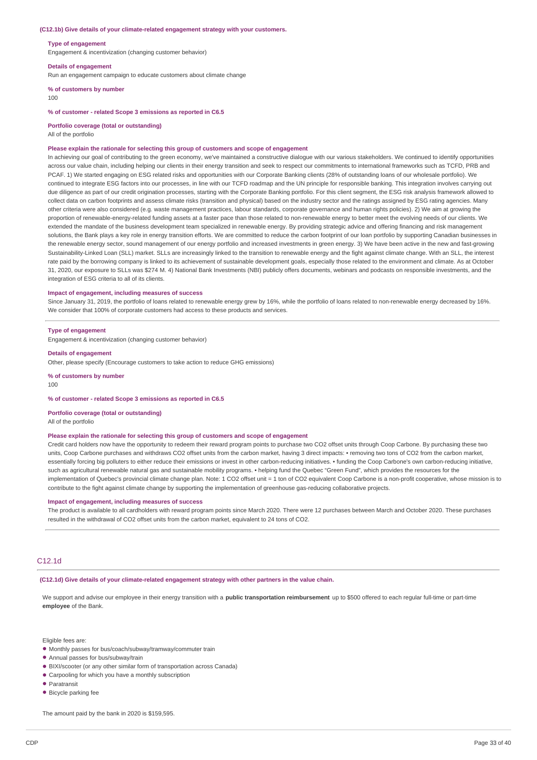**(C12.1b) Give details of your climate-related engagement strategy with your customers.**

**Type of engagement**

Engagement & incentivization (changing customer behavior)

**Details of engagement**

Run an engagement campaign to educate customers about climate change

**% of customers by number**

100

**% of customer - related Scope 3 emissions as reported in C6.5**

**Portfolio coverage (total or outstanding)**

All of the portfolio

**Please explain the rationale for selecting this group of customers and scope of engagement**

In achieving our goal of contributing to the green economy, we've maintained a constructive dialogue with our various stakeholders. We continued to identify opportunities across our value chain, including helping our clients in their energy transition and seek to respect our commitments to international frameworks such as TCFD, PRB and PCAF. 1) We started engaging on ESG related risks and opportunities with our Corporate Banking clients (28% of outstanding loans of our wholesale portfolio). We continued to integrate ESG factors into our processes, in line with our TCFD roadmap and the UN principle for responsible banking. This integration involves carrying out due diligence as part of our credit origination processes, starting with the Corporate Banking portfolio. For this client segment, the ESG risk analysis framework allowed to collect data on carbon footprints and assess climate risks (transition and physical) based on the industry sector and the ratings assigned by ESG rating agencies. Many other criteria were also considered (e.g. waste management practices, labour standards, corporate governance and human rights policies). 2) We aim at growing the proportion of renewable-energy-related funding assets at a faster pace than those related to non-renewable energy to better meet the evolving needs of our clients. We extended the mandate of the business development team specialized in renewable energy. By providing strategic advice and offering financing and risk management solutions, the Bank plays a key role in energy transition efforts. We are committed to reduce the carbon footprint of our loan portfolio by supporting Canadian businesses in the renewable energy sector, sound management of our energy portfolio and increased investments in green energy. 3) We have been active in the new and fast-growing Sustainability-Linked Loan (SLL) market. SLLs are increasingly linked to the transition to renewable energy and the fight against climate change. With an SLL, the interest rate paid by the borrowing company is linked to its achievement of sustainable development goals, especially those related to the environment and climate. As at October 31, 2020, our exposure to SLLs was $274 M. 4) National Bank Investments (NBI) publicly offers documents, webinars and podcasts on responsible investments, and the integration of ESG criteria to all of its clients.

**Impact of engagement, including measures of success**

Since January 31, 2019, the portfolio of loans related to renewable energy grew by 16%, while the portfolio of loans related to non-renewable energy decreased by 16%. We consider that 100% of corporate customers had access to these products and services.

---

**Type of engagement**

Engagement & incentivization (changing customer behavior)

**Details of engagement**

Other, please specify (Encourage customers to take action to reduce GHG emissions)

**% of customers by number**

100

**% of customer - related Scope 3 emissions as reported in C6.5**

**Portfolio coverage (total or outstanding)**

All of the portfolio

**Please explain the rationale for selecting this group of customers and scope of engagement**

Credit card holders now have the opportunity to redeem their reward program points to purchase two $CO_2$ offset units through Coop Carbone. By purchasing these two units, Coop Carbone purchases and withdraws $CO_2$ offset units from the carbon market, having 3 direct impacts: • removing two tons of $CO_2$ from the carbon market, essentially forcing big polluters to either reduce their emissions or invest in other carbon-reducing initiatives. • funding the Coop Carbone's own carbon-reducing initiative, such as agricultural renewable natural gas and sustainable mobility programs. • helping fund the Quebec "Green Fund", which provides the resources for the implementation of Quebec's provincial climate change plan. Note: 1 $CO_2$ offset unit = 1 ton of $CO_2$ equivalent Coop Carbone is a non-profit cooperative, whose mission is to contribute to the fight against climate change by supporting the implementation of greenhouse gas-reducing collaborative projects.

**Impact of engagement, including measures of success**

The product is available to all cardholders with reward program points since March 2020. There were 12 purchases between March and October 2020. These purchases resulted in the withdrawal of $CO_2$ offset units from the carbon market, equivalent to 24 tons of $CO_2$.

---

## C12.1d

**(C12.1d) Give details of your climate-related engagement strategy with other partners in the value chain.**

We support and advise our employee in their energy transition with a **public transportation reimbursement** up to $500 offered to each regular full-time or part-time **employee** of the Bank.

Eligible fees are:

- Monthly passes for bus/coach/subway/tramway/commuter train
- Annual passes for bus/subway/train
- BIXI/scooter (or any other similar form of transportation across Canada)
- Carpooling for which you have a monthly subscription
- Paratransit
- Bicycle parking fee

The amount paid by the bank in 2020 is $159,595.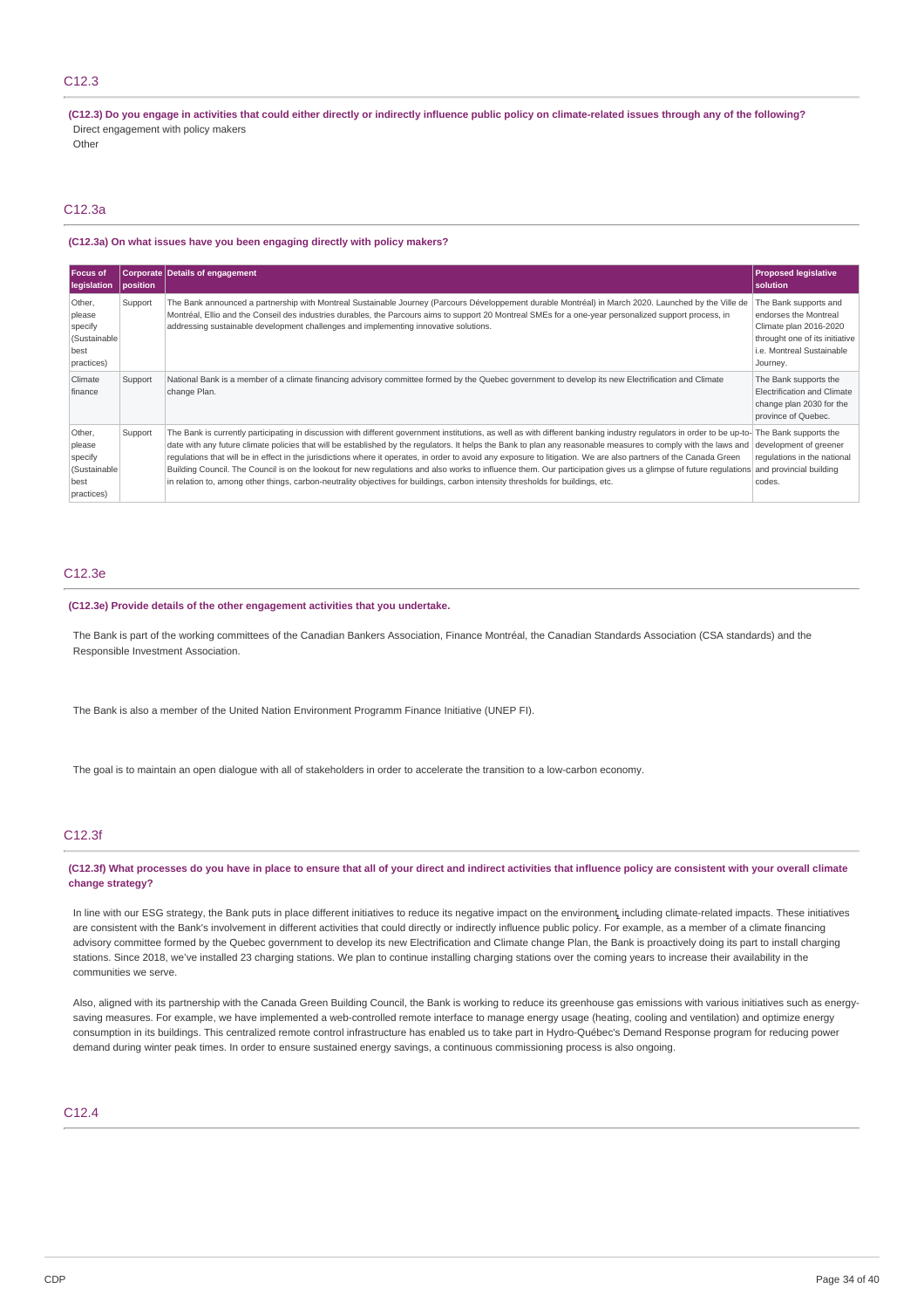## C12.3

**(C12.3) Do you engage in activities that could either directly or indirectly influence public policy on climate-related issues through any of the following?**

Direct engagement with policy makers

Other

## C12.3a

**(C12.3a) On what issues have you been engaging directly with policy makers?**

| Focus of legislation | Corporate position | Details of engagement | Proposed legislative solution |
|---|---|---|---|
| Other, please specify (Sustainable best practices) | Support | The Bank announced a partnership with Montreal Sustainable Journey (Parcours Développement durable Montréal) in March 2020. Launched by the Ville de Montréal, Ellio and the Conseil des industries durables, the Parcours aims to support 20 Montreal SMEs for a one-year personalized support process, in addressing sustainable development challenges and implementing innovative solutions. | The Bank supports and endorses the Montreal Climate plan 2016-2020 throught one of its initiative i.e. Montreal Sustainable Journey. |
| Climate finance | Support | National Bank is a member of a climate financing advisory committee formed by the Quebec government to develop its new Electrification and Climate change Plan. | The Bank supports the Electrification and Climate change plan 2030 for the province of Quebec. |
| Other, please specify (Sustainable best practices) | Support | The Bank is currently participating in discussion with different government institutions, as well as with different banking industry regulators in order to be up-to-date with any future climate policies that will be established by the regulators. It helps the Bank to plan any reasonable measures to comply with the laws and regulations that will be in effect in the jurisdictions where it operates, in order to avoid any exposure to litigation. We are also partners of the Canada Green Building Council. The Council is on the lookout for new regulations and also works to influence them. Our participation gives us a glimpse of future regulations in relation to, among other things, carbon-neutrality objectives for buildings, carbon intensity thresholds for buildings, etc. | The Bank supports the development of greener regulations in the national and provincial building codes. |

## C12.3e

**(C12.3e) Provide details of the other engagement activities that you undertake.**

The Bank is part of the working committees of the Canadian Bankers Association, Finance Montréal, the Canadian Standards Association (CSA standards) and the Responsible Investment Association.

The Bank is also a member of the United Nation Environment Programm Finance Initiative (UNEP FI).

The goal is to maintain an open dialogue with all of stakeholders in order to accelerate the transition to a low-carbon economy.

## C12.3f

**(C12.3f) What processes do you have in place to ensure that all of your direct and indirect activities that influence policy are consistent with your overall climate change strategy?**

In line with our ESG strategy, the Bank puts in place different initiatives to reduce its negative impact on the environment, including climate-related impacts. These initiatives are consistent with the Bank's involvement in different activities that could directly or indirectly influence public policy. For example, as a member of a climate financing advisory committee formed by the Quebec government to develop its new Electrification and Climate change Plan, the Bank is proactively doing its part to install charging stations. Since 2018, we've installed 23 charging stations. We plan to continue installing charging stations over the coming years to increase their availability in the communities we serve.

Also, aligned with its partnership with the Canada Green Building Council, the Bank is working to reduce its greenhouse gas emissions with various initiatives such as energy-saving measures. For example, we have implemented a web-controlled remote interface to manage energy usage (heating, cooling and ventilation) and optimize energy consumption in its buildings. This centralized remote control infrastructure has enabled us to take part in Hydro-Québec's Demand Response program for reducing power demand during winter peak times. In order to ensure sustained energy savings, a continuous commissioning process is also ongoing.

## C12.4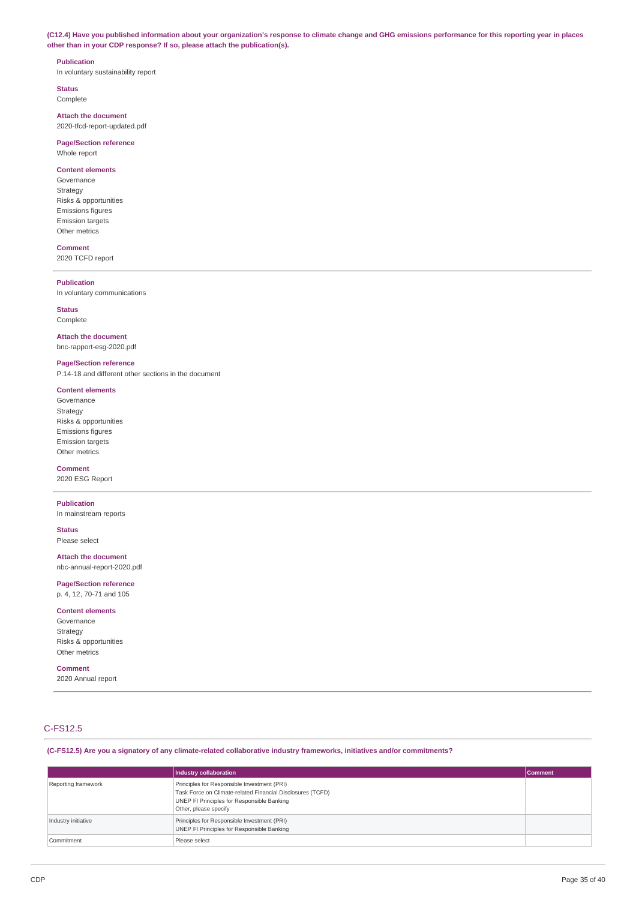**(C12.4) Have you published information about your organization's response to climate change and GHG emissions performance for this reporting year in places other than in your CDP response? If so, please attach the publication(s).**

**Publication**
In voluntary sustainability report

**Status**
Complete

**Attach the document**
2020-tfcd-report-updated.pdf

**Page/Section reference**
Whole report

**Content elements**
Governance
Strategy
Risks & opportunities
Emissions figures
Emission targets
Other metrics

**Comment**
2020 TCFD report

---

**Publication**
In voluntary communications

**Status**
Complete

**Attach the document**
bnc-rapport-esg-2020.pdf

**Page/Section reference**
P.14-18 and different other sections in the document

**Content elements**
Governance
Strategy
Risks & opportunities
Emissions figures
Emission targets
Other metrics

**Comment**
2020 ESG Report

---

**Publication**
In mainstream reports

**Status**
Please select

**Attach the document**
nbc-annual-report-2020.pdf

**Page/Section reference**
p. 4, 12, 70-71 and 105

**Content elements**
Governance
Strategy
Risks & opportunities
Other metrics

**Comment**
2020 Annual report

## C-FS12.5

**(C-FS12.5) Are you a signatory of any climate-related collaborative industry frameworks, initiatives and/or commitments?**

| | Industry collaboration | Comment |
|---|---|---|
| Reporting framework | Principles for Responsible Investment (PRI)<br>Task Force on Climate-related Financial Disclosures (TCFD)<br>UNEP FI Principles for Responsible Banking<br>Other, please specify | |
| Industry initiative | Principles for Responsible Investment (PRI)<br>UNEP FI Principles for Responsible Banking | |
| Commitment | Please select | |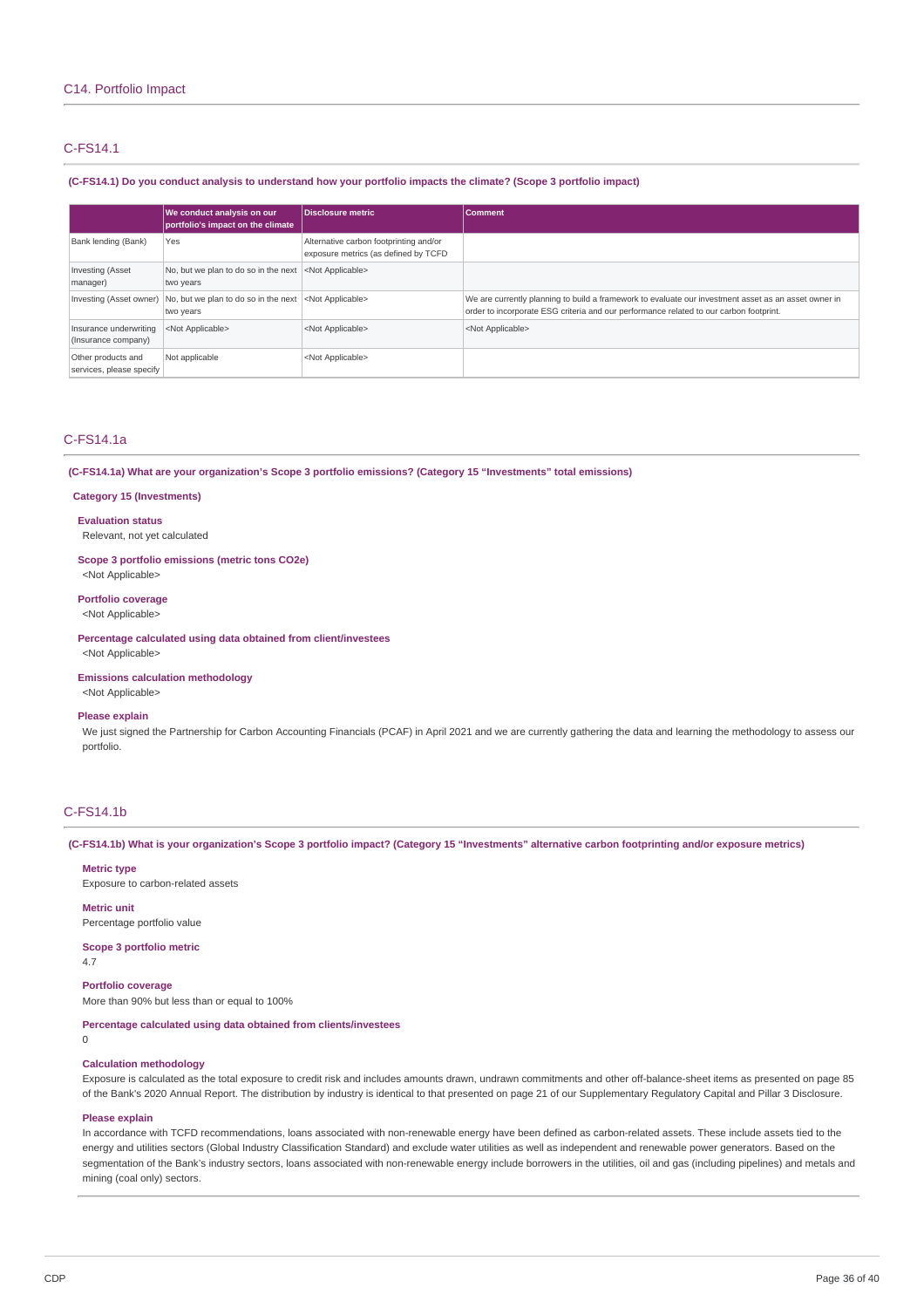## C14. Portfolio Impact

### C-FS14.1

**(C-FS14.1) Do you conduct analysis to understand how your portfolio impacts the climate? (Scope 3 portfolio impact)**

| | We conduct analysis on our portfolio's impact on the climate | Disclosure metric | Comment |
|---|---|---|---|
| Bank lending (Bank) | Yes | Alternative carbon footprinting and/or exposure metrics (as defined by TCFD | |
| Investing (Asset manager) | No, but we plan to do so in the next two years | <Not Applicable> | |
| Investing (Asset owner) | No, but we plan to do so in the next two years | <Not Applicable> | We are currently planning to build a framework to evaluate our investment asset as an asset owner in order to incorporate ESG criteria and our performance related to our carbon footprint. |
| Insurance underwriting (Insurance company) | <Not Applicable> | <Not Applicable> | <Not Applicable> |
| Other products and services, please specify | Not applicable | <Not Applicable> | |

### C-FS14.1a

**(C-FS14.1a) What are your organization's Scope 3 portfolio emissions? (Category 15 "Investments" total emissions)**

**Category 15 (Investments)**

**Evaluation status**
Relevant, not yet calculated

**Scope 3 portfolio emissions (metric tons CO2e)**
<Not Applicable>

**Portfolio coverage**
<Not Applicable>

**Percentage calculated using data obtained from client/investees**
<Not Applicable>

**Emissions calculation methodology**
<Not Applicable>

**Please explain**
We just signed the Partnership for Carbon Accounting Financials (PCAF) in April 2021 and we are currently gathering the data and learning the methodology to assess our portfolio.

### C-FS14.1b

**(C-FS14.1b) What is your organization's Scope 3 portfolio impact? (Category 15 "Investments" alternative carbon footprinting and/or exposure metrics)**

**Metric type**
Exposure to carbon-related assets

**Metric unit**
Percentage portfolio value

**Scope 3 portfolio metric**
4.7

**Portfolio coverage**
More than 90% but less than or equal to 100%

**Percentage calculated using data obtained from clients/investees**
0

**Calculation methodology**
Exposure is calculated as the total exposure to credit risk and includes amounts drawn, undrawn commitments and other off-balance-sheet items as presented on page 85 of the Bank's 2020 Annual Report. The distribution by industry is identical to that presented on page 21 of our Supplementary Regulatory Capital and Pillar 3 Disclosure.

**Please explain**
In accordance with TCFD recommendations, loans associated with non-renewable energy have been defined as carbon-related assets. These include assets tied to the energy and utilities sectors (Global Industry Classification Standard) and exclude water utilities as well as independent and renewable power generators. Based on the segmentation of the Bank's industry sectors, loans associated with non-renewable energy include borrowers in the utilities, oil and gas (including pipelines) and metals and mining (coal only) sectors.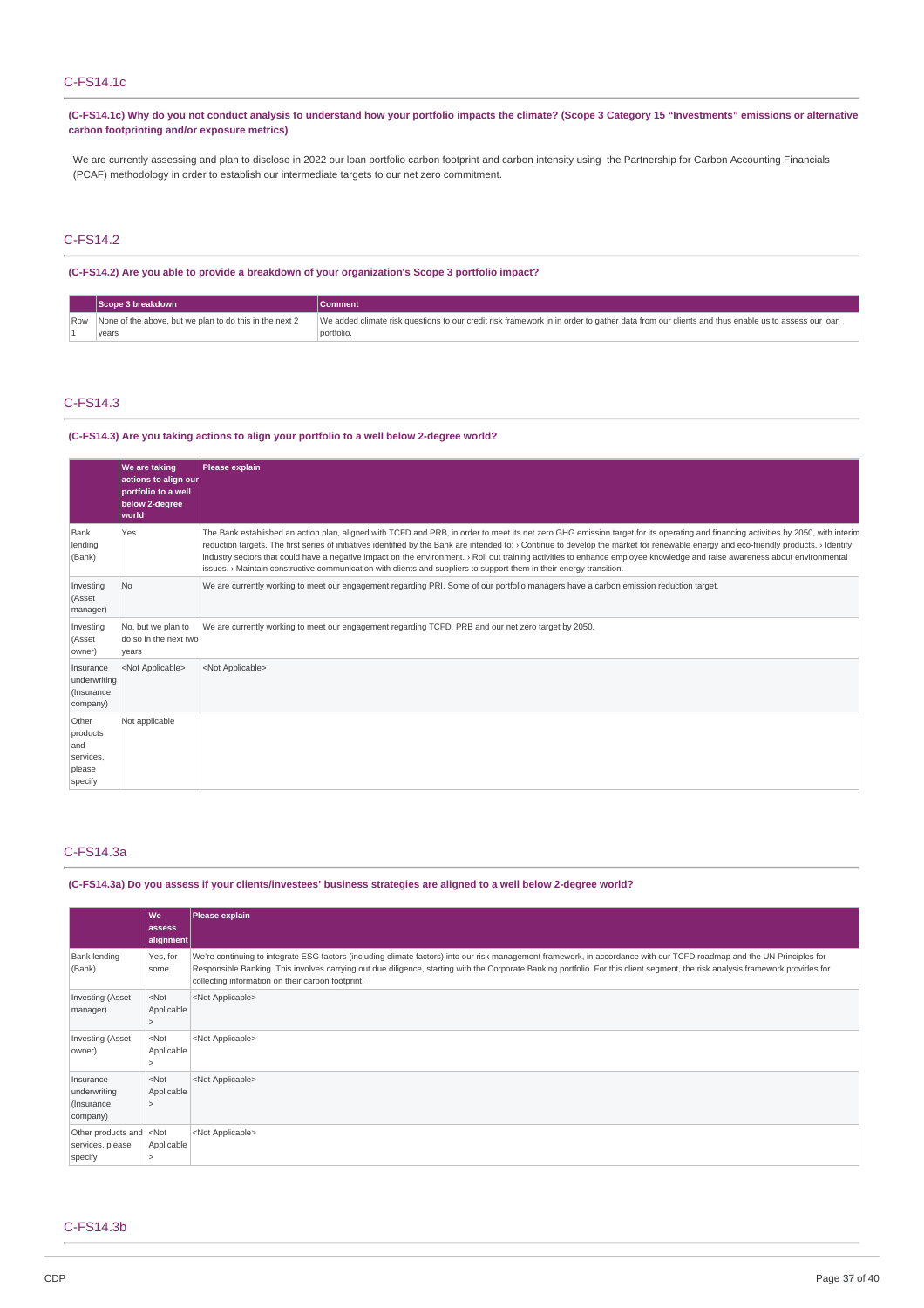## C-FS14.1c

**(C-FS14.1c) Why do you not conduct analysis to understand how your portfolio impacts the climate? (Scope 3 Category 15 "Investments" emissions or alternative carbon footprinting and/or exposure metrics)**

We are currently assessing and plan to disclose in 2022 our loan portfolio carbon footprint and carbon intensity using the Partnership for Carbon Accounting Financials (PCAF) methodology in order to establish our intermediate targets to our net zero commitment.

## C-FS14.2

**(C-FS14.2) Are you able to provide a breakdown of your organization's Scope 3 portfolio impact?**

| | Scope 3 breakdown | Comment |
|---|---|---|
| Row 1 | None of the above, but we plan to do this in the next 2 years | We added climate risk questions to our credit risk framework in in order to gather data from our clients and thus enable us to assess our loan portfolio. |

## C-FS14.3

**(C-FS14.3) Are you taking actions to align your portfolio to a well below 2-degree world?**

| | We are taking actions to align our portfolio to a well below 2-degree world | Please explain |
|---|---|---|
| Bank lending (Bank) | Yes | The Bank established an action plan, aligned with TCFD and PRB, in order to meet its net zero GHG emission target for its operating and financing activities by 2050, with interim reduction targets. The first series of initiatives identified by the Bank are intended to: › Continue to develop the market for renewable energy and eco-friendly products. › Identify industry sectors that could have a negative impact on the environment. › Roll out training activities to enhance employee knowledge and raise awareness about environmental issues. › Maintain constructive communication with clients and suppliers to support them in their energy transition. |
| Investing (Asset manager) | No | We are currently working to meet our engagement regarding PRI. Some of our portfolio managers have a carbon emission reduction target. |
| Investing (Asset owner) | No, but we plan to do so in the next two years | We are currently working to meet our engagement regarding TCFD, PRB and our net zero target by 2050. |
| Insurance underwriting (Insurance company) | <Not Applicable> | <Not Applicable> |
| Other products and services, please specify | Not applicable | |

## C-FS14.3a

**(C-FS14.3a) Do you assess if your clients/investees' business strategies are aligned to a well below 2-degree world?**

| | We assess alignment | Please explain |
|---|---|---|
| Bank lending (Bank) | Yes, for some | We're continuing to integrate ESG factors (including climate factors) into our risk management framework, in accordance with our TCFD roadmap and the UN Principles for Responsible Banking. This involves carrying out due diligence, starting with the Corporate Banking portfolio. For this client segment, the risk analysis framework provides for collecting information on their carbon footprint. |
| Investing (Asset manager) | <Not Applicable> | <Not Applicable> |
| Investing (Asset owner) | <Not Applicable> | <Not Applicable> |
| Insurance underwriting (Insurance company) | <Not Applicable> | <Not Applicable> |
| Other products and services, please specify | <Not Applicable> | <Not Applicable> |

## C-FS14.3b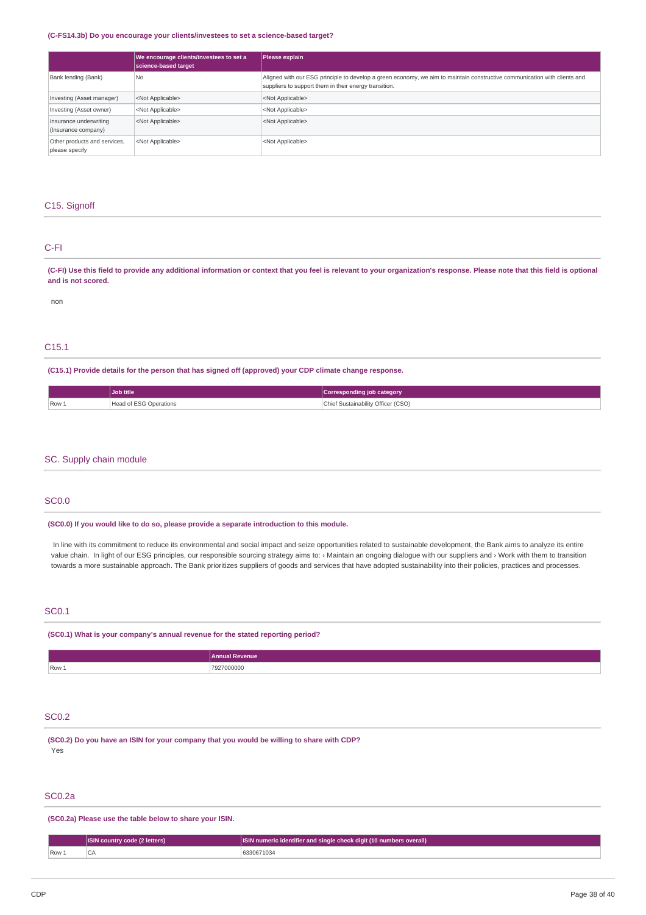**(C-FS14.3b) Do you encourage your clients/investees to set a science-based target?**

| | We encourage clients/investees to set a science-based target | Please explain |
|---|---|---|
| Bank lending (Bank) | No | Aligned with our ESG principle to develop a green economy, we aim to maintain constructive communication with clients and suppliers to support them in their energy transition. |
| Investing (Asset manager) | <Not Applicable> | <Not Applicable> |
| Investing (Asset owner) | <Not Applicable> | <Not Applicable> |
| Insurance underwriting (Insurance company) | <Not Applicable> | <Not Applicable> |
| Other products and services, please specify | <Not Applicable> | <Not Applicable> |

## C15. Signoff

### C-FI

**(C-FI) Use this field to provide any additional information or context that you feel is relevant to your organization's response. Please note that this field is optional and is not scored.**

non

### C15.1

**(C15.1) Provide details for the person that has signed off (approved) your CDP climate change response.**

| | Job title | Corresponding job category |
|---|---|---|
| Row 1 | Head of ESG Operations | Chief Sustainability Officer (CSO) |

## SC. Supply chain module

### SC0.0

**(SC0.0) If you would like to do so, please provide a separate introduction to this module.**

In line with its commitment to reduce its environmental and social impact and seize opportunities related to sustainable development, the Bank aims to analyze its entire value chain. In light of our ESG principles, our responsible sourcing strategy aims to: › Maintain an ongoing dialogue with our suppliers and › Work with them to transition towards a more sustainable approach. The Bank prioritizes suppliers of goods and services that have adopted sustainability into their policies, practices and processes.

### SC0.1

**(SC0.1) What is your company's annual revenue for the stated reporting period?**

| | Annual Revenue |
|---|---|
| Row 1 | 7927000000 |

### SC0.2

**(SC0.2) Do you have an ISIN for your company that you would be willing to share with CDP?**

Yes

### SC0.2a

**(SC0.2a) Please use the table below to share your ISIN.**

| | ISIN country code (2 letters) | ISIN numeric identifier and single check digit (10 numbers overall) |
|---|---|---|
| Row 1 | CA | 6330671034 |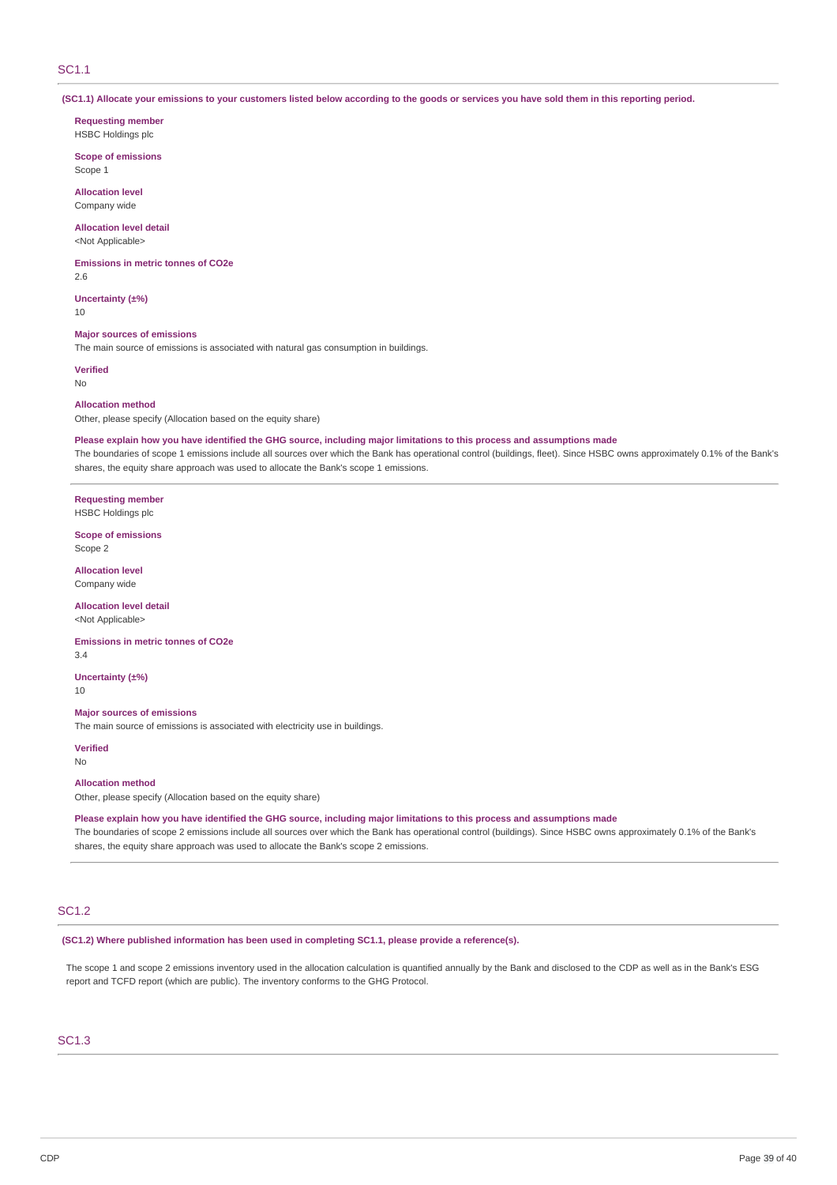## SC1.1

**(SC1.1) Allocate your emissions to your customers listed below according to the goods or services you have sold them in this reporting period.**

**Requesting member**
HSBC Holdings plc

**Scope of emissions**
Scope 1

**Allocation level**
Company wide

**Allocation level detail**
<Not Applicable>

**Emissions in metric tonnes of CO2e**
2.6

**Uncertainty (±%)**
10

**Major sources of emissions**
The main source of emissions is associated with natural gas consumption in buildings.

**Verified**
No

**Allocation method**
Other, please specify (Allocation based on the equity share)

**Please explain how you have identified the GHG source, including major limitations to this process and assumptions made**
The boundaries of scope 1 emissions include all sources over which the Bank has operational control (buildings, fleet). Since HSBC owns approximately 0.1% of the Bank's shares, the equity share approach was used to allocate the Bank's scope 1 emissions.

---

**Requesting member**
HSBC Holdings plc

**Scope of emissions**
Scope 2

**Allocation level**
Company wide

**Allocation level detail**
<Not Applicable>

**Emissions in metric tonnes of CO2e**
3.4

**Uncertainty (±%)**
10

**Major sources of emissions**
The main source of emissions is associated with electricity use in buildings.

**Verified**
No

**Allocation method**
Other, please specify (Allocation based on the equity share)

**Please explain how you have identified the GHG source, including major limitations to this process and assumptions made**
The boundaries of scope 2 emissions include all sources over which the Bank has operational control (buildings). Since HSBC owns approximately 0.1% of the Bank's shares, the equity share approach was used to allocate the Bank's scope 2 emissions.

## SC1.2

**(SC1.2) Where published information has been used in completing SC1.1, please provide a reference(s).**

The scope 1 and scope 2 emissions inventory used in the allocation calculation is quantified annually by the Bank and disclosed to the CDP as well as in the Bank's ESG report and TCFD report (which are public). The inventory conforms to the GHG Protocol.

## SC1.3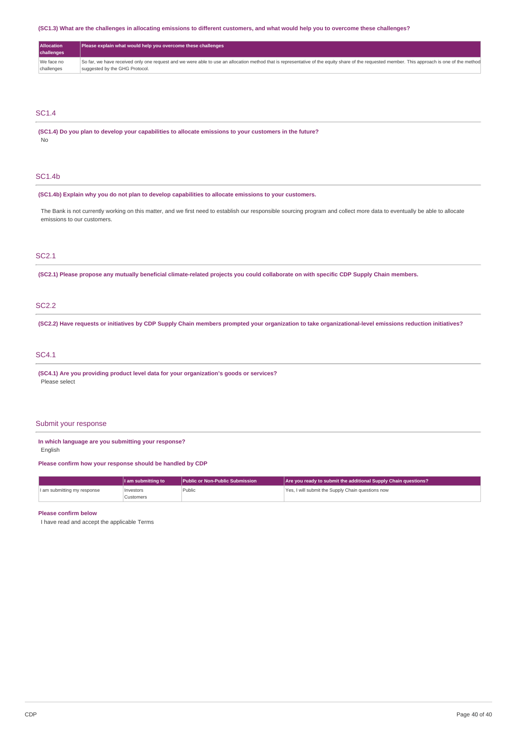**(SC1.3) What are the challenges in allocating emissions to different customers, and what would help you to overcome these challenges?**

| Allocation challenges | Please explain what would help you overcome these challenges |
|---|---|
| We face no challenges | So far, we have received only one request and we were able to use an allocation method that is representative of the equity share of the requested member. This approach is one of the method suggested by the GHG Protocol. |

## SC1.4

**(SC1.4) Do you plan to develop your capabilities to allocate emissions to your customers in the future?**

No

## SC1.4b

**(SC1.4b) Explain why you do not plan to develop capabilities to allocate emissions to your customers.**

The Bank is not currently working on this matter, and we first need to establish our responsible sourcing program and collect more data to eventually be able to allocate emissions to our customers.

## SC2.1

**(SC2.1) Please propose any mutually beneficial climate-related projects you could collaborate on with specific CDP Supply Chain members.**

## SC2.2

**(SC2.2) Have requests or initiatives by CDP Supply Chain members prompted your organization to take organizational-level emissions reduction initiatives?**

## SC4.1

**(SC4.1) Are you providing product level data for your organization's goods or services?**

Please select

## Submit your response

**In which language are you submitting your response?**

English

**Please confirm how your response should be handled by CDP**

| | I am submitting to | Public or Non-Public Submission | Are you ready to submit the additional Supply Chain questions? |
|---|---|---|---|
| I am submitting my response | Investors<br>Customers | Public | Yes, I will submit the Supply Chain questions now |

**Please confirm below**

I have read and accept the applicable Terms